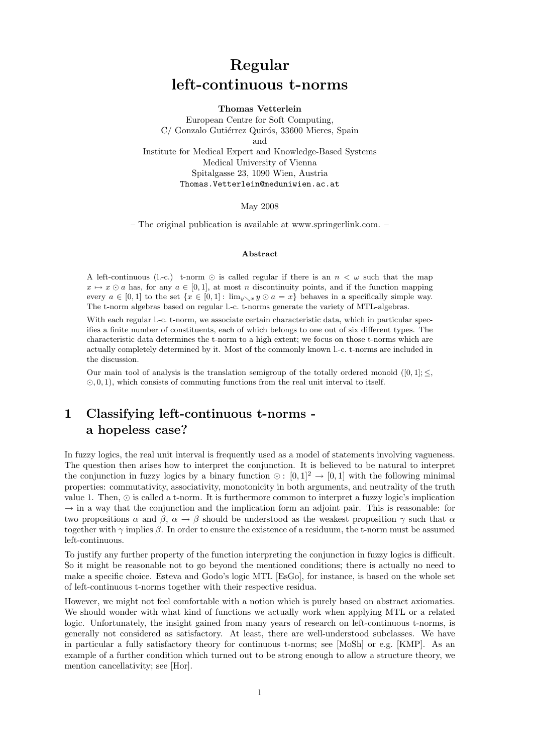# Regular left-continuous t-norms

**Thomas Vetterlein**
European Centre for Soft Computing,
C/ Gonzalo Gutiérrez Quirós, 33600 Mieres, Spain
and
Institute for Medical Expert and Knowledge-Based Systems
Medical University of Vienna
Spitalgasse 23, 1090 Wien, Austria
`Thomas.Vetterlein@meduniwien.ac.at`

May 2008

– The original publication is available at www.springerlink.com. –

### Abstract

A left-continuous (l.-c.) t-norm $\odot$ is called regular if there is an $n < \omega$ such that the map $x \mapsto x \odot a$ has, for any $a \in [0, 1]$, at most $n$ discontinuity points, and if the function mapping every $a \in [0, 1]$ to the set $\{x \in [0, 1] : \lim_{y \searrow x} y \odot a = x\}$ behaves in a specifically simple way. The t-norm algebras based on regular l.-c. t-norms generate the variety of MTL-algebras.

With each regular l.-c. t-norm, we associate certain characteristic data, which in particular specifies a finite number of constituents, each of which belongs to one out of six different types. The characteristic data determines the t-norm to a high extent; we focus on those t-norms which are actually completely determined by it. Most of the commonly known l.-c. t-norms are included in the discussion.

Our main tool of analysis is the translation semigroup of the totally ordered monoid $([0, 1]; \leq, \odot, 0, 1)$, which consists of commuting functions from the real unit interval to itself.

## 1 Classifying left-continuous t-norms - a hopeless case?

In fuzzy logics, the real unit interval is frequently used as a model of statements involving vagueness. The question then arises how to interpret the conjunction. It is believed to be natural to interpret the conjunction in fuzzy logics by a binary function $\odot : [0, 1]^2 \to [0, 1]$ with the following minimal properties: commutativity, associativity, monotonicity in both arguments, and neutrality of the truth value 1. Then, $\odot$ is called a t-norm. It is furthermore common to interpret a fuzzy logic's implication $\to$ in a way that the conjunction and the implication form an adjoint pair. This is reasonable: for two propositions $\alpha$ and $\beta$, $\alpha \to \beta$ should be understood as the weakest proposition $\gamma$ such that $\alpha$ together with $\gamma$ implies $\beta$. In order to ensure the existence of a residuum, the t-norm must be assumed left-continuous.

To justify any further property of the function interpreting the conjunction in fuzzy logics is difficult. So it might be reasonable not to go beyond the mentioned conditions; there is actually no need to make a specific choice. Esteva and Godo's logic MTL [EsGo], for instance, is based on the whole set of left-continuous t-norms together with their respective residua.

However, we might not feel comfortable with a notion which is purely based on abstract axiomatics. We should wonder with what kind of functions we actually work when applying MTL or a related logic. Unfortunately, the insight gained from many years of research on left-continuous t-norms, is generally not considered as satisfactory. At least, there are well-understood subclasses. We have in particular a fully satisfactory theory for continuous t-norms; see [MoSh] or e.g. [KMP]. As an example of a further condition which turned out to be strong enough to allow a structure theory, we mention cancellativity; see [Hor].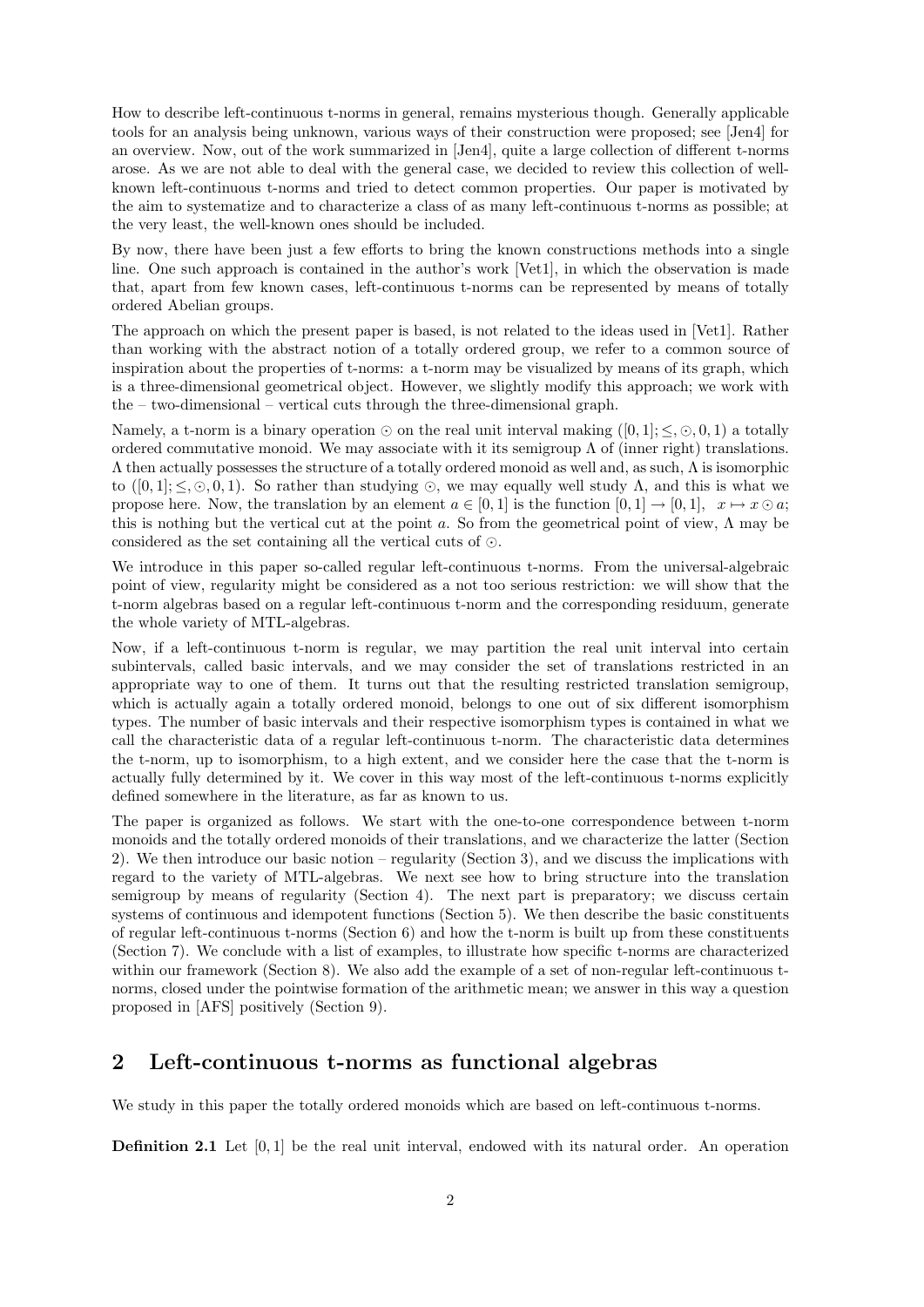How to describe left-continuous t-norms in general, remains mysterious though. Generally applicable tools for an analysis being unknown, various ways of their construction were proposed; see [Jen4] for an overview. Now, out of the work summarized in [Jen4], quite a large collection of different t-norms arose. As we are not able to deal with the general case, we decided to review this collection of well-known left-continuous t-norms and tried to detect common properties. Our paper is motivated by the aim to systematize and to characterize a class of as many left-continuous t-norms as possible; at the very least, the well-known ones should be included.

By now, there have been just a few efforts to bring the known constructions methods into a single line. One such approach is contained in the author's work [Vet1], in which the observation is made that, apart from few known cases, left-continuous t-norms can be represented by means of totally ordered Abelian groups.

The approach on which the present paper is based, is not related to the ideas used in [Vet1]. Rather than working with the abstract notion of a totally ordered group, we refer to a common source of inspiration about the properties of t-norms: a t-norm may be visualized by means of its graph, which is a three-dimensional geometrical object. However, we slightly modify this approach; we work with the – two-dimensional – vertical cuts through the three-dimensional graph.

Namely, a t-norm is a binary operation $\odot$ on the real unit interval making $([0,1]; \leq, \odot, 0, 1)$ a totally ordered commutative monoid. We may associate with it its semigroup $\Lambda$ of (inner right) translations. $\Lambda$ then actually possesses the structure of a totally ordered monoid as well and, as such, $\Lambda$ is isomorphic to $([0,1]; \leq, \odot, 0, 1)$. So rather than studying $\odot$, we may equally well study $\Lambda$, and this is what we propose here. Now, the translation by an element $a \in [0,1]$ is the function $[0,1] \to [0,1]$, $x \mapsto x \odot a$; this is nothing but the vertical cut at the point $a$. So from the geometrical point of view, $\Lambda$ may be considered as the set containing all the vertical cuts of $\odot$.

We introduce in this paper so-called regular left-continuous t-norms. From the universal-algebraic point of view, regularity might be considered as a not too serious restriction: we will show that the t-norm algebras based on a regular left-continuous t-norm and the corresponding residuum, generate the whole variety of MTL-algebras.

Now, if a left-continuous t-norm is regular, we may partition the real unit interval into certain subintervals, called basic intervals, and we may consider the set of translations restricted in an appropriate way to one of them. It turns out that the resulting restricted translation semigroup, which is actually again a totally ordered monoid, belongs to one out of six different isomorphism types. The number of basic intervals and their respective isomorphism types is contained in what we call the characteristic data of a regular left-continuous t-norm. The characteristic data determines the t-norm, up to isomorphism, to a high extent, and we consider here the case that the t-norm is actually fully determined by it. We cover in this way most of the left-continuous t-norms explicitly defined somewhere in the literature, as far as known to us.

The paper is organized as follows. We start with the one-to-one correspondence between t-norm monoids and the totally ordered monoids of their translations, and we characterize the latter (Section 2). We then introduce our basic notion – regularity (Section 3), and we discuss the implications with regard to the variety of MTL-algebras. We next see how to bring structure into the translation semigroup by means of regularity (Section 4). The next part is preparatory; we discuss certain systems of continuous and idempotent functions (Section 5). We then describe the basic constituents of regular left-continuous t-norms (Section 6) and how the t-norm is built up from these constituents (Section 7). We conclude with a list of examples, to illustrate how specific t-norms are characterized within our framework (Section 8). We also add the example of a set of non-regular left-continuous t-norms, closed under the pointwise formation of the arithmetic mean; we answer in this way a question proposed in [AFS] positively (Section 9).

## 2 Left-continuous t-norms as functional algebras

We study in this paper the totally ordered monoids which are based on left-continuous t-norms.

**Definition 2.1** Let $[0,1]$ be the real unit interval, endowed with its natural order. An operation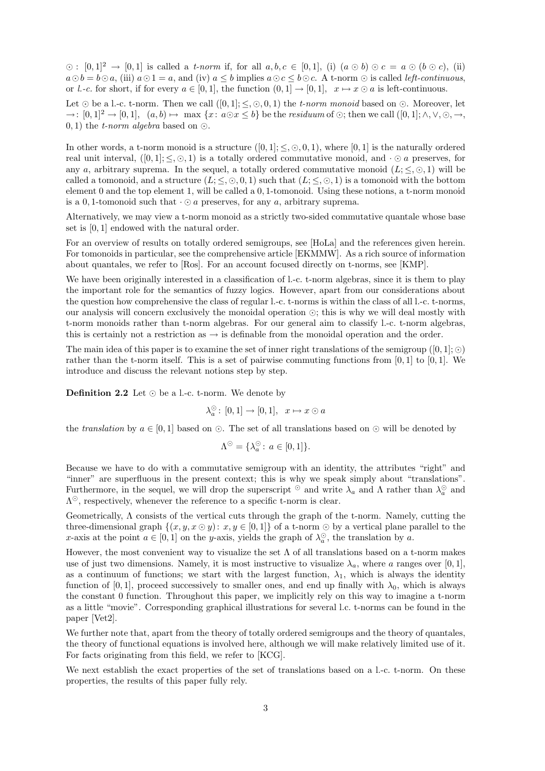$\odot\colon [0,1]^2 \to [0,1]$ is called a *t-norm* if, for all $a, b, c \in [0,1]$, (i) $(a \odot b) \odot c = a \odot (b \odot c)$, (ii) $a \odot b = b \odot a$, (iii) $a \odot 1 = a$, and (iv) $a \leq b$ implies $a \odot c \leq b \odot c$. A t-norm $\odot$ is called *left-continuous*, or *l.-c.* for short, if for every $a \in [0,1]$, the function $(0,1] \to [0,1], \;\; x \mapsto x \odot a$ is left-continuous.

Let $\odot$ be a l.-c. t-norm. Then we call $([0,1]; \leq, \odot, 0, 1)$ the *t-norm monoid* based on $\odot$. Moreover, let $\to\colon [0,1]^2 \to [0,1], \;\; (a,b) \mapsto \max\{x\colon a \odot x \leq b\}$ be the *residuum* of $\odot$; then we call $([0,1]; \wedge, \vee, \odot, \to, 0, 1)$ the *t-norm algebra* based on $\odot$.

In other words, a t-norm monoid is a structure $([0,1]; \leq, \odot, 0, 1)$, where $[0,1]$ is the naturally ordered real unit interval, $([0,1]; \leq, \odot, 1)$ is a totally ordered commutative monoid, and $\cdot \odot a$ preserves, for any $a$, arbitrary suprema. In the sequel, a totally ordered commutative monoid $(L; \leq, \odot, 1)$ will be called a tomonoid, and a structure $(L; \leq, \odot, 0, 1)$ such that $(L; \leq, \odot, 1)$ is a tomonoid with the bottom element $0$ and the top element $1$, will be called a $0,1$-tomonoid. Using these notions, a t-norm monoid is a $0,1$-tomonoid such that $\cdot \odot a$ preserves, for any $a$, arbitrary suprema.

Alternatively, we may view a t-norm monoid as a strictly two-sided commutative quantale whose base set is $[0,1]$ endowed with the natural order.

For an overview of results on totally ordered semigroups, see [HoLa] and the references given herein. For tomonoids in particular, see the comprehensive article [EKMMW]. As a rich source of information about quantales, we refer to [Ros]. For an account focused directly on t-norms, see [KMP].

We have been originally interested in a classification of l.-c. t-norm algebras, since it is them to play the important role for the semantics of fuzzy logics. However, apart from our considerations about the question how comprehensive the class of regular l.-c. t-norms is within the class of all l.-c. t-norms, our analysis will concern exclusively the monoidal operation $\odot$; this is why we will deal mostly with t-norm monoids rather than t-norm algebras. For our general aim to classify l.-c. t-norm algebras, this is certainly not a restriction as $\to$ is definable from the monoidal operation and the order.

The main idea of this paper is to examine the set of inner right translations of the semigroup $([0,1]; \odot)$ rather than the t-norm itself. This is a set of pairwise commuting functions from $[0,1]$ to $[0,1]$. We introduce and discuss the relevant notions step by step.

**Definition 2.2** Let $\odot$ be a l.-c. t-norm. We denote by

$$\lambda_a^\odot\colon [0,1] \to [0,1], \;\; x \mapsto x \odot a$$

the *translation* by $a \in [0,1]$ based on $\odot$. The set of all translations based on $\odot$ will be denoted by

$$\Lambda^\odot = \{\lambda_a^\odot\colon a \in [0,1]\}.$$

Because we have to do with a commutative semigroup with an identity, the attributes "right" and "inner" are superfluous in the present context; this is why we speak simply about "translations". Furthermore, in the sequel, we will drop the superscript $^\odot$ and write $\lambda_a$ and $\Lambda$ rather than $\lambda_a^\odot$ and $\Lambda^\odot$, respectively, whenever the reference to a specific t-norm is clear.

Geometrically, $\Lambda$ consists of the vertical cuts through the graph of the t-norm. Namely, cutting the three-dimensional graph $\{(x, y, x \odot y)\colon x, y \in [0,1]\}$ of a t-norm $\odot$ by a vertical plane parallel to the $x$-axis at the point $a \in [0,1]$ on the $y$-axis, yields the graph of $\lambda_a^\odot$, the translation by $a$.

However, the most convenient way to visualize the set $\Lambda$ of all translations based on a t-norm makes use of just two dimensions. Namely, it is most instructive to visualize $\lambda_a$, where $a$ ranges over $[0,1]$, as a continuum of functions; we start with the largest function, $\lambda_1$, which is always the identity function of $[0,1]$, proceed successively to smaller ones, and end up finally with $\lambda_0$, which is always the constant $0$ function. Throughout this paper, we implicitly rely on this way to imagine a t-norm as a little "movie". Corresponding graphical illustrations for several l.c. t-norms can be found in the paper [Vet2].

We further note that, apart from the theory of totally ordered semigroups and the theory of quantales, the theory of functional equations is involved here, although we will make relatively limited use of it. For facts originating from this field, we refer to [KCG].

We next establish the exact properties of the set of translations based on a l.-c. t-norm. On these properties, the results of this paper fully rely.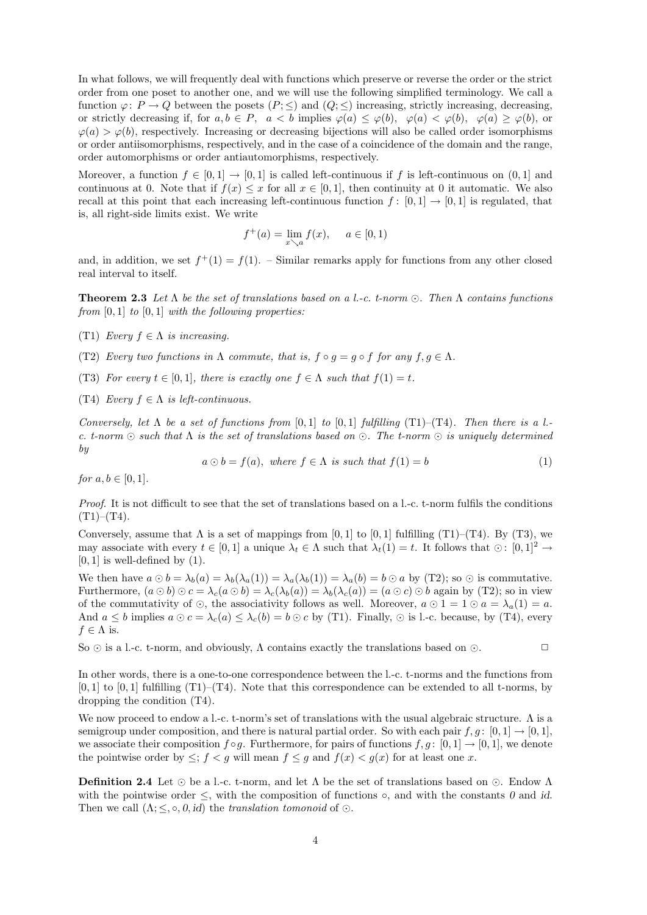In what follows, we will frequently deal with functions which preserve or reverse the order or the strict order from one poset to another one, and we will use the following simplified terminology. We call a function $\varphi\colon P \to Q$ between the posets $(P; \leq)$ and $(Q; \leq)$ increasing, strictly increasing, decreasing, or strictly decreasing if, for $a, b \in P$, $a < b$ implies $\varphi(a) \leq \varphi(b)$, $\varphi(a) < \varphi(b)$, $\varphi(a) \geq \varphi(b)$, or $\varphi(a) > \varphi(b)$, respectively. Increasing or decreasing bijections will also be called order isomorphisms or order antiisomorphisms, respectively, and in the case of a coincidence of the domain and the range, order automorphisms or order antiautomorphisms, respectively.

Moreover, a function $f \in [0,1] \to [0,1]$ is called left-continuous if $f$ is left-continuous on $(0,1]$ and continuous at 0. Note that if $f(x) \leq x$ for all $x \in [0,1]$, then continuity at 0 it automatic. We also recall at this point that each increasing left-continuous function $f\colon [0,1] \to [0,1]$ is regulated, that is, all right-side limits exist. We write

$$f^+(a) = \lim_{x \searrow a} f(x), \quad a \in [0,1)$$

and, in addition, we set $f^+(1) = f(1)$. – Similar remarks apply for functions from any other closed real interval to itself.

**Theorem 2.3** *Let $\Lambda$ be the set of translations based on a l.-c. t-norm $\odot$. Then $\Lambda$ contains functions from $[0,1]$ to $[0,1]$ with the following properties:*

(T1) *Every $f \in \Lambda$ is increasing.*

(T2) *Every two functions in $\Lambda$ commute, that is, $f \circ g = g \circ f$ for any $f, g \in \Lambda$.*

(T3) *For every $t \in [0,1]$, there is exactly one $f \in \Lambda$ such that $f(1) = t$.*

(T4) *Every $f \in \Lambda$ is left-continuous.*

*Conversely, let $\Lambda$ be a set of functions from $[0,1]$ to $[0,1]$ fulfilling (T1)–(T4). Then there is a l.-c. t-norm $\odot$ such that $\Lambda$ is the set of translations based on $\odot$. The t-norm $\odot$ is uniquely determined by*

$$a \odot b = f(a), \text{ where } f \in \Lambda \text{ is such that } f(1) = b \tag{1}$$

*for $a, b \in [0,1]$.*

*Proof.* It is not difficult to see that the set of translations based on a l.-c. t-norm fulfils the conditions (T1)–(T4).

Conversely, assume that $\Lambda$ is a set of mappings from $[0,1]$ to $[0,1]$ fulfilling (T1)–(T4). By (T3), we may associate with every $t \in [0,1]$ a unique $\lambda_t \in \Lambda$ such that $\lambda_t(1) = t$. It follows that $\odot\colon [0,1]^2 \to [0,1]$ is well-defined by (1).

We then have $a \odot b = \lambda_b(a) = \lambda_b(\lambda_a(1)) = \lambda_a(\lambda_b(1)) = \lambda_a(b) = b \odot a$ by (T2); so $\odot$ is commutative. Furthermore, $(a \odot b) \odot c = \lambda_c(a \odot b) = \lambda_c(\lambda_b(a)) = \lambda_b(\lambda_c(a)) = (a \odot c) \odot b$ again by (T2); so in view of the commutativity of $\odot$, the associativity follows as well. Moreover, $a \odot 1 = 1 \odot a = \lambda_a(1) = a$. And $a \leq b$ implies $a \odot c = \lambda_c(a) \leq \lambda_c(b) = b \odot c$ by (T1). Finally, $\odot$ is l.-c. because, by (T4), every $f \in \Lambda$ is.

So $\odot$ is a l.-c. t-norm, and obviously, $\Lambda$ contains exactly the translations based on $\odot$. $\square$

In other words, there is a one-to-one correspondence between the l.-c. t-norms and the functions from $[0,1]$ to $[0,1]$ fulfilling (T1)–(T4). Note that this correspondence can be extended to all t-norms, by dropping the condition (T4).

We now proceed to endow a l.-c. t-norm's set of translations with the usual algebraic structure. $\Lambda$ is a semigroup under composition, and there is natural partial order. So with each pair $f, g\colon [0,1] \to [0,1]$, we associate their composition $f \circ g$. Furthermore, for pairs of functions $f, g\colon [0,1] \to [0,1]$, we denote the pointwise order by $\leq$; $f < g$ will mean $f \leq g$ and $f(x) < g(x)$ for at least one $x$.

**Definition 2.4** Let $\odot$ be a l.-c. t-norm, and let $\Lambda$ be the set of translations based on $\odot$. Endow $\Lambda$ with the pointwise order $\leq$, with the composition of functions $\circ$, and with the constants *0* and *id*. Then we call $(\Lambda; \leq, \circ, 0, id)$ the *translation tomonoid* of $\odot$.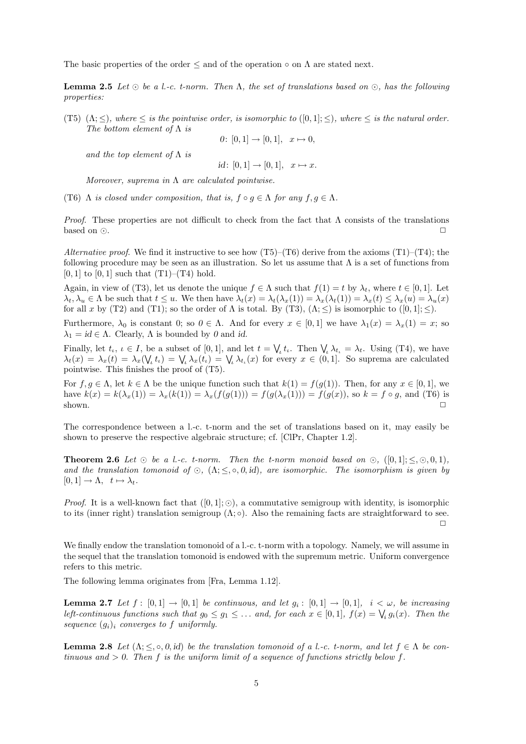The basic properties of the order $\leq$ and of the operation $\circ$ on $\Lambda$ are stated next.

**Lemma 2.5** *Let $\odot$ be a l.-c. t-norm. Then $\Lambda$, the set of translations based on $\odot$, has the following properties:*

(T5) *$(\Lambda; \leq)$, where $\leq$ is the pointwise order, is isomorphic to $([0,1]; \leq)$, where $\leq$ is the natural order. The bottom element of $\Lambda$ is*

$$0\colon [0,1] \to [0,1], \quad x \mapsto 0,$$

*and the top element of $\Lambda$ is*

$$id\colon [0,1] \to [0,1], \quad x \mapsto x.$$

*Moreover, suprema in $\Lambda$ are calculated pointwise.*

(T6) *$\Lambda$ is closed under composition, that is, $f \circ g \in \Lambda$ for any $f, g \in \Lambda$.*

*Proof.* These properties are not difficult to check from the fact that $\Lambda$ consists of the translations based on $\odot$. □

*Alternative proof.* We find it instructive to see how (T5)–(T6) derive from the axioms (T1)–(T4); the following procedure may be seen as an illustration. So let us assume that $\Lambda$ is a set of functions from $[0,1]$ to $[0,1]$ such that (T1)–(T4) hold.

Again, in view of (T3), let us denote the unique $f \in \Lambda$ such that $f(1) = t$ by $\lambda_t$, where $t \in [0,1]$. Let $\lambda_t, \lambda_u \in \Lambda$ be such that $t \leq u$. We then have $\lambda_t(x) = \lambda_t(\lambda_x(1)) = \lambda_x(\lambda_t(1)) = \lambda_x(t) \leq \lambda_x(u) = \lambda_u(x)$ for all $x$ by (T2) and (T1); so the order of $\Lambda$ is total. By (T3), $(\Lambda; \leq)$ is isomorphic to $([0,1]; \leq)$.

Furthermore, $\lambda_0$ is constant 0; so $0 \in \Lambda$. And for every $x \in [0,1]$ we have $\lambda_1(x) = \lambda_x(1) = x$; so $\lambda_1 = id \in \Lambda$. Clearly, $\Lambda$ is bounded by $0$ and $id$.

Finally, let $t_\iota$, $\iota \in I$, be a subset of $[0,1]$, and let $t = \bigvee_\iota t_\iota$. Then $\bigvee_\iota \lambda_{t_\iota} = \lambda_t$. Using (T4), we have $\lambda_t(x) = \lambda_x(t) = \lambda_x(\bigvee_\iota t_\iota) = \bigvee_\iota \lambda_x(t_\iota) = \bigvee_\iota \lambda_{t_\iota}(x)$ for every $x \in (0,1]$. So suprema are calculated pointwise. This finishes the proof of (T5).

For $f, g \in \Lambda$, let $k \in \Lambda$ be the unique function such that $k(1) = f(g(1))$. Then, for any $x \in [0,1]$, we have $k(x) = k(\lambda_x(1)) = \lambda_x(k(1)) = \lambda_x(f(g(1))) = f(g(\lambda_x(1))) = f(g(x))$, so $k = f \circ g$, and (T6) is shown. □

The correspondence between a l.-c. t-norm and the set of translations based on it, may easily be shown to preserve the respective algebraic structure; cf. [ClPr, Chapter 1.2].

**Theorem 2.6** *Let $\odot$ be a l.-c. t-norm. Then the t-norm monoid based on $\odot$, $([0,1]; \leq, \odot, 0, 1)$, and the translation tomonoid of $\odot$, $(\Lambda; \leq, \circ, 0, id)$, are isomorphic. The isomorphism is given by $[0,1] \to \Lambda$, $t \mapsto \lambda_t$.*

*Proof.* It is a well-known fact that $([0,1]; \odot)$, a commutative semigroup with identity, is isomorphic to its (inner right) translation semigroup $(\Lambda; \circ)$. Also the remaining facts are straightforward to see. □

We finally endow the translation tomonoid of a l.-c. t-norm with a topology. Namely, we will assume in the sequel that the translation tomonoid is endowed with the supremum metric. Uniform convergence refers to this metric.

The following lemma originates from [Fra, Lemma 1.12].

**Lemma 2.7** *Let $f : [0,1] \to [0,1]$ be continuous, and let $g_i : [0,1] \to [0,1]$, $i < \omega$, be increasing left-continuous functions such that $g_0 \leq g_1 \leq \ldots$ and, for each $x \in [0,1]$, $f(x) = \bigvee_i g_i(x)$. Then the sequence $(g_i)_i$ converges to $f$ uniformly.*

**Lemma 2.8** *Let $(\Lambda; \leq, \circ, 0, id)$ be the translation tomonoid of a l.-c. t-norm, and let $f \in \Lambda$ be continuous and $> 0$. Then $f$ is the uniform limit of a sequence of functions strictly below $f$.*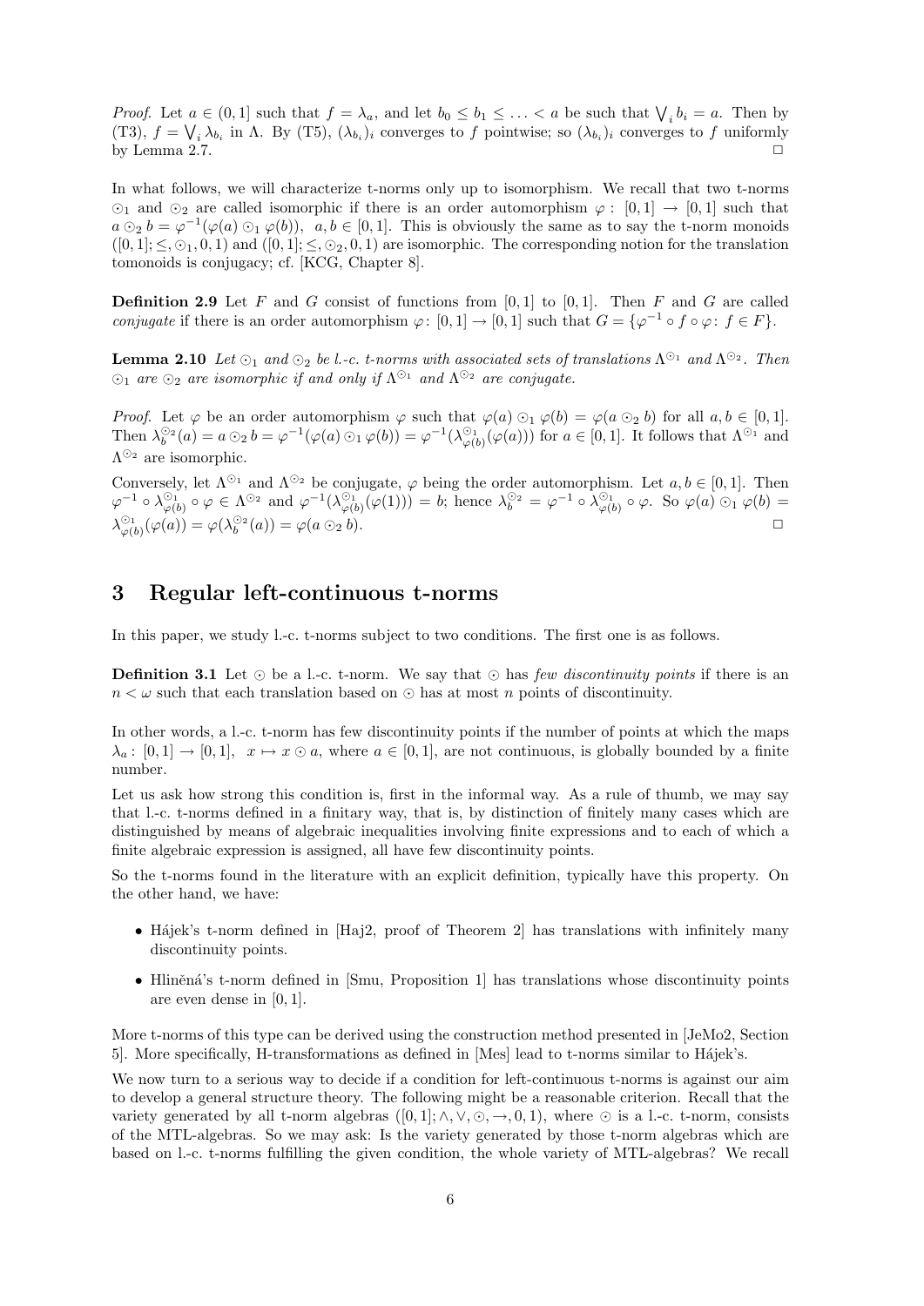*Proof.* Let $a \in (0, 1]$ such that $f = \lambda_a$, and let $b_0 \leq b_1 \leq \ldots < a$ be such that $\bigvee_i b_i = a$. Then by (T3), $f = \bigvee_i \lambda_{b_i}$ in $\Lambda$. By (T5), $(\lambda_{b_i})_i$ converges to $f$ pointwise; so $(\lambda_{b_i})_i$ converges to $f$ uniformly by Lemma 2.7. □

In what follows, we will characterize t-norms only up to isomorphism. We recall that two t-norms $\odot_1$ and $\odot_2$ are called isomorphic if there is an order automorphism $\varphi: [0, 1] \to [0, 1]$ such that $a \odot_2 b = \varphi^{-1}(\varphi(a) \odot_1 \varphi(b))$, $a, b \in [0, 1]$. This is obviously the same as to say the t-norm monoids $([0, 1]; \leq, \odot_1, 0, 1)$ and $([0, 1]; \leq, \odot_2, 0, 1)$ are isomorphic. The corresponding notion for the translation tomonoids is conjugacy; cf. [KCG, Chapter 8].

**Definition 2.9** Let $F$ and $G$ consist of functions from $[0, 1]$ to $[0, 1]$. Then $F$ and $G$ are called *conjugate* if there is an order automorphism $\varphi: [0, 1] \to [0, 1]$ such that $G = \{\varphi^{-1} \circ f \circ \varphi : f \in F\}$.

**Lemma 2.10** *Let $\odot_1$ and $\odot_2$ be l.-c. t-norms with associated sets of translations $\Lambda^{\odot_1}$ and $\Lambda^{\odot_2}$. Then $\odot_1$ are $\odot_2$ are isomorphic if and only if $\Lambda^{\odot_1}$ and $\Lambda^{\odot_2}$ are conjugate.*

*Proof.* Let $\varphi$ be an order automorphism $\varphi$ such that $\varphi(a) \odot_1 \varphi(b) = \varphi(a \odot_2 b)$ for all $a, b \in [0, 1]$. Then $\lambda_b^{\odot_2}(a) = a \odot_2 b = \varphi^{-1}(\varphi(a) \odot_1 \varphi(b)) = \varphi^{-1}(\lambda^{\odot_1}_{\varphi(b)}(\varphi(a)))$ for $a \in [0, 1]$. It follows that $\Lambda^{\odot_1}$ and $\Lambda^{\odot_2}$ are isomorphic.

Conversely, let $\Lambda^{\odot_1}$ and $\Lambda^{\odot_2}$ be conjugate, $\varphi$ being the order automorphism. Let $a, b \in [0, 1]$. Then $\varphi^{-1} \circ \lambda^{\odot_1}_{\varphi(b)} \circ \varphi \in \Lambda^{\odot_2}$ and $\varphi^{-1}(\lambda^{\odot_1}_{\varphi(b)}(\varphi(1))) = b$; hence $\lambda_b^{\odot_2} = \varphi^{-1} \circ \lambda^{\odot_1}_{\varphi(b)} \circ \varphi$. So $\varphi(a) \odot_1 \varphi(b) = \lambda^{\odot_1}_{\varphi(b)}(\varphi(a)) = \varphi(\lambda_b^{\odot_2}(a)) = \varphi(a \odot_2 b)$. □

# 3 Regular left-continuous t-norms

In this paper, we study l.-c. t-norms subject to two conditions. The first one is as follows.

**Definition 3.1** Let $\odot$ be a l.-c. t-norm. We say that $\odot$ has *few discontinuity points* if there is an $n < \omega$ such that each translation based on $\odot$ has at most $n$ points of discontinuity.

In other words, a l.-c. t-norm has few discontinuity points if the number of points at which the maps $\lambda_a: [0, 1] \to [0, 1]$, $x \mapsto x \odot a$, where $a \in [0, 1]$, are not continuous, is globally bounded by a finite number.

Let us ask how strong this condition is, first in the informal way. As a rule of thumb, we may say that l.-c. t-norms defined in a finitary way, that is, by distinction of finitely many cases which are distinguished by means of algebraic inequalities involving finite expressions and to each of which a finite algebraic expression is assigned, all have few discontinuity points.

So the t-norms found in the literature with an explicit definition, typically have this property. On the other hand, we have:

- Hájek's t-norm defined in [Haj2, proof of Theorem 2] has translations with infinitely many discontinuity points.
- Hliněná's t-norm defined in [Smu, Proposition 1] has translations whose discontinuity points are even dense in $[0, 1]$.

More t-norms of this type can be derived using the construction method presented in [JeMo2, Section 5]. More specifically, H-transformations as defined in [Mes] lead to t-norms similar to Hájek's.

We now turn to a serious way to decide if a condition for left-continuous t-norms is against our aim to develop a general structure theory. The following might be a reasonable criterion. Recall that the variety generated by all t-norm algebras $([0, 1]; \wedge, \vee, \odot, \to, 0, 1)$, where $\odot$ is a l.-c. t-norm, consists of the MTL-algebras. So we may ask: Is the variety generated by those t-norm algebras which are based on l.-c. t-norms fulfilling the given condition, the whole variety of MTL-algebras? We recall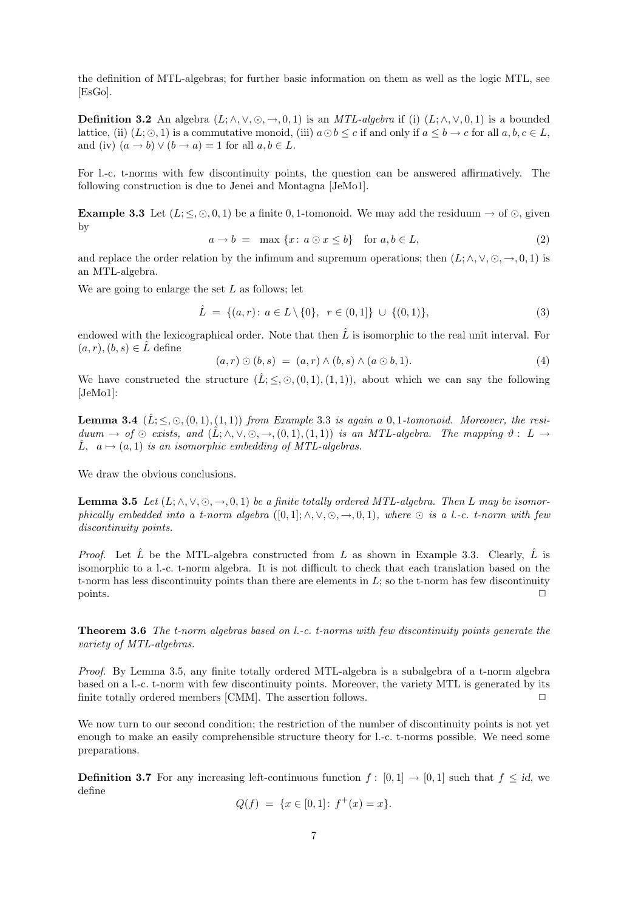the definition of MTL-algebras; for further basic information on them as well as the logic MTL, see [EsGo].

**Definition 3.2** An algebra $(L; \wedge, \vee, \odot, \rightarrow, 0, 1)$ is an *MTL-algebra* if (i) $(L; \wedge, \vee, 0, 1)$ is a bounded lattice, (ii) $(L; \odot, 1)$ is a commutative monoid, (iii) $a \odot b \leq c$ if and only if $a \leq b \rightarrow c$ for all $a, b, c \in L$, and (iv) $(a \rightarrow b) \vee (b \rightarrow a) = 1$ for all $a, b \in L$.

For l.-c. t-norms with few discontinuity points, the question can be answered affirmatively. The following construction is due to Jenei and Montagna [JeMo1].

**Example 3.3** Let $(L; \leq, \odot, 0, 1)$ be a finite 0, 1-tomonoid. We may add the residuum $\rightarrow$ of $\odot$, given by

$$a \rightarrow b \;=\; \max\,\{x\colon\, a \odot x \leq b\} \quad \text{for } a, b \in L, \tag{2}$$

and replace the order relation by the infimum and supremum operations; then $(L; \wedge, \vee, \odot, \rightarrow, 0, 1)$ is an MTL-algebra.

We are going to enlarge the set $L$ as follows; let

$$\hat{L} \;=\; \{(a, r)\colon\, a \in L \setminus \{0\},\;\; r \in (0, 1]\} \;\cup\; \{(0, 1)\}, \tag{3}$$

endowed with the lexicographical order. Note that then $\hat{L}$ is isomorphic to the real unit interval. For $(a, r), (b, s) \in \hat{L}$ define

$$(a, r) \odot (b, s) \;=\; (a, r) \wedge (b, s) \wedge (a \odot b, 1). \tag{4}$$

We have constructed the structure $(\hat{L}; \leq, \odot, (0, 1), (1, 1))$, about which we can say the following [JeMo1]:

**Lemma 3.4** *$(\hat{L}; \leq, \odot, (0, 1), (1, 1))$ from Example 3.3 is again a 0, 1-tomonoid. Moreover, the residuum $\rightarrow$ of $\odot$ exists, and $(\hat{L}; \wedge, \vee, \odot, \rightarrow, (0, 1), (1, 1))$ is an MTL-algebra. The mapping $\vartheta : L \rightarrow \hat{L},\;\; a \mapsto (a, 1)$ is an isomorphic embedding of MTL-algebras.*

We draw the obvious conclusions.

**Lemma 3.5** *Let $(L; \wedge, \vee, \odot, \rightarrow, 0, 1)$ be a finite totally ordered MTL-algebra. Then $L$ may be isomorphically embedded into a t-norm algebra $([0, 1]; \wedge, \vee, \odot, \rightarrow, 0, 1)$, where $\odot$ is a l.-c. t-norm with few discontinuity points.*

*Proof.* Let $\hat{L}$ be the MTL-algebra constructed from $L$ as shown in Example 3.3. Clearly, $\hat{L}$ is isomorphic to a l.-c. t-norm algebra. It is not difficult to check that each translation based on the t-norm has less discontinuity points than there are elements in $L$; so the t-norm has few discontinuity points. □

**Theorem 3.6** *The t-norm algebras based on l.-c. t-norms with few discontinuity points generate the variety of MTL-algebras.*

*Proof.* By Lemma 3.5, any finite totally ordered MTL-algebra is a subalgebra of a t-norm algebra based on a l.-c. t-norm with few discontinuity points. Moreover, the variety MTL is generated by its finite totally ordered members [CMM]. The assertion follows. □

We now turn to our second condition; the restriction of the number of discontinuity points is not yet enough to make an easily comprehensible structure theory for l.-c. t-norms possible. We need some preparations.

**Definition 3.7** For any increasing left-continuous function $f : [0, 1] \rightarrow [0, 1]$ such that $f \leq id$, we define

$$Q(f) \;=\; \{x \in [0, 1]\colon\, f^{+}(x) = x\}.$$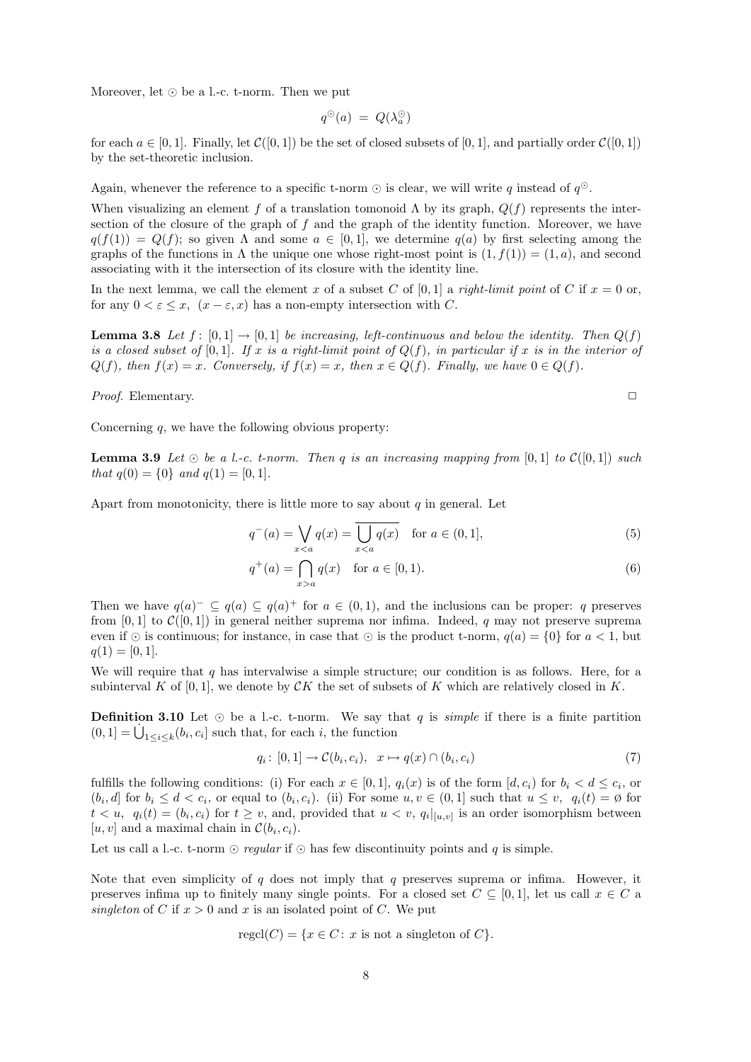Moreover, let $\odot$ be a l.-c. t-norm. Then we put

$$q^{\odot}(a) \;=\; Q(\lambda_a^{\odot})$$

for each $a \in [0,1]$. Finally, let $\mathcal{C}([0,1])$ be the set of closed subsets of $[0,1]$, and partially order $\mathcal{C}([0,1])$ by the set-theoretic inclusion.

Again, whenever the reference to a specific t-norm $\odot$ is clear, we will write $q$ instead of $q^{\odot}$.

When visualizing an element $f$ of a translation tomonoid $\Lambda$ by its graph, $Q(f)$ represents the intersection of the closure of the graph of $f$ and the graph of the identity function. Moreover, we have $q(f(1)) = Q(f)$; so given $\Lambda$ and some $a \in [0,1]$, we determine $q(a)$ by first selecting among the graphs of the functions in $\Lambda$ the unique one whose right-most point is $(1, f(1)) = (1, a)$, and second associating with it the intersection of its closure with the identity line.

In the next lemma, we call the element $x$ of a subset $C$ of $[0,1]$ a *right-limit point* of $C$ if $x = 0$ or, for any $0 < \varepsilon \leq x$, $(x - \varepsilon, x)$ has a non-empty intersection with $C$.

**Lemma 3.8** *Let $f\colon [0,1] \to [0,1]$ be increasing, left-continuous and below the identity. Then $Q(f)$ is a closed subset of $[0,1]$. If $x$ is a right-limit point of $Q(f)$, in particular if $x$ is in the interior of $Q(f)$, then $f(x) = x$. Conversely, if $f(x) = x$, then $x \in Q(f)$. Finally, we have $0 \in Q(f)$.*

*Proof.* Elementary. □

Concerning $q$, we have the following obvious property:

**Lemma 3.9** *Let $\odot$ be a l.-c. t-norm. Then $q$ is an increasing mapping from $[0,1]$ to $\mathcal{C}([0,1])$ such that $q(0) = \{0\}$ and $q(1) = [0,1]$.*

Apart from monotonicity, there is little more to say about $q$ in general. Let

$$q^-(a) = \bigvee_{x<a} q(x) = \overline{\bigcup_{x<a} q(x)} \quad \text{for } a \in (0,1], \tag{5}$$

$$q^+(a) = \bigcap_{x>a} q(x) \quad \text{for } a \in [0,1). \tag{6}$$

Then we have $q(a)^- \subseteq q(a) \subseteq q(a)^+$ for $a \in (0,1)$, and the inclusions can be proper: $q$ preserves from $[0,1]$ to $\mathcal{C}([0,1])$ in general neither suprema nor infima. Indeed, $q$ may not preserve suprema even if $\odot$ is continuous; for instance, in case that $\odot$ is the product t-norm, $q(a) = \{0\}$ for $a < 1$, but $q(1) = [0,1]$.

We will require that $q$ has intervalwise a simple structure; our condition is as follows. Here, for a subinterval $K$ of $[0,1]$, we denote by $\mathcal{C}K$ the set of subsets of $K$ which are relatively closed in $K$.

**Definition 3.10** Let $\odot$ be a l.-c. t-norm. We say that $q$ is *simple* if there is a finite partition $(0,1] = \bigcup_{1 \leq i \leq k} (b_i, c_i]$ such that, for each $i$, the function

$$q_i\colon [0,1] \to \mathcal{C}(b_i, c_i), \quad x \mapsto q(x) \cap (b_i, c_i) \tag{7}$$

fulfills the following conditions: (i) For each $x \in [0,1]$, $q_i(x)$ is of the form $[d, c_i)$ for $b_i < d \leq c_i$, or $(b_i, d]$ for $b_i \leq d < c_i$, or equal to $(b_i, c_i)$. (ii) For some $u, v \in (0,1]$ such that $u \leq v$, $q_i(t) = \emptyset$ for $t < u$, $q_i(t) = (b_i, c_i)$ for $t \geq v$, and, provided that $u < v$, $q_i|_{[u,v]}$ is an order isomorphism between $[u,v]$ and a maximal chain in $\mathcal{C}(b_i, c_i)$.

Let us call a l.-c. t-norm $\odot$ *regular* if $\odot$ has few discontinuity points and $q$ is simple.

Note that even simplicity of $q$ does not imply that $q$ preserves suprema or infima. However, it preserves infima up to finitely many single points. For a closed set $C \subseteq [0,1]$, let us call $x \in C$ a *singleton* of $C$ if $x > 0$ and $x$ is an isolated point of $C$. We put

$$\operatorname{regcl}(C) = \{x \in C \colon x \text{ is not a singleton of } C\}.$$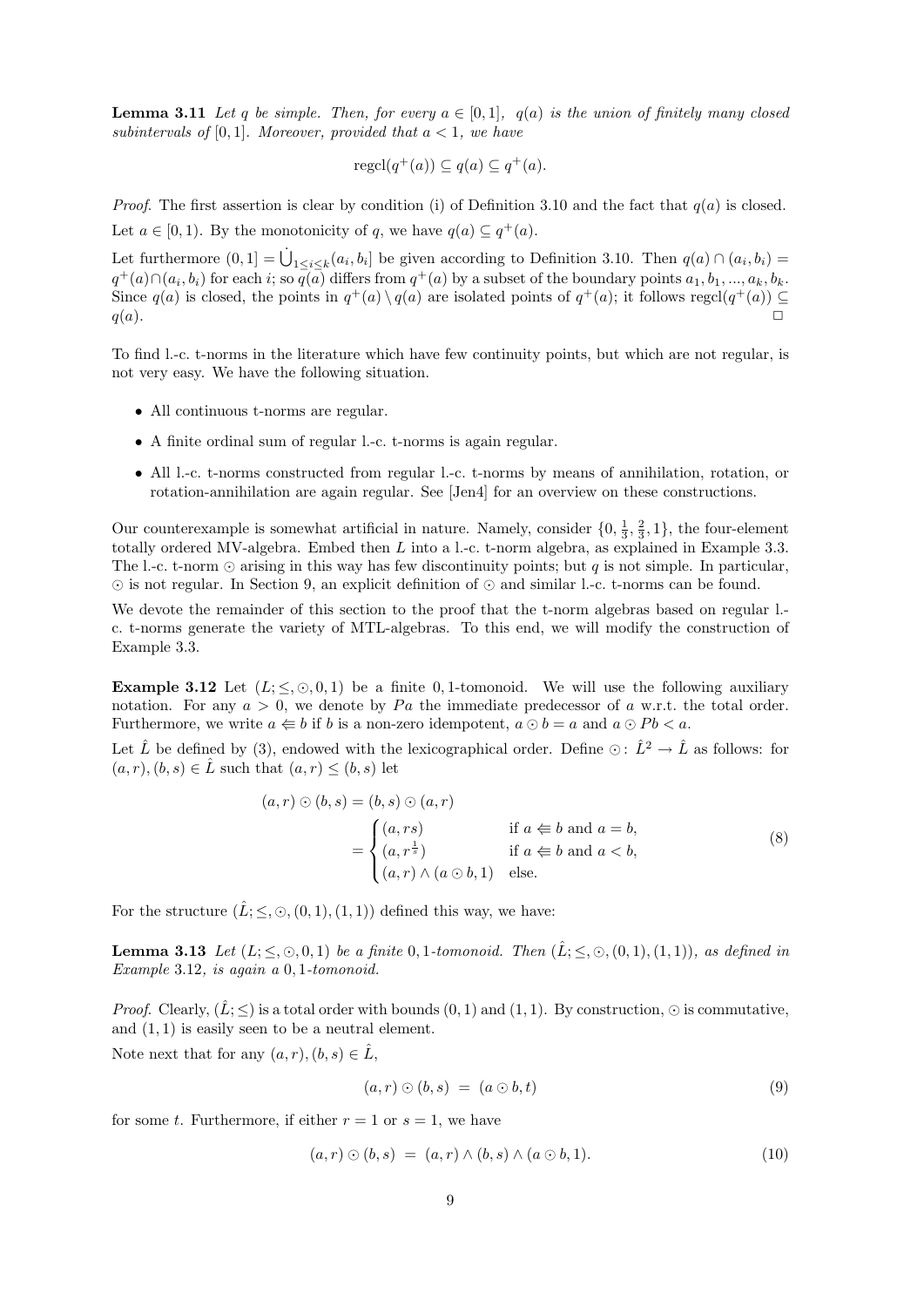**Lemma 3.11** *Let $q$ be simple. Then, for every $a \in [0,1]$, $q(a)$ is the union of finitely many closed subintervals of $[0,1]$. Moreover, provided that $a < 1$, we have*

$$\text{regcl}(q^+(a)) \subseteq q(a) \subseteq q^+(a).$$

*Proof.* The first assertion is clear by condition (i) of Definition 3.10 and the fact that $q(a)$ is closed.

Let $a \in [0,1)$. By the monotonicity of $q$, we have $q(a) \subseteq q^+(a)$.

Let furthermore $(0,1] = \dot{\bigcup}_{1 \leq i \leq k} (a_i, b_i]$ be given according to Definition 3.10. Then $q(a) \cap (a_i, b_i) = q^+(a) \cap (a_i, b_i)$ for each $i$; so $q(a)$ differs from $q^+(a)$ by a subset of the boundary points $a_1, b_1, ..., a_k, b_k$. Since $q(a)$ is closed, the points in $q^+(a) \setminus q(a)$ are isolated points of $q^+(a)$; it follows $\text{regcl}(q^+(a)) \subseteq q(a)$. □

To find l.-c. t-norms in the literature which have few continuity points, but which are not regular, is not very easy. We have the following situation.

- All continuous t-norms are regular.
- A finite ordinal sum of regular l.-c. t-norms is again regular.
- All l.-c. t-norms constructed from regular l.-c. t-norms by means of annihilation, rotation, or rotation-annihilation are again regular. See [Jen4] for an overview on these constructions.

Our counterexample is somewhat artificial in nature. Namely, consider $\{0, \frac{1}{3}, \frac{2}{3}, 1\}$, the four-element totally ordered MV-algebra. Embed then $L$ into a l.-c. t-norm algebra, as explained in Example 3.3. The l.-c. t-norm $\odot$ arising in this way has few discontinuity points; but $q$ is not simple. In particular, $\odot$ is not regular. In Section 9, an explicit definition of $\odot$ and similar l.-c. t-norms can be found.

We devote the remainder of this section to the proof that the t-norm algebras based on regular l.-c. t-norms generate the variety of MTL-algebras. To this end, we will modify the construction of Example 3.3.

**Example 3.12** Let $(L; \leq, \odot, 0, 1)$ be a finite 0,1-tomonoid. We will use the following auxiliary notation. For any $a > 0$, we denote by $Pa$ the immediate predecessor of $a$ w.r.t. the total order. Furthermore, we write $a \Leftarrow b$ if $b$ is a non-zero idempotent, $a \odot b = a$ and $a \odot Pb < a$.

Let $\hat{L}$ be defined by (3), endowed with the lexicographical order. Define $\odot \colon \hat{L}^2 \to \hat{L}$ as follows: for $(a,r), (b,s) \in \hat{L}$ such that $(a,r) \leq (b,s)$ let

$$\begin{aligned}
(a,r) \odot (b,s) &= (b,s) \odot (a,r) \\
&= \begin{cases} (a, rs) & \text{if } a \Leftarrow b \text{ and } a = b, \\ (a, r^{\frac{1}{s}}) & \text{if } a \Leftarrow b \text{ and } a < b, \\ (a,r) \wedge (a \odot b, 1) & \text{else.} \end{cases}
\end{aligned} \tag{8}$$

For the structure $(\hat{L}; \leq, \odot, (0,1), (1,1))$ defined this way, we have:

**Lemma 3.13** *Let $(L; \leq, \odot, 0, 1)$ be a finite 0,1-tomonoid. Then $(\hat{L}; \leq, \odot, (0,1), (1,1))$, as defined in Example 3.12, is again a 0,1-tomonoid.*

*Proof.* Clearly, $(\hat{L}; \leq)$ is a total order with bounds $(0,1)$ and $(1,1)$. By construction, $\odot$ is commutative, and $(1,1)$ is easily seen to be a neutral element.

Note next that for any $(a,r), (b,s) \in \hat{L}$,

$$(a,r) \odot (b,s) \;=\; (a \odot b, t) \tag{9}$$

for some $t$. Furthermore, if either $r = 1$ or $s = 1$, we have

$$(a,r) \odot (b,s) \;=\; (a,r) \wedge (b,s) \wedge (a \odot b, 1). \tag{10}$$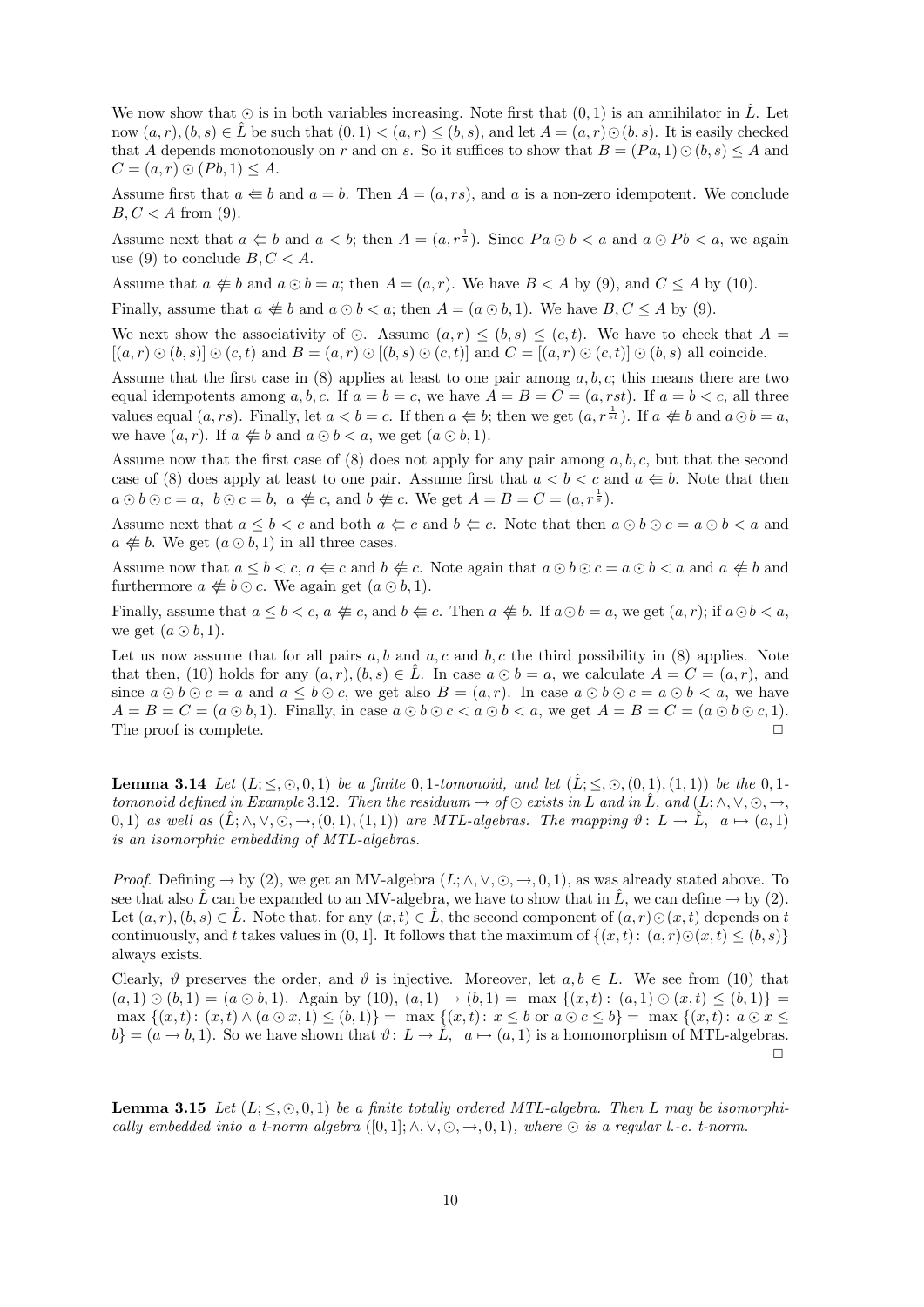We now show that $\odot$ is in both variables increasing. Note first that $(0,1)$ is an annihilator in $\hat{L}$. Let now $(a,r),(b,s) \in \hat{L}$ be such that $(0,1) < (a,r) \leq (b,s)$, and let $A = (a,r) \odot (b,s)$. It is easily checked that $A$ depends monotonously on $r$ and on $s$. So it suffices to show that $B = (Pa,1) \odot (b,s) \leq A$ and $C = (a,r) \odot (Pb,1) \leq A$.

Assume first that $a \Leftarrow b$ and $a = b$. Then $A = (a, rs)$, and $a$ is a non-zero idempotent. We conclude $B, C < A$ from (9).

Assume next that $a \Leftarrow b$ and $a < b$; then $A = (a, r^{\frac{1}{s}})$. Since $Pa \odot b < a$ and $a \odot Pb < a$, we again use (9) to conclude $B, C < A$.

Assume that $a \not\Leftarrow b$ and $a \odot b = a$; then $A = (a,r)$. We have $B < A$ by (9), and $C \leq A$ by (10).

Finally, assume that $a \not\Leftarrow b$ and $a \odot b < a$; then $A = (a \odot b, 1)$. We have $B, C \leq A$ by (9).

We next show the associativity of $\odot$. Assume $(a,r) \leq (b,s) \leq (c,t)$. We have to check that $A = [(a,r) \odot (b,s)] \odot (c,t)$ and $B = (a,r) \odot [(b,s) \odot (c,t)]$ and $C = [(a,r) \odot (c,t)] \odot (b,s)$ all coincide.

Assume that the first case in (8) applies at least to one pair among $a,b,c$; this means there are two equal idempotents among $a,b,c$. If $a = b = c$, we have $A = B = C = (a, rst)$. If $a = b < c$, all three values equal $(a, rs)$. Finally, let $a < b = c$. If then $a \Leftarrow b$; then we get $(a, r^{\frac{1}{st}})$. If $a \not\Leftarrow b$ and $a \odot b = a$, we have $(a,r)$. If $a \not\Leftarrow b$ and $a \odot b < a$, we get $(a \odot b, 1)$.

Assume now that the first case of (8) does not apply for any pair among $a,b,c$, but that the second case of (8) does apply at least to one pair. Assume first that $a < b < c$ and $a \Leftarrow b$. Note that then $a \odot b \odot c = a$, $b \odot c = b$, $a \not\Leftarrow c$, and $b \not\Leftarrow c$. We get $A = B = C = (a, r^{\frac{1}{s}})$.

Assume next that $a \leq b < c$ and both $a \Leftarrow c$ and $b \Leftarrow c$. Note that then $a \odot b \odot c = a \odot b < a$ and $a \not\Leftarrow b$. We get $(a \odot b, 1)$ in all three cases.

Assume now that $a \leq b < c$, $a \Leftarrow c$ and $b \not\Leftarrow c$. Note again that $a \odot b \odot c = a \odot b < a$ and $a \not\Leftarrow b$ and furthermore $a \not\Leftarrow b \odot c$. We again get $(a \odot b, 1)$.

Finally, assume that $a \leq b < c$, $a \not\Leftarrow c$, and $b \Leftarrow c$. Then $a \not\Leftarrow b$. If $a \odot b = a$, we get $(a,r)$; if $a \odot b < a$, we get $(a \odot b, 1)$.

Let us now assume that for all pairs $a,b$ and $a,c$ and $b,c$ the third possibility in (8) applies. Note that then, (10) holds for any $(a,r),(b,s) \in \hat{L}$. In case $a \odot b = a$, we calculate $A = C = (a,r)$, and since $a \odot b \odot c = a$ and $a \leq b \odot c$, we get also $B = (a,r)$. In case $a \odot b \odot c = a \odot b < a$, we have $A = B = C = (a \odot b, 1)$. Finally, in case $a \odot b \odot c < a \odot b < a$, we get $A = B = C = (a \odot b \odot c, 1)$. The proof is complete. □

**Lemma 3.14** *Let $(L; \leq, \odot, 0, 1)$ be a finite 0,1-tomonoid, and let $(\hat{L}; \leq, \odot, (0,1), (1,1))$ be the 0,1-tomonoid defined in Example 3.12. Then the residuum $\rightarrow$ of $\odot$ exists in $L$ and in $\hat{L}$, and $(L; \wedge, \vee, \odot, \rightarrow, 0, 1)$ as well as $(\hat{L}; \wedge, \vee, \odot, \rightarrow, (0,1), (1,1))$ are MTL-algebras. The mapping $\vartheta \colon L \to \hat{L}, \;\; a \mapsto (a,1)$ is an isomorphic embedding of MTL-algebras.*

*Proof.* Defining $\rightarrow$ by (2), we get an MV-algebra $(L; \wedge, \vee, \odot, \rightarrow, 0, 1)$, as was already stated above. To see that also $\hat{L}$ can be expanded to an MV-algebra, we have to show that in $\hat{L}$, we can define $\rightarrow$ by (2). Let $(a,r),(b,s) \in \hat{L}$. Note that, for any $(x,t) \in \hat{L}$, the second component of $(a,r) \odot (x,t)$ depends on $t$ continuously, and $t$ takes values in $(0,1]$. It follows that the maximum of $\{(x,t) \colon (a,r) \odot (x,t) \leq (b,s)\}$ always exists.

Clearly, $\vartheta$ preserves the order, and $\vartheta$ is injective. Moreover, let $a, b \in L$. We see from (10) that $(a,1) \odot (b,1) = (a \odot b, 1)$. Again by (10), $(a,1) \rightarrow (b,1) = \max \{(x,t) \colon (a,1) \odot (x,t) \leq (b,1)\} = \max \{(x,t) \colon (x,t) \wedge (a \odot x, 1) \leq (b,1)\} = \max \{(x,t) \colon x \leq b \text{ or } a \odot c \leq b\} = \max \{(x,t) \colon a \odot x \leq b\} = (a \rightarrow b, 1)$. So we have shown that $\vartheta \colon L \to \hat{L}, \;\; a \mapsto (a,1)$ is a homomorphism of MTL-algebras. □

**Lemma 3.15** *Let $(L; \leq, \odot, 0, 1)$ be a finite totally ordered MTL-algebra. Then $L$ may be isomorphically embedded into a t-norm algebra $([0,1]; \wedge, \vee, \odot, \rightarrow, 0, 1)$, where $\odot$ is a regular l.-c. t-norm.*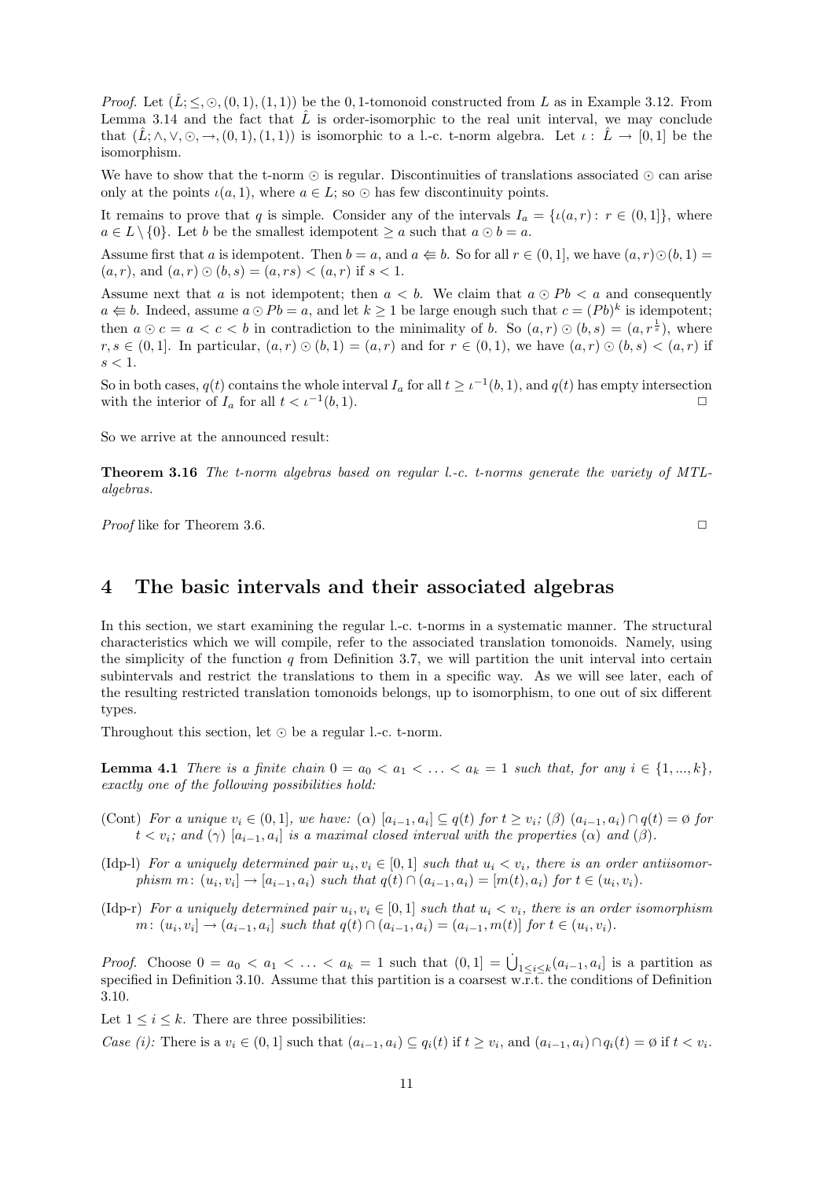*Proof.* Let $(\hat{L}; \leq, \odot, (0,1), (1,1))$ be the 0, 1-tomonoid constructed from $L$ as in Example 3.12. From Lemma 3.14 and the fact that $\hat{L}$ is order-isomorphic to the real unit interval, we may conclude that $(\hat{L}; \wedge, \vee, \odot, \rightarrow, (0,1), (1,1))$ is isomorphic to a l.-c. t-norm algebra. Let $\iota\colon \hat{L} \to [0,1]$ be the isomorphism.

We have to show that the t-norm $\odot$ is regular. Discontinuities of translations associated $\odot$ can arise only at the points $\iota(a,1)$, where $a \in L$; so $\odot$ has few discontinuity points.

It remains to prove that $q$ is simple. Consider any of the intervals $I_a = \{\iota(a,r)\colon r \in (0,1]\}$, where $a \in L \setminus \{0\}$. Let $b$ be the smallest idempotent $\geq a$ such that $a \odot b = a$.

Assume first that $a$ is idempotent. Then $b = a$, and $a \Leftarrow b$. So for all $r \in (0,1]$, we have $(a,r) \odot (b,1) = (a,r)$, and $(a,r) \odot (b,s) = (a,rs) < (a,r)$ if $s < 1$.

Assume next that $a$ is not idempotent; then $a < b$. We claim that $a \odot Pb < a$ and consequently $a \Leftarrow b$. Indeed, assume $a \odot Pb = a$, and let $k \geq 1$ be large enough such that $c = (Pb)^k$ is idempotent; then $a \odot c = a < c < b$ in contradiction to the minimality of $b$. So $(a,r) \odot (b,s) = (a, r^{\frac{1}{s}})$, where $r, s \in (0,1]$. In particular, $(a,r) \odot (b,1) = (a,r)$ and for $r \in (0,1)$, we have $(a,r) \odot (b,s) < (a,r)$ if $s < 1$.

So in both cases, $q(t)$ contains the whole interval $I_a$ for all $t \geq \iota^{-1}(b,1)$, and $q(t)$ has empty intersection with the interior of $I_a$ for all $t < \iota^{-1}(b,1)$. ☐

So we arrive at the announced result:

**Theorem 3.16** *The t-norm algebras based on regular l.-c. t-norms generate the variety of MTL-algebras.*

*Proof* like for Theorem 3.6. ☐

# 4 The basic intervals and their associated algebras

In this section, we start examining the regular l.-c. t-norms in a systematic manner. The structural characteristics which we will compile, refer to the associated translation tomonoids. Namely, using the simplicity of the function $q$ from Definition 3.7, we will partition the unit interval into certain subintervals and restrict the translations to them in a specific way. As we will see later, each of the resulting restricted translation tomonoids belongs, up to isomorphism, to one out of six different types.

Throughout this section, let $\odot$ be a regular l.-c. t-norm.

**Lemma 4.1** *There is a finite chain $0 = a_0 < a_1 < \ldots < a_k = 1$ such that, for any $i \in \{1, ..., k\}$, exactly one of the following possibilities hold:*

(Cont) *For a unique $v_i \in (0,1]$, we have: ($\alpha$) $[a_{i-1}, a_i] \subseteq q(t)$ for $t \geq v_i$; ($\beta$) $(a_{i-1}, a_i) \cap q(t) = \emptyset$ for $t < v_i$; and ($\gamma$) $[a_{i-1}, a_i]$ is a maximal closed interval with the properties ($\alpha$) and ($\beta$).*

(Idp-l) *For a uniquely determined pair $u_i, v_i \in [0,1]$ such that $u_i < v_i$, there is an order antiisomorphism $m\colon (u_i, v_i] \to [a_{i-1}, a_i)$ such that $q(t) \cap (a_{i-1}, a_i) = [m(t), a_i)$ for $t \in (u_i, v_i)$.*

(Idp-r) *For a uniquely determined pair $u_i, v_i \in [0,1]$ such that $u_i < v_i$, there is an order isomorphism $m\colon (u_i, v_i] \to (a_{i-1}, a_i]$ such that $q(t) \cap (a_{i-1}, a_i) = (a_{i-1}, m(t)]$ for $t \in (u_i, v_i)$.*

*Proof.* Choose $0 = a_0 < a_1 < \ldots < a_k = 1$ such that $(0,1] = \dot{\bigcup}_{1 \leq i \leq k} (a_{i-1}, a_i]$ is a partition as specified in Definition 3.10. Assume that this partition is a coarsest w.r.t. the conditions of Definition 3.10.

Let $1 \leq i \leq k$. There are three possibilities:

*Case (i):* There is a $v_i \in (0,1]$ such that $(a_{i-1}, a_i) \subseteq q_i(t)$ if $t \geq v_i$, and $(a_{i-1}, a_i) \cap q_i(t) = \emptyset$ if $t < v_i$.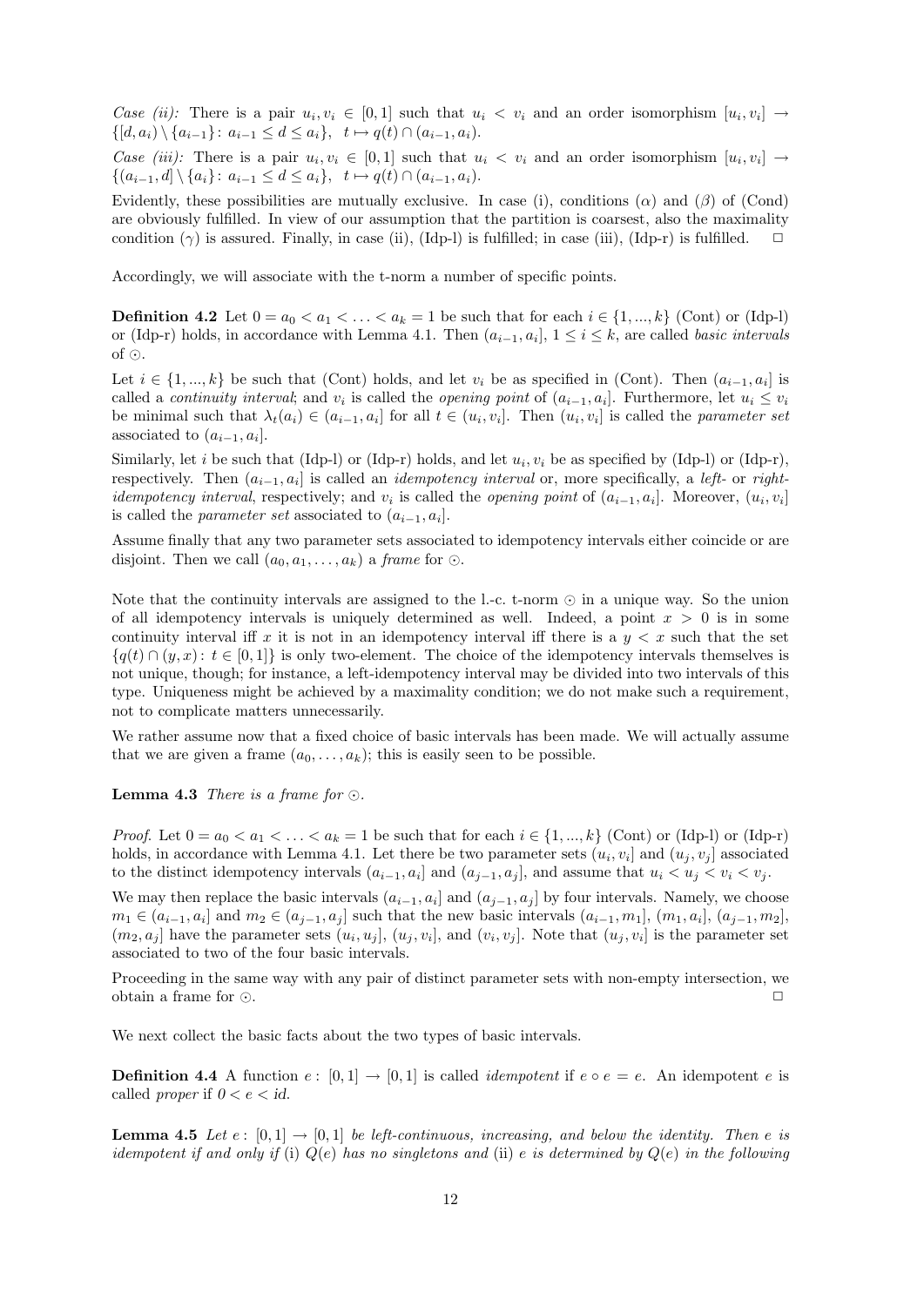*Case (ii):* There is a pair $u_i, v_i \in [0,1]$ such that $u_i < v_i$ and an order isomorphism $[u_i, v_i] \to \{[d, a_i) \setminus \{a_{i-1}\} \colon a_{i-1} \leq d \leq a_i\}$, $t \mapsto q(t) \cap (a_{i-1}, a_i)$.

*Case (iii):* There is a pair $u_i, v_i \in [0,1]$ such that $u_i < v_i$ and an order isomorphism $[u_i, v_i] \to \{(a_{i-1}, d] \setminus \{a_i\} \colon a_{i-1} \leq d \leq a_i\}$, $t \mapsto q(t) \cap (a_{i-1}, a_i)$.

Evidently, these possibilities are mutually exclusive. In case (i), conditions ($\alpha$) and ($\beta$) of (Cond) are obviously fulfilled. In view of our assumption that the partition is coarsest, also the maximality condition ($\gamma$) is assured. Finally, in case (ii), (Idp-l) is fulfilled; in case (iii), (Idp-r) is fulfilled. $\square$

Accordingly, we will associate with the t-norm a number of specific points.

**Definition 4.2** Let $0 = a_0 < a_1 < \ldots < a_k = 1$ be such that for each $i \in \{1, ..., k\}$ (Cont) or (Idp-l) or (Idp-r) holds, in accordance with Lemma 4.1. Then $(a_{i-1}, a_i]$, $1 \leq i \leq k$, are called *basic intervals* of $\odot$.

Let $i \in \{1, ..., k\}$ be such that (Cont) holds, and let $v_i$ be as specified in (Cont). Then $(a_{i-1}, a_i]$ is called a *continuity interval*; and $v_i$ is called the *opening point* of $(a_{i-1}, a_i]$. Furthermore, let $u_i \leq v_i$ be minimal such that $\lambda_t(a_i) \in (a_{i-1}, a_i]$ for all $t \in (u_i, v_i]$. Then $(u_i, v_i]$ is called the *parameter set* associated to $(a_{i-1}, a_i]$.

Similarly, let $i$ be such that (Idp-l) or (Idp-r) holds, and let $u_i, v_i$ be as specified by (Idp-l) or (Idp-r), respectively. Then $(a_{i-1}, a_i]$ is called an *idempotency interval* or, more specifically, a *left-* or *right-idempotency interval*, respectively; and $v_i$ is called the *opening point* of $(a_{i-1}, a_i]$. Moreover, $(u_i, v_i]$ is called the *parameter set* associated to $(a_{i-1}, a_i]$.

Assume finally that any two parameter sets associated to idempotency intervals either coincide or are disjoint. Then we call $(a_0, a_1, \ldots, a_k)$ a *frame* for $\odot$.

Note that the continuity intervals are assigned to the l.-c. t-norm $\odot$ in a unique way. So the union of all idempotency intervals is uniquely determined as well. Indeed, a point $x > 0$ is in some continuity interval iff $x$ it is not in an idempotency interval iff there is a $y < x$ such that the set $\{q(t) \cap (y, x) \colon t \in [0,1]\}$ is only two-element. The choice of the idempotency intervals themselves is not unique, though; for instance, a left-idempotency interval may be divided into two intervals of this type. Uniqueness might be achieved by a maximality condition; we do not make such a requirement, not to complicate matters unnecessarily.

We rather assume now that a fixed choice of basic intervals has been made. We will actually assume that we are given a frame $(a_0, \ldots, a_k)$; this is easily seen to be possible.

**Lemma 4.3** *There is a frame for $\odot$.*

*Proof.* Let $0 = a_0 < a_1 < \ldots < a_k = 1$ be such that for each $i \in \{1, ..., k\}$ (Cont) or (Idp-l) or (Idp-r) holds, in accordance with Lemma 4.1. Let there be two parameter sets $(u_i, v_i]$ and $(u_j, v_j]$ associated to the distinct idempotency intervals $(a_{i-1}, a_i]$ and $(a_{j-1}, a_j]$, and assume that $u_i < u_j < v_i < v_j$.

We may then replace the basic intervals $(a_{i-1}, a_i]$ and $(a_{j-1}, a_j]$ by four intervals. Namely, we choose $m_1 \in (a_{i-1}, a_i]$ and $m_2 \in (a_{j-1}, a_j]$ such that the new basic intervals $(a_{i-1}, m_1]$, $(m_1, a_i]$, $(a_{j-1}, m_2]$, $(m_2, a_j]$ have the parameter sets $(u_i, u_j]$, $(u_j, v_i]$, and $(v_i, v_j]$. Note that $(u_j, v_i]$ is the parameter set associated to two of the four basic intervals.

Proceeding in the same way with any pair of distinct parameter sets with non-empty intersection, we obtain a frame for $\odot$. $\square$

We next collect the basic facts about the two types of basic intervals.

**Definition 4.4** A function $e \colon [0,1] \to [0,1]$ is called *idempotent* if $e \circ e = e$. An idempotent $e$ is called *proper* if $0 < e < id$.

**Lemma 4.5** *Let $e \colon [0,1] \to [0,1]$ be left-continuous, increasing, and below the identity. Then $e$ is idempotent if and only if* (i) *$Q(e)$ has no singletons and* (ii) *$e$ is determined by $Q(e)$ in the following*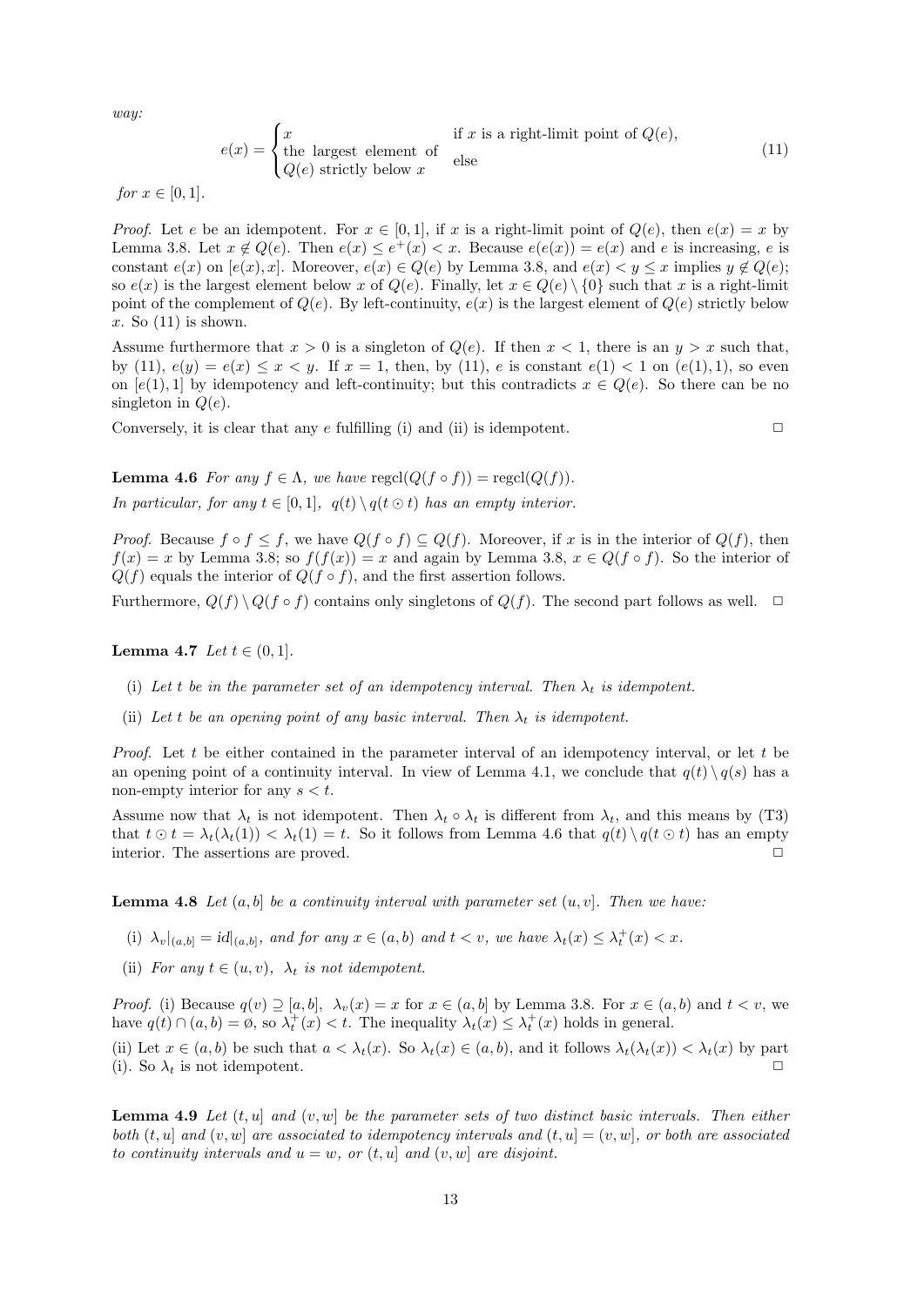*way:*

$$e(x) = \begin{cases} x & \text{if } x \text{ is a right-limit point of } Q(e), \\ \text{the largest element of } Q(e) \text{ strictly below } x & \text{else} \end{cases} \tag{11}$$

*for* $x \in [0, 1]$.

*Proof.* Let $e$ be an idempotent. For $x \in [0, 1]$, if $x$ is a right-limit point of $Q(e)$, then $e(x) = x$ by Lemma 3.8. Let $x \notin Q(e)$. Then $e(x) \leq e^+(x) < x$. Because $e(e(x)) = e(x)$ and $e$ is increasing, $e$ is constant $e(x)$ on $[e(x), x]$. Moreover, $e(x) \in Q(e)$ by Lemma 3.8, and $e(x) < y \leq x$ implies $y \notin Q(e)$; so $e(x)$ is the largest element below $x$ of $Q(e)$. Finally, let $x \in Q(e) \setminus \{0\}$ such that $x$ is a right-limit point of the complement of $Q(e)$. By left-continuity, $e(x)$ is the largest element of $Q(e)$ strictly below $x$. So (11) is shown.

Assume furthermore that $x > 0$ is a singleton of $Q(e)$. If then $x < 1$, there is an $y > x$ such that, by (11), $e(y) = e(x) \leq x < y$. If $x = 1$, then, by (11), $e$ is constant $e(1) < 1$ on $(e(1), 1)$, so even on $[e(1), 1]$ by idempotency and left-continuity; but this contradicts $x \in Q(e)$. So there can be no singleton in $Q(e)$.

Conversely, it is clear that any $e$ fulfilling (i) and (ii) is idempotent. ☐

**Lemma 4.6** *For any* $f \in \Lambda$*, we have* $\text{regcl}(Q(f \circ f)) = \text{regcl}(Q(f))$*.*

*In particular, for any* $t \in [0, 1]$*,* $q(t) \setminus q(t \odot t)$ *has an empty interior.*

*Proof.* Because $f \circ f \leq f$, we have $Q(f \circ f) \subseteq Q(f)$. Moreover, if $x$ is in the interior of $Q(f)$, then $f(x) = x$ by Lemma 3.8; so $f(f(x)) = x$ and again by Lemma 3.8, $x \in Q(f \circ f)$. So the interior of $Q(f)$ equals the interior of $Q(f \circ f)$, and the first assertion follows.

Furthermore, $Q(f) \setminus Q(f \circ f)$ contains only singletons of $Q(f)$. The second part follows as well. ☐

**Lemma 4.7** *Let* $t \in (0, 1]$*.*

- (i) *Let* $t$ *be in the parameter set of an idempotency interval. Then* $\lambda_t$ *is idempotent.*
- (ii) *Let* $t$ *be an opening point of any basic interval. Then* $\lambda_t$ *is idempotent.*

*Proof.* Let $t$ be either contained in the parameter interval of an idempotency interval, or let $t$ be an opening point of a continuity interval. In view of Lemma 4.1, we conclude that $q(t) \setminus q(s)$ has a non-empty interior for any $s < t$.

Assume now that $\lambda_t$ is not idempotent. Then $\lambda_t \circ \lambda_t$ is different from $\lambda_t$, and this means by (T3) that $t \odot t = \lambda_t(\lambda_t(1)) < \lambda_t(1) = t$. So it follows from Lemma 4.6 that $q(t) \setminus q(t \odot t)$ has an empty interior. The assertions are proved. ☐

**Lemma 4.8** *Let* $(a, b]$ *be a continuity interval with parameter set* $(u, v]$*. Then we have:*

- (i) $\lambda_v|_{(a,b]} = id|_{(a,b]}$*, and for any* $x \in (a, b)$ *and* $t < v$*, we have* $\lambda_t(x) \leq \lambda_t^+(x) < x$*.*
- (ii) *For any* $t \in (u, v)$*,* $\lambda_t$ *is not idempotent.*

*Proof.* (i) Because $q(v) \supseteq [a, b]$, $\lambda_v(x) = x$ for $x \in (a, b]$ by Lemma 3.8. For $x \in (a, b)$ and $t < v$, we have $q(t) \cap (a, b) = \emptyset$, so $\lambda_t^+(x) < t$. The inequality $\lambda_t(x) \leq \lambda_t^+(x)$ holds in general.

(ii) Let $x \in (a, b)$ be such that $a < \lambda_t(x)$. So $\lambda_t(x) \in (a, b)$, and it follows $\lambda_t(\lambda_t(x)) < \lambda_t(x)$ by part (i). So $\lambda_t$ is not idempotent. ☐

**Lemma 4.9** *Let* $(t, u]$ *and* $(v, w]$ *be the parameter sets of two distinct basic intervals. Then either both* $(t, u]$ *and* $(v, w]$ *are associated to idempotency intervals and* $(t, u] = (v, w]$*, or both are associated to continuity intervals and* $u = w$*, or* $(t, u]$ *and* $(v, w]$ *are disjoint.*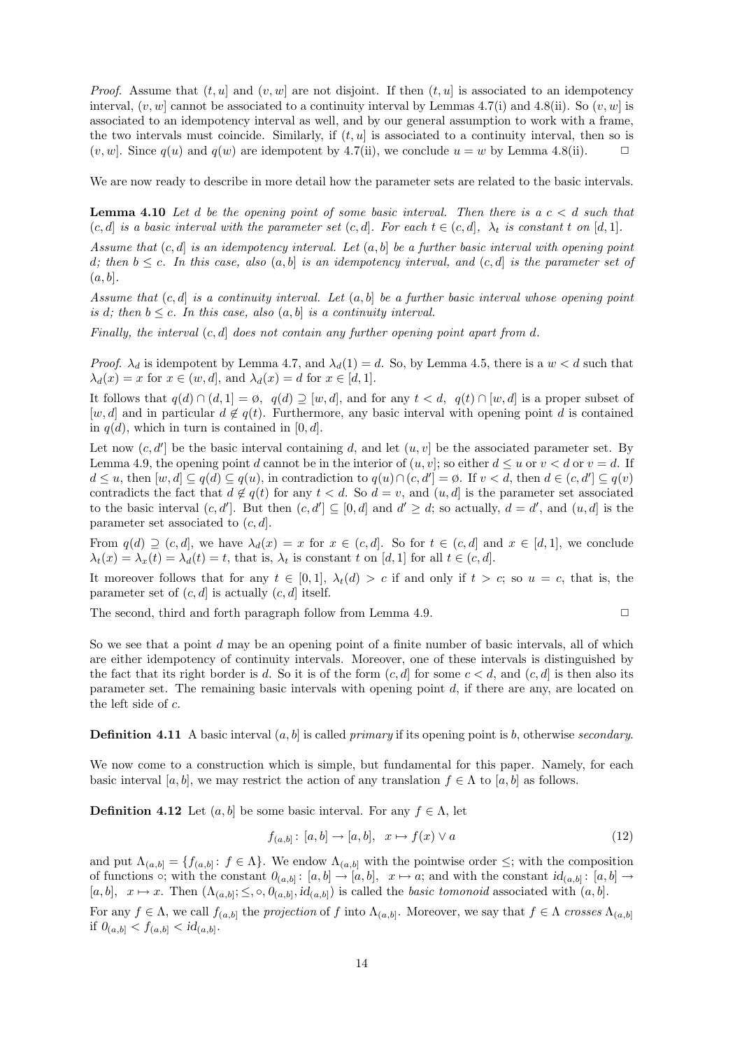*Proof.* Assume that $(t, u]$ and $(v, w]$ are not disjoint. If then $(t, u]$ is associated to an idempotency interval, $(v, w]$ cannot be associated to a continuity interval by Lemmas 4.7(i) and 4.8(ii). So $(v, w]$ is associated to an idempotency interval as well, and by our general assumption to work with a frame, the two intervals must coincide. Similarly, if $(t, u]$ is associated to a continuity interval, then so is $(v, w]$. Since $q(u)$ and $q(w)$ are idempotent by 4.7(ii), we conclude $u = w$ by Lemma 4.8(ii). □

We are now ready to describe in more detail how the parameter sets are related to the basic intervals.

**Lemma 4.10** *Let $d$ be the opening point of some basic interval. Then there is a $c < d$ such that $(c, d]$ is a basic interval with the parameter set $(c, d]$. For each $t \in (c, d]$, $\lambda_t$ is constant $t$ on $[d, 1]$.*

*Assume that $(c, d]$ is an idempotency interval. Let $(a, b]$ be a further basic interval with opening point $d$; then $b \leq c$. In this case, also $(a, b]$ is an idempotency interval, and $(c, d]$ is the parameter set of $(a, b]$.*

*Assume that $(c, d]$ is a continuity interval. Let $(a, b]$ be a further basic interval whose opening point is $d$; then $b \leq c$. In this case, also $(a, b]$ is a continuity interval.*

*Finally, the interval $(c, d]$ does not contain any further opening point apart from $d$.*

*Proof.* $\lambda_d$ is idempotent by Lemma 4.7, and $\lambda_d(1) = d$. So, by Lemma 4.5, there is a $w < d$ such that $\lambda_d(x) = x$ for $x \in (w, d]$, and $\lambda_d(x) = d$ for $x \in [d, 1]$.

It follows that $q(d) \cap (d, 1] = \emptyset$, $q(d) \supseteq [w, d]$, and for any $t < d$, $q(t) \cap [w, d]$ is a proper subset of $[w, d]$ and in particular $d \notin q(t)$. Furthermore, any basic interval with opening point $d$ is contained in $q(d)$, which in turn is contained in $[0, d]$.

Let now $(c, d']$ be the basic interval containing $d$, and let $(u, v]$ be the associated parameter set. By Lemma 4.9, the opening point $d$ cannot be in the interior of $(u, v]$; so either $d \leq u$ or $v < d$ or $v = d$. If $d \leq u$, then $[w, d] \subseteq q(d) \subseteq q(u)$, in contradiction to $q(u) \cap (c, d'] = \emptyset$. If $v < d$, then $d \in (c, d'] \subseteq q(v)$ contradicts the fact that $d \notin q(t)$ for any $t < d$. So $d = v$, and $(u, d]$ is the parameter set associated to the basic interval $(c, d']$. But then $(c, d'] \subseteq [0, d]$ and $d' \geq d$; so actually, $d = d'$, and $(u, d]$ is the parameter set associated to $(c, d]$.

From $q(d) \supseteq (c, d]$, we have $\lambda_d(x) = x$ for $x \in (c, d]$. So for $t \in (c, d]$ and $x \in [d, 1]$, we conclude $\lambda_t(x) = \lambda_x(t) = \lambda_d(t) = t$, that is, $\lambda_t$ is constant $t$ on $[d, 1]$ for all $t \in (c, d]$.

It moreover follows that for any $t \in [0, 1]$, $\lambda_t(d) > c$ if and only if $t > c$; so $u = c$, that is, the parameter set of $(c, d]$ is actually $(c, d]$ itself.

The second, third and forth paragraph follow from Lemma 4.9. □

So we see that a point $d$ may be an opening point of a finite number of basic intervals, all of which are either idempotency of continuity intervals. Moreover, one of these intervals is distinguished by the fact that its right border is $d$. So it is of the form $(c, d]$ for some $c < d$, and $(c, d]$ is then also its parameter set. The remaining basic intervals with opening point $d$, if there are any, are located on the left side of $c$.

**Definition 4.11** A basic interval $(a, b]$ is called *primary* if its opening point is $b$, otherwise *secondary*.

We now come to a construction which is simple, but fundamental for this paper. Namely, for each basic interval $[a, b]$, we may restrict the action of any translation $f \in \Lambda$ to $[a, b]$ as follows.

**Definition 4.12** Let $(a, b]$ be some basic interval. For any $f \in \Lambda$, let

$$f_{(a,b]}\colon\ [a, b] \to [a, b],\quad x \mapsto f(x) \vee a \tag{12}$$

and put $\Lambda_{(a,b]} = \{f_{(a,b]}\colon f \in \Lambda\}$. We endow $\Lambda_{(a,b]}$ with the pointwise order $\leq$; with the composition of functions $\circ$; with the constant $0_{(a,b]}\colon [a, b] \to [a, b],\ \ x \mapsto a$; and with the constant $id_{(a,b]}\colon [a, b] \to [a, b],\ \ x \mapsto x$. Then $(\Lambda_{(a,b]}; \leq, \circ, 0_{(a,b]}, id_{(a,b]})$ is called the *basic tomonoid* associated with $(a, b]$.

For any $f \in \Lambda$, we call $f_{(a,b]}$ the *projection* of $f$ into $\Lambda_{(a,b]}$. Moreover, we say that $f \in \Lambda$ *crosses* $\Lambda_{(a,b]}$ if $0_{(a,b]} < f_{(a,b]} < id_{(a,b]}$.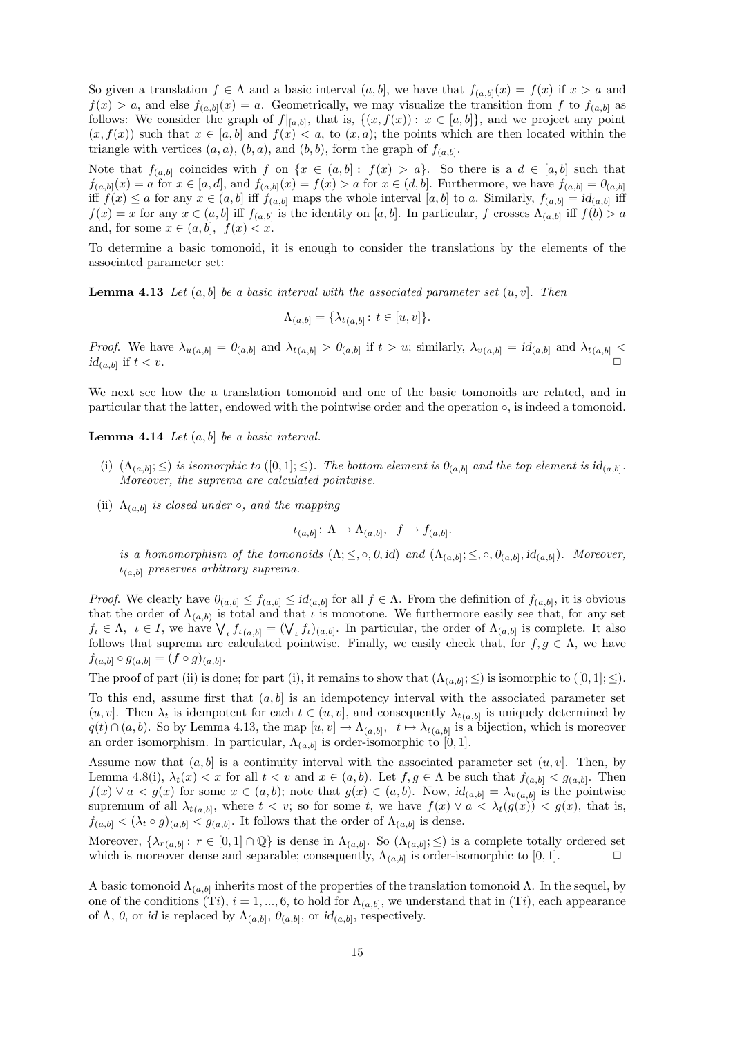So given a translation $f \in \Lambda$ and a basic interval $(a, b]$, we have that $f_{(a,b]}(x) = f(x)$ if $x > a$ and $f(x) > a$, and else $f_{(a,b]}(x) = a$. Geometrically, we may visualize the transition from $f$ to $f_{(a,b]}$ as follows: We consider the graph of $f|_{[a,b]}$, that is, $\{(x, f(x)) : x \in [a, b]\}$, and we project any point $(x, f(x))$ such that $x \in [a, b]$ and $f(x) < a$, to $(x, a)$; the points which are then located within the triangle with vertices $(a, a)$, $(b, a)$, and $(b, b)$, form the graph of $f_{(a,b]}$.

Note that $f_{(a,b]}$ coincides with $f$ on $\{x \in (a, b] : f(x) > a\}$. So there is a $d \in [a, b]$ such that $f_{(a,b]}(x) = a$ for $x \in [a, d]$, and $f_{(a,b]}(x) = f(x) > a$ for $x \in (d, b]$. Furthermore, we have $f_{(a,b]} = 0_{(a,b]}$ iff $f(x) \leq a$ for any $x \in (a, b]$ iff $f_{(a,b]}$ maps the whole interval $[a, b]$ to $a$. Similarly, $f_{(a,b]} = id_{(a,b]}$ iff $f(x) = x$ for any $x \in (a, b]$ iff $f_{(a,b]}$ is the identity on $[a, b]$. In particular, $f$ crosses $\Lambda_{(a,b]}$ iff $f(b) > a$ and, for some $x \in (a, b]$, $f(x) < x$.

To determine a basic tomonoid, it is enough to consider the translations by the elements of the associated parameter set:

**Lemma 4.13** *Let $(a, b]$ be a basic interval with the associated parameter set $(u, v]$. Then*

$$\Lambda_{(a,b]} = \{\lambda_{t(a,b]} : t \in [u, v]\}.$$

*Proof.* We have $\lambda_{u(a,b]} = 0_{(a,b]}$ and $\lambda_{t(a,b]} > 0_{(a,b]}$ if $t > u$; similarly, $\lambda_{v(a,b]} = id_{(a,b]}$ and $\lambda_{t(a,b]} < id_{(a,b]}$ if $t < v$. □

We next see how the a translation tomonoid and one of the basic tomonoids are related, and in particular that the latter, endowed with the pointwise order and the operation $\circ$, is indeed a tomonoid.

**Lemma 4.14** *Let $(a, b]$ be a basic interval.*

(i) *$(\Lambda_{(a,b]}; \leq)$ is isomorphic to $([0, 1]; \leq)$. The bottom element is $0_{(a,b]}$ and the top element is $id_{(a,b]}$. Moreover, the suprema are calculated pointwise.*

(ii) *$\Lambda_{(a,b]}$ is closed under $\circ$, and the mapping*

$$\iota_{(a,b]} : \Lambda \to \Lambda_{(a,b]}, \quad f \mapsto f_{(a,b]}.$$

*is a homomorphism of the tomonoids $(\Lambda; \leq, \circ, 0, id)$ and $(\Lambda_{(a,b]}; \leq, \circ, 0_{(a,b]}, id_{(a,b]})$. Moreover, $\iota_{(a,b]}$ preserves arbitrary suprema.*

*Proof.* We clearly have $0_{(a,b]} \leq f_{(a,b]} \leq id_{(a,b]}$ for all $f \in \Lambda$. From the definition of $f_{(a,b]}$, it is obvious that the order of $\Lambda_{(a,b)}$ is total and that $\iota$ is monotone. We furthermore easily see that, for any set $f_\iota \in \Lambda$, $\iota \in I$, we have $\bigvee_\iota f_{\iota(a,b]} = (\bigvee_\iota f_\iota)_{(a,b]}$. In particular, the order of $\Lambda_{(a,b]}$ is complete. It also follows that suprema are calculated pointwise. Finally, we easily check that, for $f, g \in \Lambda$, we have $f_{(a,b]} \circ g_{(a,b]} = (f \circ g)_{(a,b]}$.

The proof of part (ii) is done; for part (i), it remains to show that $(\Lambda_{(a,b]}; \leq)$ is isomorphic to $([0, 1]; \leq)$.

To this end, assume first that $(a, b]$ is an idempotency interval with the associated parameter set $(u, v]$. Then $\lambda_t$ is idempotent for each $t \in (u, v]$, and consequently $\lambda_{t(a,b]}$ is uniquely determined by $q(t) \cap (a, b)$. So by Lemma 4.13, the map $[u, v] \to \Lambda_{(a,b]}$, $t \mapsto \lambda_{t(a,b]}$ is a bijection, which is moreover an order isomorphism. In particular, $\Lambda_{(a,b]}$ is order-isomorphic to $[0, 1]$.

Assume now that $(a, b]$ is a continuity interval with the associated parameter set $(u, v]$. Then, by Lemma 4.8(i), $\lambda_t(x) < x$ for all $t < v$ and $x \in (a, b)$. Let $f, g \in \Lambda$ be such that $f_{(a,b]} < g_{(a,b]}$. Then $f(x) \vee a < g(x)$ for some $x \in (a, b)$; note that $g(x) \in (a, b)$. Now, $id_{(a,b]} = \lambda_{v(a,b]}$ is the pointwise supremum of all $\lambda_{t(a,b]}$, where $t < v$; so for some $t$, we have $f(x) \vee a < \lambda_t(g(x)) < g(x)$, that is, $f_{(a,b]} < (\lambda_t \circ g)_{(a,b]} < g_{(a,b]}$. It follows that the order of $\Lambda_{(a,b]}$ is dense.

Moreover, $\{\lambda_{r(a,b]} : r \in [0, 1] \cap \mathbb{Q}\}$ is dense in $\Lambda_{(a,b]}$. So $(\Lambda_{(a,b]}; \leq)$ is a complete totally ordered set which is moreover dense and separable; consequently, $\Lambda_{(a,b]}$ is order-isomorphic to $[0, 1]$. □

A basic tomonoid $\Lambda_{(a,b]}$ inherits most of the properties of the translation tomonoid $\Lambda$. In the sequel, by one of the conditions (T$i$), $i = 1, ..., 6$, to hold for $\Lambda_{(a,b]}$, we understand that in (T$i$), each appearance of $\Lambda$, $0$, or $id$ is replaced by $\Lambda_{(a,b]}$, $0_{(a,b]}$, or $id_{(a,b]}$, respectively.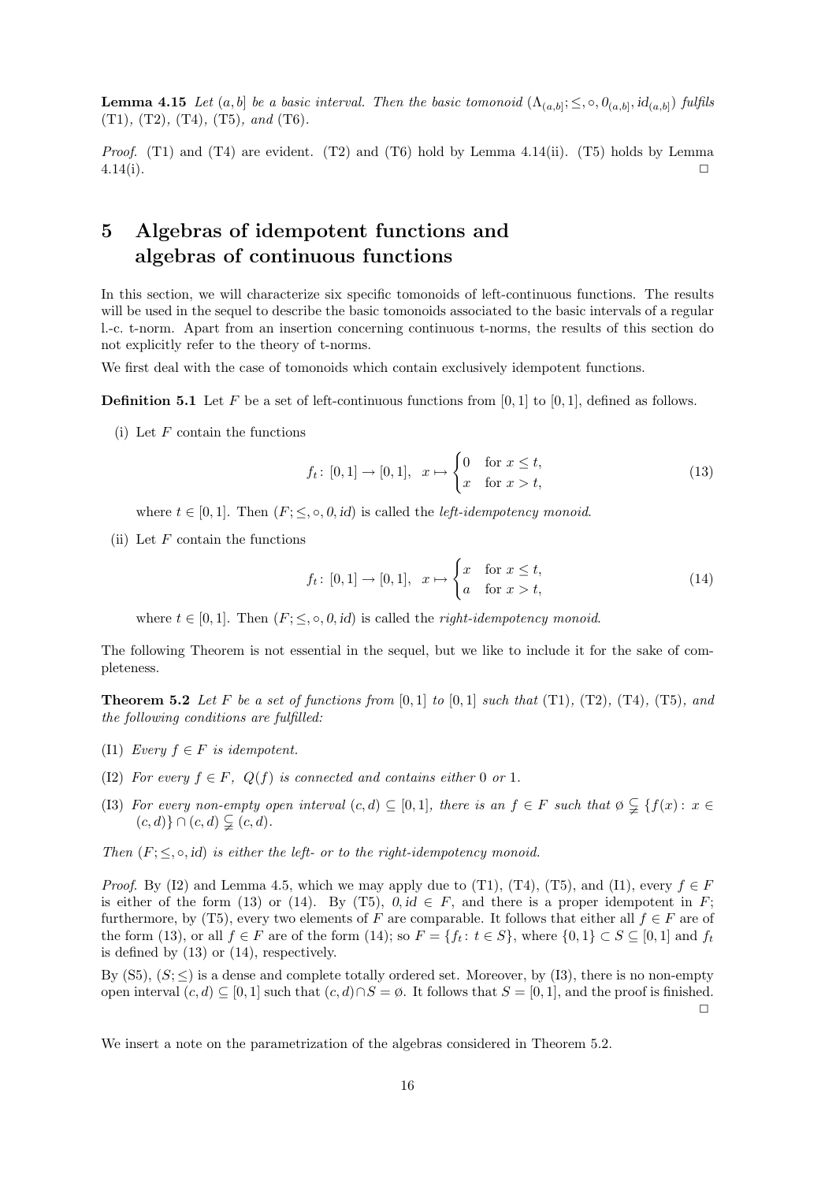**Lemma 4.15** *Let $(a, b]$ be a basic interval. Then the basic tomonoid $(\Lambda_{(a,b]}; \leq, \circ, 0_{(a,b]}, id_{(a,b]})$ fulfils* (T1)*,* (T2)*,* (T4)*,* (T5)*, and* (T6)*.*

*Proof.* (T1) and (T4) are evident. (T2) and (T6) hold by Lemma 4.14(ii). (T5) holds by Lemma 4.14(i). □

# 5 Algebras of idempotent functions and algebras of continuous functions

In this section, we will characterize six specific tomonoids of left-continuous functions. The results will be used in the sequel to describe the basic tomonoids associated to the basic intervals of a regular l.-c. t-norm. Apart from an insertion concerning continuous t-norms, the results of this section do not explicitly refer to the theory of t-norms.

We first deal with the case of tomonoids which contain exclusively idempotent functions.

**Definition 5.1** Let $F$ be a set of left-continuous functions from $[0, 1]$ to $[0, 1]$, defined as follows.

(i) Let $F$ contain the functions

$$f_t \colon [0, 1] \to [0, 1], \quad x \mapsto \begin{cases} 0 & \text{for } x \leq t, \\ x & \text{for } x > t, \end{cases} \tag{13}$$

where $t \in [0, 1]$. Then $(F; \leq, \circ, 0, id)$ is called the *left-idempotency monoid*.

(ii) Let $F$ contain the functions

$$f_t \colon [0, 1] \to [0, 1], \quad x \mapsto \begin{cases} x & \text{for } x \leq t, \\ a & \text{for } x > t, \end{cases} \tag{14}$$

where $t \in [0, 1]$. Then $(F; \leq, \circ, 0, id)$ is called the *right-idempotency monoid*.

The following Theorem is not essential in the sequel, but we like to include it for the sake of completeness.

**Theorem 5.2** *Let $F$ be a set of functions from $[0, 1]$ to $[0, 1]$ such that* (T1)*,* (T2)*,* (T4)*,* (T5)*, and the following conditions are fulfilled:*

(I1) *Every $f \in F$ is idempotent.*

(I2) *For every $f \in F$, $Q(f)$ is connected and contains either 0 or 1.*

(I3) *For every non-empty open interval $(c, d) \subseteq [0, 1]$, there is an $f \in F$ such that $\emptyset \subsetneq \{f(x) : x \in (c, d)\} \cap (c, d) \subsetneq (c, d)$.*

*Then $(F; \leq, \circ, id)$ is either the left- or to the right-idempotency monoid.*

*Proof.* By (I2) and Lemma 4.5, which we may apply due to (T1), (T4), (T5), and (I1), every $f \in F$ is either of the form (13) or (14). By (T5), $0, id \in F$, and there is a proper idempotent in $F$; furthermore, by (T5), every two elements of $F$ are comparable. It follows that either all $f \in F$ are of the form (13), or all $f \in F$ are of the form (14); so $F = \{f_t : t \in S\}$, where $\{0, 1\} \subset S \subseteq [0, 1]$ and $f_t$ is defined by (13) or (14), respectively.

By (S5), $(S; \leq)$ is a dense and complete totally ordered set. Moreover, by (I3), there is no non-empty open interval $(c, d) \subseteq [0, 1]$ such that $(c, d) \cap S = \emptyset$. It follows that $S = [0, 1]$, and the proof is finished. □

We insert a note on the parametrization of the algebras considered in Theorem 5.2.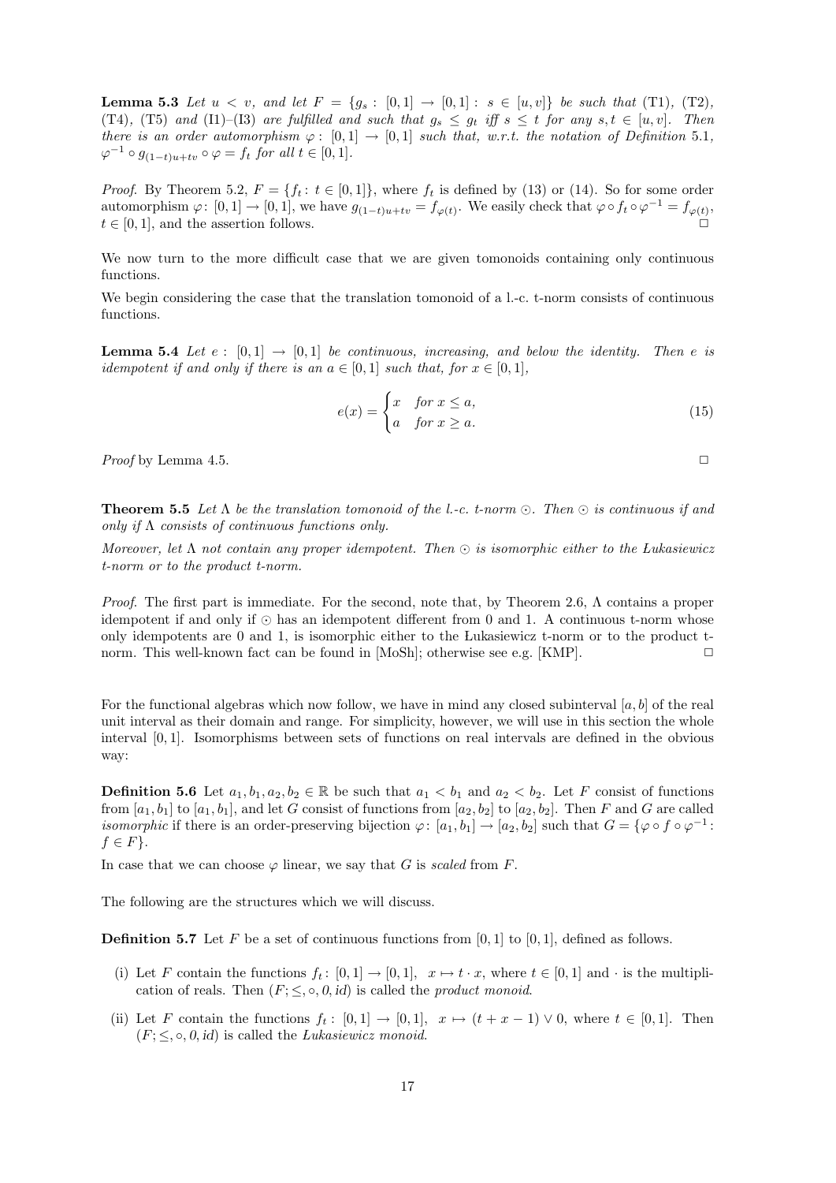**Lemma 5.3** *Let $u < v$, and let $F = \{g_s : [0,1] \to [0,1] : s \in [u,v]\}$ be such that (T1), (T2), (T4), (T5) and (I1)–(I3) are fulfilled and such that $g_s \leq g_t$ iff $s \leq t$ for any $s,t \in [u,v]$. Then there is an order automorphism $\varphi : [0,1] \to [0,1]$ such that, w.r.t. the notation of Definition 5.1, $\varphi^{-1} \circ g_{(1-t)u+tv} \circ \varphi = f_t$ for all $t \in [0,1]$.*

*Proof.* By Theorem 5.2, $F = \{f_t : t \in [0,1]\}$, where $f_t$ is defined by (13) or (14). So for some order automorphism $\varphi : [0,1] \to [0,1]$, we have $g_{(1-t)u+tv} = f_{\varphi(t)}$. We easily check that $\varphi \circ f_t \circ \varphi^{-1} = f_{\varphi(t)}$, $t \in [0,1]$, and the assertion follows. □

We now turn to the more difficult case that we are given tomonoids containing only continuous functions.

We begin considering the case that the translation tomonoid of a l.-c. t-norm consists of continuous functions.

**Lemma 5.4** *Let $e : [0,1] \to [0,1]$ be continuous, increasing, and below the identity. Then $e$ is idempotent if and only if there is an $a \in [0,1]$ such that, for $x \in [0,1]$,*

$$e(x) = \begin{cases} x & \text{for } x \leq a, \\ a & \text{for } x \geq a. \end{cases} \tag{15}$$

*Proof* by Lemma 4.5. □

**Theorem 5.5** *Let $\Lambda$ be the translation tomonoid of the l.-c. t-norm $\odot$. Then $\odot$ is continuous if and only if $\Lambda$ consists of continuous functions only.*

*Moreover, let $\Lambda$ not contain any proper idempotent. Then $\odot$ is isomorphic either to the Łukasiewicz t-norm or to the product t-norm.*

*Proof.* The first part is immediate. For the second, note that, by Theorem 2.6, $\Lambda$ contains a proper idempotent if and only if $\odot$ has an idempotent different from 0 and 1. A continuous t-norm whose only idempotents are 0 and 1, is isomorphic either to the Łukasiewicz t-norm or to the product t-norm. This well-known fact can be found in [MoSh]; otherwise see e.g. [KMP]. □

For the functional algebras which now follow, we have in mind any closed subinterval $[a,b]$ of the real unit interval as their domain and range. For simplicity, however, we will use in this section the whole interval $[0,1]$. Isomorphisms between sets of functions on real intervals are defined in the obvious way:

**Definition 5.6** Let $a_1, b_1, a_2, b_2 \in \mathbb{R}$ be such that $a_1 < b_1$ and $a_2 < b_2$. Let $F$ consist of functions from $[a_1, b_1]$ to $[a_1, b_1]$, and let $G$ consist of functions from $[a_2, b_2]$ to $[a_2, b_2]$. Then $F$ and $G$ are called *isomorphic* if there is an order-preserving bijection $\varphi : [a_1, b_1] \to [a_2, b_2]$ such that $G = \{\varphi \circ f \circ \varphi^{-1} : f \in F\}$.

In case that we can choose $\varphi$ linear, we say that $G$ is *scaled* from $F$.

The following are the structures which we will discuss.

**Definition 5.7** Let $F$ be a set of continuous functions from $[0,1]$ to $[0,1]$, defined as follows.

(i) Let $F$ contain the functions $f_t : [0,1] \to [0,1], \;\; x \mapsto t \cdot x$, where $t \in [0,1]$ and $\cdot$ is the multiplication of reals. Then $(F; \leq, \circ, 0, id)$ is called the *product monoid*.

(ii) Let $F$ contain the functions $f_t : [0,1] \to [0,1], \;\; x \mapsto (t + x - 1) \vee 0$, where $t \in [0,1]$. Then $(F; \leq, \circ, 0, id)$ is called the *Łukasiewicz monoid*.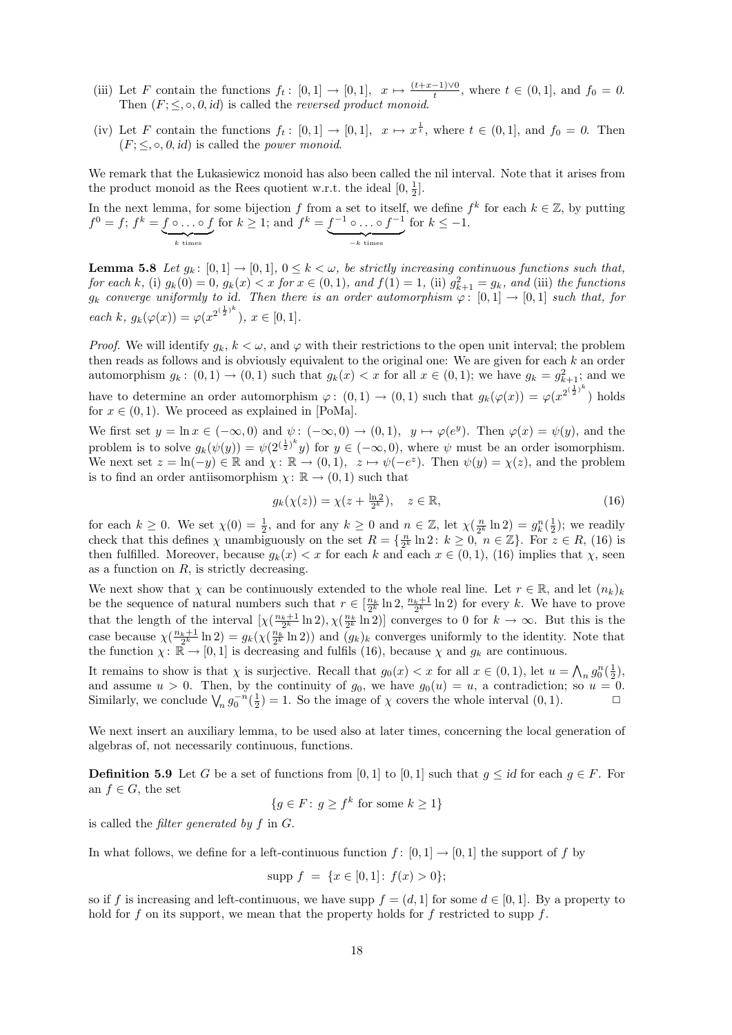(iii) Let $F$ contain the functions $f_t \colon [0,1] \to [0,1]$, $x \mapsto \frac{(t+x-1)\vee 0}{t}$, where $t \in (0,1]$, and $f_0 = 0$. Then $(F; \leq, \circ, 0, id)$ is called the *reversed product monoid*.

(iv) Let $F$ contain the functions $f_t \colon [0,1] \to [0,1]$, $x \mapsto x^{\frac{1}{t}}$, where $t \in (0,1]$, and $f_0 = 0$. Then $(F; \leq, \circ, 0, id)$ is called the *power monoid*.

We remark that the Łukasiewicz monoid has also been called the nil interval. Note that it arises from the product monoid as the Rees quotient w.r.t. the ideal $[0, \frac{1}{2}]$.

In the next lemma, for some bijection $f$ from a set to itself, we define $f^k$ for each $k \in \mathbb{Z}$, by putting $f^0 = f$; $f^k = \underbrace{f \circ \ldots \circ f}_{k \text{ times}}$ for $k \geq 1$; and $f^k = \underbrace{f^{-1} \circ \ldots \circ f^{-1}}_{-k \text{ times}}$ for $k \leq -1$.

**Lemma 5.8** *Let $g_k \colon [0,1] \to [0,1]$, $0 \leq k < \omega$, be strictly increasing continuous functions such that, for each $k$, (i) $g_k(0) = 0$, $g_k(x) < x$ for $x \in (0,1)$, and $f(1) = 1$, (ii) $g_{k+1}^2 = g_k$, and (iii) the functions $g_k$ converge uniformly to id. Then there is an order automorphism $\varphi \colon [0,1] \to [0,1]$ such that, for each $k$, $g_k(\varphi(x)) = \varphi(x^{2^{(\frac{1}{2})^k}})$, $x \in [0,1]$.*

*Proof.* We will identify $g_k$, $k < \omega$, and $\varphi$ with their restrictions to the open unit interval; the problem then reads as follows and is obviously equivalent to the original one: We are given for each $k$ an order automorphism $g_k \colon (0,1) \to (0,1)$ such that $g_k(x) < x$ for all $x \in (0,1)$; we have $g_k = g_{k+1}^2$; and we have to determine an order automorphism $\varphi \colon (0,1) \to (0,1)$ such that $g_k(\varphi(x)) = \varphi(x^{2^{(\frac{1}{2})^k}})$ holds for $x \in (0,1)$. We proceed as explained in [PoMa].

We first set $y = \ln x \in (-\infty, 0)$ and $\psi \colon (-\infty, 0) \to (0,1)$, $y \mapsto \varphi(e^y)$. Then $\varphi(x) = \psi(y)$, and the problem is to solve $g_k(\psi(y)) = \psi(2^{(\frac{1}{2})^k} y)$ for $y \in (-\infty, 0)$, where $\psi$ must be an order isomorphism. We next set $z = \ln(-y) \in \mathbb{R}$ and $\chi \colon \mathbb{R} \to (0,1)$, $z \mapsto \psi(-e^z)$. Then $\psi(y) = \chi(z)$, and the problem is to find an order antiisomorphism $\chi \colon \mathbb{R} \to (0,1)$ such that

$$g_k(\chi(z)) = \chi(z + \tfrac{\ln 2}{2^k}), \quad z \in \mathbb{R}, \tag{16}$$

for each $k \geq 0$. We set $\chi(0) = \frac{1}{2}$, and for any $k \geq 0$ and $n \in \mathbb{Z}$, let $\chi(\frac{n}{2^k} \ln 2) = g_k^n(\frac{1}{2})$; we readily check that this defines $\chi$ unambiguously on the set $R = \{\frac{n}{2^k} \ln 2 \colon k \geq 0, n \in \mathbb{Z}\}$. For $z \in R$, (16) is then fulfilled. Moreover, because $g_k(x) < x$ for each $k$ and each $x \in (0,1)$, (16) implies that $\chi$, seen as a function on $R$, is strictly decreasing.

We next show that $\chi$ can be continuously extended to the whole real line. Let $r \in \mathbb{R}$, and let $(n_k)_k$ be the sequence of natural numbers such that $r \in [\frac{n_k}{2^k} \ln 2, \frac{n_k+1}{2^k} \ln 2)$ for every $k$. We have to prove that the length of the interval $[\chi(\frac{n_k+1}{2^k} \ln 2), \chi(\frac{n_k}{2^k} \ln 2)]$ converges to 0 for $k \to \infty$. But this is the case because $\chi(\frac{n_k+1}{2^k} \ln 2) = g_k(\chi(\frac{n_k}{2^k} \ln 2))$ and $(g_k)_k$ converges uniformly to the identity. Note that the function $\chi \colon \mathbb{R} \to [0,1]$ is decreasing and fulfils (16), because $\chi$ and $g_k$ are continuous.

It remains to show is that $\chi$ is surjective. Recall that $g_0(x) < x$ for all $x \in (0,1)$, let $u = \bigwedge_n g_0^n(\frac{1}{2})$, and assume $u > 0$. Then, by the continuity of $g_0$, we have $g_0(u) = u$, a contradiction; so $u = 0$. Similarly, we conclude $\bigvee_n g_0^{-n}(\frac{1}{2}) = 1$. So the image of $\chi$ covers the whole interval $(0,1)$. $\square$

We next insert an auxiliary lemma, to be used also at later times, concerning the local generation of algebras of, not necessarily continuous, functions.

**Definition 5.9** Let $G$ be a set of functions from $[0,1]$ to $[0,1]$ such that $g \leq id$ for each $g \in F$. For an $f \in G$, the set

$$\{g \in F \colon g \geq f^k \text{ for some } k \geq 1\}$$

is called the *filter generated by $f$ in $G$*.

In what follows, we define for a left-continuous function $f \colon [0,1] \to [0,1]$ the support of $f$ by

$$\text{supp } f \;=\; \{x \in [0,1] \colon f(x) > 0\};$$

so if $f$ is increasing and left-continuous, we have supp $f = (d, 1]$ for some $d \in [0,1]$. By a property to hold for $f$ on its support, we mean that the property holds for $f$ restricted to supp $f$.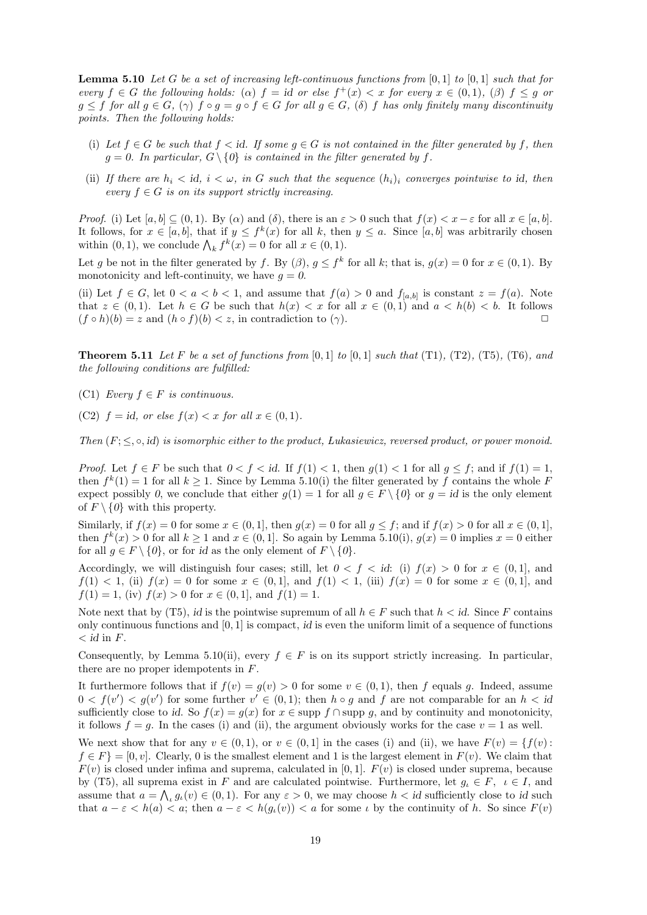**Lemma 5.10** *Let $G$ be a set of increasing left-continuous functions from $[0,1]$ to $[0,1]$ such that for every $f \in G$ the following holds: ($\alpha$) $f = id$ or else $f^+(x) < x$ for every $x \in (0,1)$, ($\beta$) $f \leq g$ or $g \leq f$ for all $g \in G$, ($\gamma$) $f \circ g = g \circ f \in G$ for all $g \in G$, ($\delta$) $f$ has only finitely many discontinuity points. Then the following holds:*

- (i) *Let $f \in G$ be such that $f < id$. If some $g \in G$ is not contained in the filter generated by $f$, then $g = 0$. In particular, $G \setminus \{0\}$ is contained in the filter generated by $f$.*
- (ii) *If there are $h_i < id$, $i < \omega$, in $G$ such that the sequence $(h_i)_i$ converges pointwise to $id$, then every $f \in G$ is on its support strictly increasing.*

*Proof.* (i) Let $[a,b] \subseteq (0,1)$. By ($\alpha$) and ($\delta$), there is an $\varepsilon > 0$ such that $f(x) < x - \varepsilon$ for all $x \in [a,b]$. It follows, for $x \in [a,b]$, that if $y \leq f^k(x)$ for all $k$, then $y \leq a$. Since $[a,b]$ was arbitrarily chosen within $(0,1)$, we conclude $\bigwedge_k f^k(x) = 0$ for all $x \in (0,1)$.

Let $g$ be not in the filter generated by $f$. By ($\beta$), $g \leq f^k$ for all $k$; that is, $g(x) = 0$ for $x \in (0,1)$. By monotonicity and left-continuity, we have $g = 0$.

(ii) Let $f \in G$, let $0 < a < b < 1$, and assume that $f(a) > 0$ and $f_{[a,b]}$ is constant $z = f(a)$. Note that $z \in (0,1)$. Let $h \in G$ be such that $h(x) < x$ for all $x \in (0,1)$ and $a < h(b) < b$. It follows $(f \circ h)(b) = z$ and $(h \circ f)(b) < z$, in contradiction to ($\gamma$). $\square$

**Theorem 5.11** *Let $F$ be a set of functions from $[0,1]$ to $[0,1]$ such that (T1), (T2), (T5), (T6), and the following conditions are fulfilled:*

- (C1) *Every $f \in F$ is continuous.*
- (C2) *$f = id$, or else $f(x) < x$ for all $x \in (0,1)$.*

*Then $(F; \leq, \circ, id)$ is isomorphic either to the product, Łukasiewicz, reversed product, or power monoid.*

*Proof.* Let $f \in F$ be such that $0 < f < id$. If $f(1) < 1$, then $g(1) < 1$ for all $g \leq f$; and if $f(1) = 1$, then $f^k(1) = 1$ for all $k \geq 1$. Since by Lemma 5.10(i) the filter generated by $f$ contains the whole $F$ expect possibly $0$, we conclude that either $g(1) = 1$ for all $g \in F \setminus \{0\}$ or $g = id$ is the only element of $F \setminus \{0\}$ with this property.

Similarly, if $f(x) = 0$ for some $x \in (0,1]$, then $g(x) = 0$ for all $g \leq f$; and if $f(x) > 0$ for all $x \in (0,1]$, then $f^k(x) > 0$ for all $k \geq 1$ and $x \in (0,1]$. So again by Lemma 5.10(i), $g(x) = 0$ implies $x = 0$ either for all $g \in F \setminus \{0\}$, or for $id$ as the only element of $F \setminus \{0\}$.

Accordingly, we will distinguish four cases; still, let $0 < f < id$: (i) $f(x) > 0$ for $x \in (0,1]$, and $f(1) < 1$, (ii) $f(x) = 0$ for some $x \in (0,1]$, and $f(1) < 1$, (iii) $f(x) = 0$ for some $x \in (0,1]$, and $f(1) = 1$, (iv) $f(x) > 0$ for $x \in (0,1]$, and $f(1) = 1$.

Note next that by (T5), $id$ is the pointwise supremum of all $h \in F$ such that $h < id$. Since $F$ contains only continuous functions and $[0,1]$ is compact, $id$ is even the uniform limit of a sequence of functions $< id$ in $F$.

Consequently, by Lemma 5.10(ii), every $f \in F$ is on its support strictly increasing. In particular, there are no proper idempotents in $F$.

It furthermore follows that if $f(v) = g(v) > 0$ for some $v \in (0,1)$, then $f$ equals $g$. Indeed, assume $0 < f(v') < g(v')$ for some further $v' \in (0,1)$; then $h \circ g$ and $f$ are not comparable for an $h < id$ sufficiently close to $id$. So $f(x) = g(x)$ for $x \in \operatorname{supp} f \cap \operatorname{supp} g$, and by continuity and monotonicity, it follows $f = g$. In the cases (i) and (ii), the argument obviously works for the case $v = 1$ as well.

We next show that for any $v \in (0,1)$, or $v \in (0,1]$ in the cases (i) and (ii), we have $F(v) = \{f(v) : f \in F\} = [0,v]$. Clearly, 0 is the smallest element and 1 is the largest element in $F(v)$. We claim that $F(v)$ is closed under infima and suprema, calculated in $[0,1]$. $F(v)$ is closed under suprema, because by (T5), all suprema exist in $F$ and are calculated pointwise. Furthermore, let $g_\iota \in F$, $\iota \in I$, and assume that $a = \bigwedge_\iota g_\iota(v) \in (0,1)$. For any $\varepsilon > 0$, we may choose $h < id$ sufficiently close to $id$ such that $a - \varepsilon < h(a) < a$; then $a - \varepsilon < h(g_\iota(v)) < a$ for some $\iota$ by the continuity of $h$. So since $F(v)$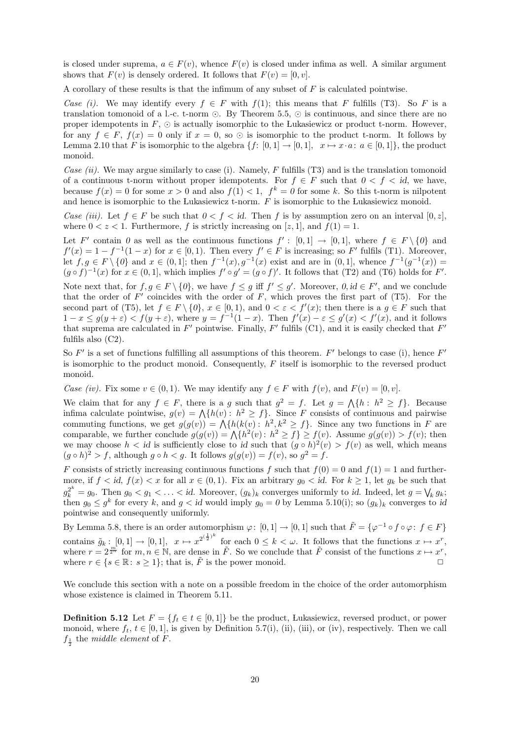is closed under suprema, $a \in F(v)$, whence $F(v)$ is closed under infima as well. A similar argument shows that $F(v)$ is densely ordered. It follows that $F(v) = [0, v]$.

A corollary of these results is that the infimum of any subset of $F$ is calculated pointwise.

*Case (i).* We may identify every $f \in F$ with $f(1)$; this means that $F$ fulfills (T3). So $F$ is a translation tomonoid of a l.-c. t-norm $\odot$. By Theorem 5.5, $\odot$ is continuous, and since there are no proper idempotents in $F$, $\odot$ is actually isomorphic to the Łukasiewicz or product t-norm. However, for any $f \in F$, $f(x) = 0$ only if $x = 0$, so $\odot$ is isomorphic to the product t-norm. It follows by Lemma 2.10 that $F$ is isomorphic to the algebra $\{f\colon [0,1] \to [0,1],\ \ x \mapsto x \cdot a \colon a \in [0,1]\}$, the product monoid.

*Case (ii).* We may argue similarly to case (i). Namely, $F$ fulfills (T3) and is the translation tomonoid of a continuous t-norm without proper idempotents. For $f \in F$ such that $0 < f < id$, we have, because $f(x) = 0$ for some $x > 0$ and also $f(1) < 1$, $f^k = 0$ for some $k$. So this t-norm is nilpotent and hence is isomorphic to the Łukasiewicz t-norm. $F$ is isomorphic to the Łukasiewicz monoid.

*Case (iii).* Let $f \in F$ be such that $0 < f < id$. Then $f$ is by assumption zero on an interval $[0, z]$, where $0 < z < 1$. Furthermore, $f$ is strictly increasing on $[z, 1]$, and $f(1) = 1$.

Let $F'$ contain $0$ as well as the continuous functions $f' : [0,1] \to [0,1]$, where $f \in F \setminus \{0\}$ and $f'(x) = 1 - f^{-1}(1-x)$ for $x \in [0,1)$. Then every $f' \in F$ is increasing; so $F'$ fulfils (T1). Moreover, let $f, g \in F \setminus \{0\}$ and $x \in (0,1]$; then $f^{-1}(x), g^{-1}(x)$ exist and are in $(0,1]$, whence $f^{-1}(g^{-1}(x)) = (g \circ f)^{-1}(x)$ for $x \in (0,1]$, which implies $f' \circ g' = (g \circ f)'$. It follows that (T2) and (T6) holds for $F'$.

Note next that, for $f, g \in F \setminus \{0\}$, we have $f \leq g$ iff $f' \leq g'$. Moreover, $0, id \in F'$, and we conclude that the order of $F'$ coincides with the order of $F$, which proves the first part of (T5). For the second part of (T5), let $f \in F \setminus \{0\}$, $x \in [0,1)$, and $0 < \varepsilon < f'(x)$; then there is a $g \in F$ such that $1 - x \leq g(y + \varepsilon) < f(y + \varepsilon)$, where $y = f^{-1}(1-x)$. Then $f'(x) - \varepsilon \leq g'(x) < f'(x)$, and it follows that suprema are calculated in $F'$ pointwise. Finally, $F'$ fulfils (C1), and it is easily checked that $F'$ fulfils also (C2).

So $F'$ is a set of functions fulfilling all assumptions of this theorem. $F'$ belongs to case (i), hence $F'$ is isomorphic to the product monoid. Consequently, $F$ itself is isomorphic to the reversed product monoid.

*Case (iv).* Fix some $v \in (0,1)$. We may identify any $f \in F$ with $f(v)$, and $F(v) = [0, v]$.

We claim that for any $f \in F$, there is a $g$ such that $g^2 = f$. Let $g = \bigwedge\{h\colon h^2 \geq f\}$. Because infima calculate pointwise, $g(v) = \bigwedge\{h(v)\colon h^2 \geq f\}$. Since $F$ consists of continuous and pairwise commuting functions, we get $g(g(v)) = \bigwedge\{h(k(v))\colon h^2, k^2 \geq f\}$. Since any two functions in $F$ are comparable, we further conclude $g(g(v)) = \bigwedge\{h^2(v)\colon h^2 \geq f\} \geq f(v)$. Assume $g(g(v)) > f(v)$; then we may choose $h < id$ is sufficiently close to $id$ such that $(g \circ h)^2(v) > f(v)$ as well, which means $(g \circ h)^2 > f$, although $g \circ h < g$. It follows $g(g(v)) = f(v)$, so $g^2 = f$.

$F$ consists of strictly increasing continuous functions $f$ such that $f(0) = 0$ and $f(1) = 1$ and furthermore, if $f < id$, $f(x) < x$ for all $x \in (0,1)$. Fix an arbitrary $g_0 < id$. For $k \geq 1$, let $g_k$ be such that $g_k^{2^k} = g_0$. Then $g_0 < g_1 < \ldots < id$. Moreover, $(g_k)_k$ converges uniformly to $id$. Indeed, let $g = \bigvee_k g_k$; then $g_0 \leq g^k$ for every $k$, and $g < id$ would imply $g_0 = 0$ by Lemma 5.10(i); so $(g_k)_k$ converges to $id$ pointwise and consequently uniformly.

By Lemma 5.8, there is an order automorphism $\varphi\colon [0,1] \to [0,1]$ such that $\tilde{F} = \{\varphi^{-1} \circ f \circ \varphi\colon f \in F\}$ contains $\tilde{g}_k\colon [0,1] \to [0,1],\ \ x \mapsto x^{2^{(\frac{1}{2})^k}}$ for each $0 \leq k < \omega$. It follows that the functions $x \mapsto x^r$, where $r = 2^{\frac{m}{2^n}}$ for $m, n \in \mathbb{N}$, are dense in $\tilde{F}$. So we conclude that $\tilde{F}$ consist of the functions $x \mapsto x^r$, where $r \in \{s \in \mathbb{R}\colon s \geq 1\}$; that is, $\tilde{F}$ is the power monoid. □

We conclude this section with a note on a possible freedom in the choice of the order automorphism whose existence is claimed in Theorem 5.11.

**Definition 5.12** Let $F = \{f_t \in t \in [0,1]\}$ be the product, Łukasiewicz, reversed product, or power monoid, where $f_t$, $t \in [0,1]$, is given by Definition 5.7(i), (ii), (iii), or (iv), respectively. Then we call $f_{\frac{1}{2}}$ the *middle element* of $F$.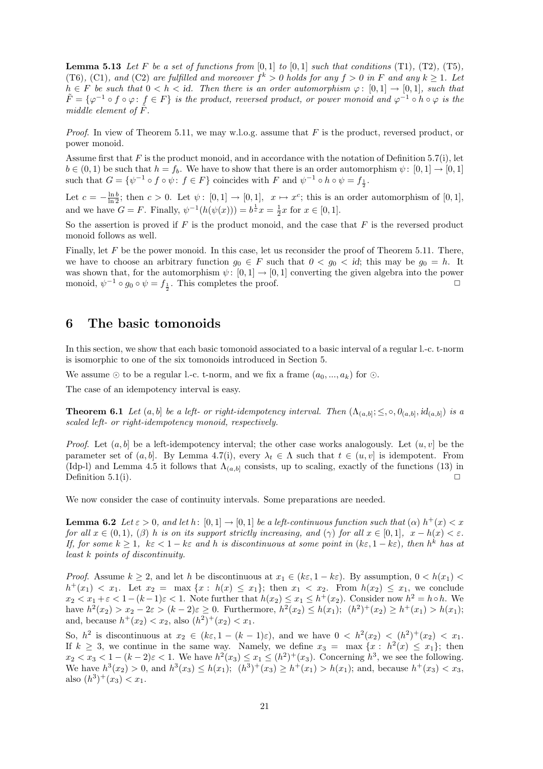**Lemma 5.13** *Let $F$ be a set of functions from $[0,1]$ to $[0,1]$ such that conditions* (T1)*,* (T2)*,* (T5)*,* (T6)*,* (C1)*, and* (C2) *are fulfilled and moreover $f^k > 0$ holds for any $f > 0$ in $F$ and any $k \geq 1$. Let $h \in F$ be such that $0 < h < id$. Then there is an order automorphism $\varphi\colon [0,1] \to [0,1]$, such that $\tilde{F} = \{\varphi^{-1} \circ f \circ \varphi\colon f \in F\}$ is the product, reversed product, or power monoid and $\varphi^{-1} \circ h \circ \varphi$ is the middle element of $\tilde{F}$.*

*Proof.* In view of Theorem 5.11, we may w.l.o.g. assume that $F$ is the product, reversed product, or power monoid.

Assume first that $F$ is the product monoid, and in accordance with the notation of Definition 5.7(i), let $b \in (0,1)$ be such that $h = f_b$. We have to show that there is an order automorphism $\psi\colon [0,1] \to [0,1]$ such that $G = \{\psi^{-1} \circ f \circ \psi\colon f \in F\}$ coincides with $F$ and $\psi^{-1} \circ h \circ \psi = f_{\frac{1}{2}}$.

Let $c = -\frac{\ln b}{\ln 2}$; then $c > 0$. Let $\psi\colon [0,1] \to [0,1],\ \ x \mapsto x^c$; this is an order automorphism of $[0,1]$, and we have $G = F$. Finally, $\psi^{-1}(h(\psi(x))) = b^{\frac{1}{c}} x = \frac{1}{2} x$ for $x \in [0,1]$.

So the assertion is proved if $F$ is the product monoid, and the case that $F$ is the reversed product monoid follows as well.

Finally, let $F$ be the power monoid. In this case, let us reconsider the proof of Theorem 5.11. There, we have to choose an arbitrary function $g_0 \in F$ such that $0 < g_0 < id$; this may be $g_0 = h$. It was shown that, for the automorphism $\psi\colon [0,1] \to [0,1]$ converting the given algebra into the power monoid, $\psi^{-1} \circ g_0 \circ \psi = f_{\frac{1}{2}}$. This completes the proof. ☐

## 6 The basic tomonoids

In this section, we show that each basic tomonoid associated to a basic interval of a regular l.-c. t-norm is isomorphic to one of the six tomonoids introduced in Section 5.

We assume $\odot$ to be a regular l.-c. t-norm, and we fix a frame $(a_0, ..., a_k)$ for $\odot$.

The case of an idempotency interval is easy.

**Theorem 6.1** *Let $(a,b]$ be a left- or right-idempotency interval. Then $(\Lambda_{(a,b]}; \leq, \circ, 0_{(a,b]}, \mathrm{id}_{(a,b]})$ is a scaled left- or right-idempotency monoid, respectively.*

*Proof.* Let $(a,b]$ be a left-idempotency interval; the other case works analogously. Let $(u,v]$ be the parameter set of $(a,b]$. By Lemma 4.7(i), every $\lambda_t \in \Lambda$ such that $t \in (u,v]$ is idempotent. From (Idp-l) and Lemma 4.5 it follows that $\Lambda_{(a,b]}$ consists, up to scaling, exactly of the functions (13) in Definition 5.1(i). ☐

We now consider the case of continuity intervals. Some preparations are needed.

**Lemma 6.2** *Let $\varepsilon > 0$, and let $h\colon [0,1] \to [0,1]$ be a left-continuous function such that $(\alpha)$ $h^+(x) < x$ for all $x \in (0,1)$, $(\beta)$ $h$ is on its support strictly increasing, and $(\gamma)$ for all $x \in [0,1]$, $x - h(x) < \varepsilon$. If, for some $k \geq 1$, $k\varepsilon < 1 - k\varepsilon$ and $h$ is discontinuous at some point in $(k\varepsilon, 1 - k\varepsilon)$, then $h^k$ has at least $k$ points of discontinuity.*

*Proof.* Assume $k \geq 2$, and let $h$ be discontinuous at $x_1 \in (k\varepsilon, 1 - k\varepsilon)$. By assumption, $0 < h(x_1) < h^+(x_1) < x_1$. Let $x_2 = \max\{x\colon h(x) \leq x_1\}$; then $x_1 < x_2$. From $h(x_2) \leq x_1$, we conclude $x_2 < x_1 + \varepsilon < 1 - (k-1)\varepsilon < 1$. Note further that $h(x_2) \leq x_1 \leq h^+(x_2)$. Consider now $h^2 = h \circ h$. We have $h^2(x_2) > x_2 - 2\varepsilon > (k-2)\varepsilon \geq 0$. Furthermore, $h^2(x_2) \leq h(x_1)$; $(h^2)^+(x_2) \geq h^+(x_1) > h(x_1)$; and, because $h^+(x_2) < x_2$, also $(h^2)^+(x_2) < x_1$.

So, $h^2$ is discontinuous at $x_2 \in (k\varepsilon, 1 - (k-1)\varepsilon)$, and we have $0 < h^2(x_2) < (h^2)^+(x_2) < x_1$. If $k \geq 3$, we continue in the same way. Namely, we define $x_3 = \max\{x\colon h^2(x) \leq x_1\}$; then $x_2 < x_3 < 1 - (k-2)\varepsilon < 1$. We have $h^2(x_3) \leq x_1 \leq (h^2)^+(x_3)$. Concerning $h^3$, we see the following. We have $h^3(x_2) > 0$, and $h^3(x_3) \leq h(x_1)$; $(h^3)^+(x_3) \geq h^+(x_1) > h(x_1)$; and, because $h^+(x_3) < x_3$, also $(h^3)^+(x_3) < x_1$.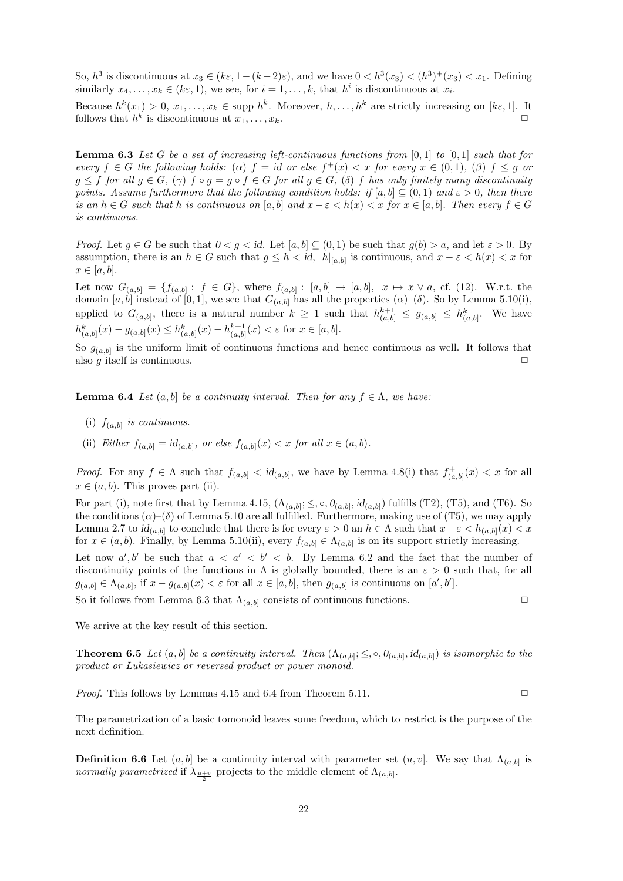So, $h^3$ is discontinuous at $x_3 \in (k\varepsilon, 1-(k-2)\varepsilon)$, and we have $0 < h^3(x_3) < (h^3)^+(x_3) < x_1$. Defining similarly $x_4, \ldots, x_k \in (k\varepsilon, 1)$, we see, for $i = 1, \ldots, k$, that $h^i$ is discontinuous at $x_i$.

Because $h^k(x_1) > 0$, $x_1, \ldots, x_k \in \operatorname{supp} h^k$. Moreover, $h, \ldots, h^k$ are strictly increasing on $[k\varepsilon, 1]$. It follows that $h^k$ is discontinuous at $x_1, \ldots, x_k$. □

**Lemma 6.3** *Let $G$ be a set of increasing left-continuous functions from $[0,1]$ to $[0,1]$ such that for every $f \in G$ the following holds: ($\alpha$) $f = id$ or else $f^+(x) < x$ for every $x \in (0,1)$, ($\beta$) $f \leq g$ or $g \leq f$ for all $g \in G$, ($\gamma$) $f \circ g = g \circ f \in G$ for all $g \in G$, ($\delta$) $f$ has only finitely many discontinuity points. Assume furthermore that the following condition holds: if $[a,b] \subseteq (0,1)$ and $\varepsilon > 0$, then there is an $h \in G$ such that $h$ is continuous on $[a,b]$ and $x - \varepsilon < h(x) < x$ for $x \in [a,b]$. Then every $f \in G$ is continuous.*

*Proof.* Let $g \in G$ be such that $0 < g < id$. Let $[a,b] \subseteq (0,1)$ be such that $g(b) > a$, and let $\varepsilon > 0$. By assumption, there is an $h \in G$ such that $g \leq h < id$, $h|_{[a,b]}$ is continuous, and $x - \varepsilon < h(x) < x$ for $x \in [a,b]$.

Let now $G_{(a,b]} = \{f_{(a,b]} : f \in G\}$, where $f_{(a,b]} : [a,b] \to [a,b], \; x \mapsto x \vee a$, cf. (12). W.r.t. the domain $[a,b]$ instead of $[0,1]$, we see that $G_{(a,b]}$ has all the properties ($\alpha$)–($\delta$). So by Lemma 5.10(i), applied to $G_{(a,b]}$, there is a natural number $k \geq 1$ such that $h^{k+1}_{(a,b]} \leq g_{(a,b]} \leq h^k_{(a,b]}$. We have $h^k_{(a,b]}(x) - g_{(a,b]}(x) \leq h^k_{(a,b]}(x) - h^{k+1}_{(a,b]}(x) < \varepsilon$ for $x \in [a,b]$.

So $g_{(a,b]}$ is the uniform limit of continuous functions and hence continuous as well. It follows that also $g$ itself is continuous. □

**Lemma 6.4** *Let $(a,b]$ be a continuity interval. Then for any $f \in \Lambda$, we have:*

(i) *$f_{(a,b]}$ is continuous.*

(ii) *Either $f_{(a,b]} = \mathrm{id}_{(a,b]}$, or else $f_{(a,b]}(x) < x$ for all $x \in (a,b)$.*

*Proof.* For any $f \in \Lambda$ such that $f_{(a,b]} < id_{(a,b]}$, we have by Lemma 4.8(i) that $f^+_{(a,b]}(x) < x$ for all $x \in (a,b)$. This proves part (ii).

For part (i), note first that by Lemma 4.15, $(\Lambda_{(a,b]}; \leq, \circ, 0_{(a,b]}, id_{(a,b]})$ fulfills (T2), (T5), and (T6). So the conditions ($\alpha$)–($\delta$) of Lemma 5.10 are all fulfilled. Furthermore, making use of (T5), we may apply Lemma 2.7 to $id_{(a,b]}$ to conclude that there is for every $\varepsilon > 0$ an $h \in \Lambda$ such that $x - \varepsilon < h_{(a,b]}(x) < x$ for $x \in (a,b)$. Finally, by Lemma 5.10(ii), every $f_{(a,b]} \in \Lambda_{(a,b]}$ is on its support strictly increasing.

Let now $a', b'$ be such that $a < a' < b' < b$. By Lemma 6.2 and the fact that the number of discontinuity points of the functions in $\Lambda$ is globally bounded, there is an $\varepsilon > 0$ such that, for all $g_{(a,b]} \in \Lambda_{(a,b]}$, if $x - g_{(a,b]}(x) < \varepsilon$ for all $x \in [a,b]$, then $g_{(a,b]}$ is continuous on $[a', b']$.

So it follows from Lemma 6.3 that $\Lambda_{(a,b]}$ consists of continuous functions. □

We arrive at the key result of this section.

**Theorem 6.5** *Let $(a,b]$ be a continuity interval. Then $(\Lambda_{(a,b]}; \leq, \circ, 0_{(a,b]}, id_{(a,b]})$ is isomorphic to the product or Łukasiewicz or reversed product or power monoid.*

*Proof.* This follows by Lemmas 4.15 and 6.4 from Theorem 5.11. □

The parametrization of a basic tomonoid leaves some freedom, which to restrict is the purpose of the next definition.

**Definition 6.6** Let $(a,b]$ be a continuity interval with parameter set $(u,v]$. We say that $\Lambda_{(a,b]}$ is *normally parametrized* if $\lambda_{\frac{u+v}{2}}$ projects to the middle element of $\Lambda_{(a,b]}$.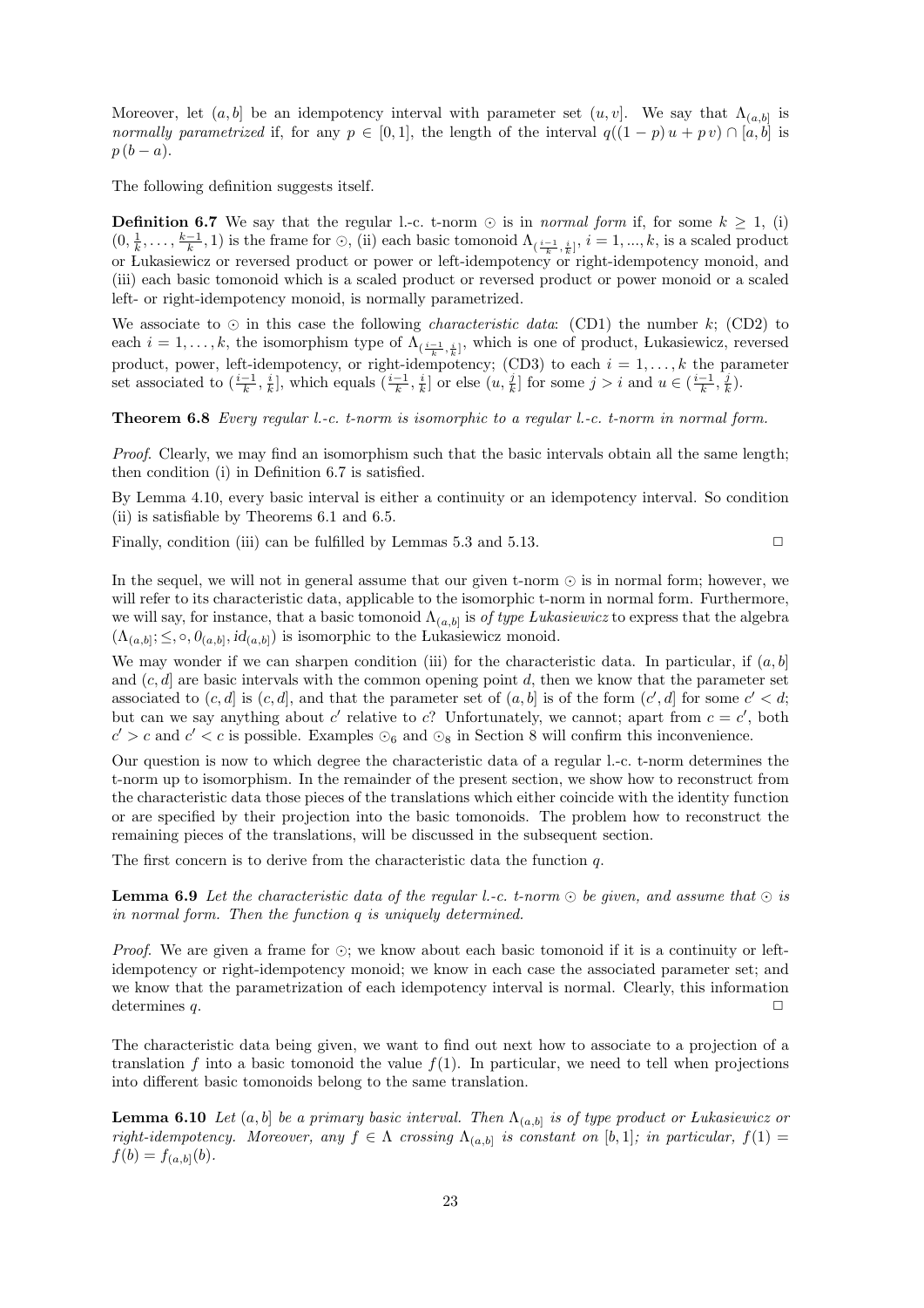Moreover, let $(a, b]$ be an idempotency interval with parameter set $(u, v]$. We say that $\Lambda_{(a,b]}$ is *normally parametrized* if, for any $p \in [0, 1]$, the length of the interval $q((1-p)\,u + p\,v) \cap [a, b]$ is $p\,(b-a)$.

The following definition suggests itself.

**Definition 6.7** We say that the regular l.-c. t-norm $\odot$ is in *normal form* if, for some $k \geq 1$, (i) $(0, \frac{1}{k}, \ldots, \frac{k-1}{k}, 1)$ is the frame for $\odot$, (ii) each basic tomonoid $\Lambda_{(\frac{i-1}{k}, \frac{i}{k}]}$, $i = 1, ..., k$, is a scaled product or Łukasiewicz or reversed product or power or left-idempotency or right-idempotency monoid, and (iii) each basic tomonoid which is a scaled product or reversed product or power monoid or a scaled left- or right-idempotency monoid, is normally parametrized.

We associate to $\odot$ in this case the following *characteristic data*: (CD1) the number $k$; (CD2) to each $i = 1, \ldots, k$, the isomorphism type of $\Lambda_{(\frac{i-1}{k}, \frac{i}{k}]}$, which is one of product, Łukasiewicz, reversed product, power, left-idempotency, or right-idempotency; (CD3) to each $i = 1, \ldots, k$ the parameter set associated to $(\frac{i-1}{k}, \frac{i}{k}]$, which equals $(\frac{i-1}{k}, \frac{i}{k}]$ or else $(u, \frac{j}{k}]$ for some $j > i$ and $u \in (\frac{i-1}{k}, \frac{j}{k})$.

**Theorem 6.8** *Every regular l.-c. t-norm is isomorphic to a regular l.-c. t-norm in normal form.*

*Proof.* Clearly, we may find an isomorphism such that the basic intervals obtain all the same length; then condition (i) in Definition 6.7 is satisfied.

By Lemma 4.10, every basic interval is either a continuity or an idempotency interval. So condition (ii) is satisfiable by Theorems 6.1 and 6.5.

Finally, condition (iii) can be fulfilled by Lemmas 5.3 and 5.13. □

In the sequel, we will not in general assume that our given t-norm $\odot$ is in normal form; however, we will refer to its characteristic data, applicable to the isomorphic t-norm in normal form. Furthermore, we will say, for instance, that a basic tomonoid $\Lambda_{(a,b]}$ is *of type Łukasiewicz* to express that the algebra $(\Lambda_{(a,b]}; \leq, \circ, 0_{(a,b]}, id_{(a,b]})$ is isomorphic to the Łukasiewicz monoid.

We may wonder if we can sharpen condition (iii) for the characteristic data. In particular, if $(a, b]$ and $(c, d]$ are basic intervals with the common opening point $d$, then we know that the parameter set associated to $(c, d]$ is $(c, d]$, and that the parameter set of $(a, b]$ is of the form $(c', d]$ for some $c' < d$; but can we say anything about $c'$ relative to $c$? Unfortunately, we cannot; apart from $c = c'$, both $c' > c$ and $c' < c$ is possible. Examples $\odot_6$ and $\odot_8$ in Section 8 will confirm this inconvenience.

Our question is now to which degree the characteristic data of a regular l.-c. t-norm determines the t-norm up to isomorphism. In the remainder of the present section, we show how to reconstruct from the characteristic data those pieces of the translations which either coincide with the identity function or are specified by their projection into the basic tomonoids. The problem how to reconstruct the remaining pieces of the translations, will be discussed in the subsequent section.

The first concern is to derive from the characteristic data the function $q$.

**Lemma 6.9** *Let the characteristic data of the regular l.-c. t-norm $\odot$ be given, and assume that $\odot$ is in normal form. Then the function $q$ is uniquely determined.*

*Proof.* We are given a frame for $\odot$; we know about each basic tomonoid if it is a continuity or left-idempotency or right-idempotency monoid; we know in each case the associated parameter set; and we know that the parametrization of each idempotency interval is normal. Clearly, this information determines $q$. □

The characteristic data being given, we want to find out next how to associate to a projection of a translation $f$ into a basic tomonoid the value $f(1)$. In particular, we need to tell when projections into different basic tomonoids belong to the same translation.

**Lemma 6.10** *Let $(a, b]$ be a primary basic interval. Then $\Lambda_{(a,b]}$ is of type product or Łukasiewicz or right-idempotency. Moreover, any $f \in \Lambda$ crossing $\Lambda_{(a,b]}$ is constant on $[b, 1]$; in particular, $f(1) = f(b) = f_{(a,b]}(b)$.*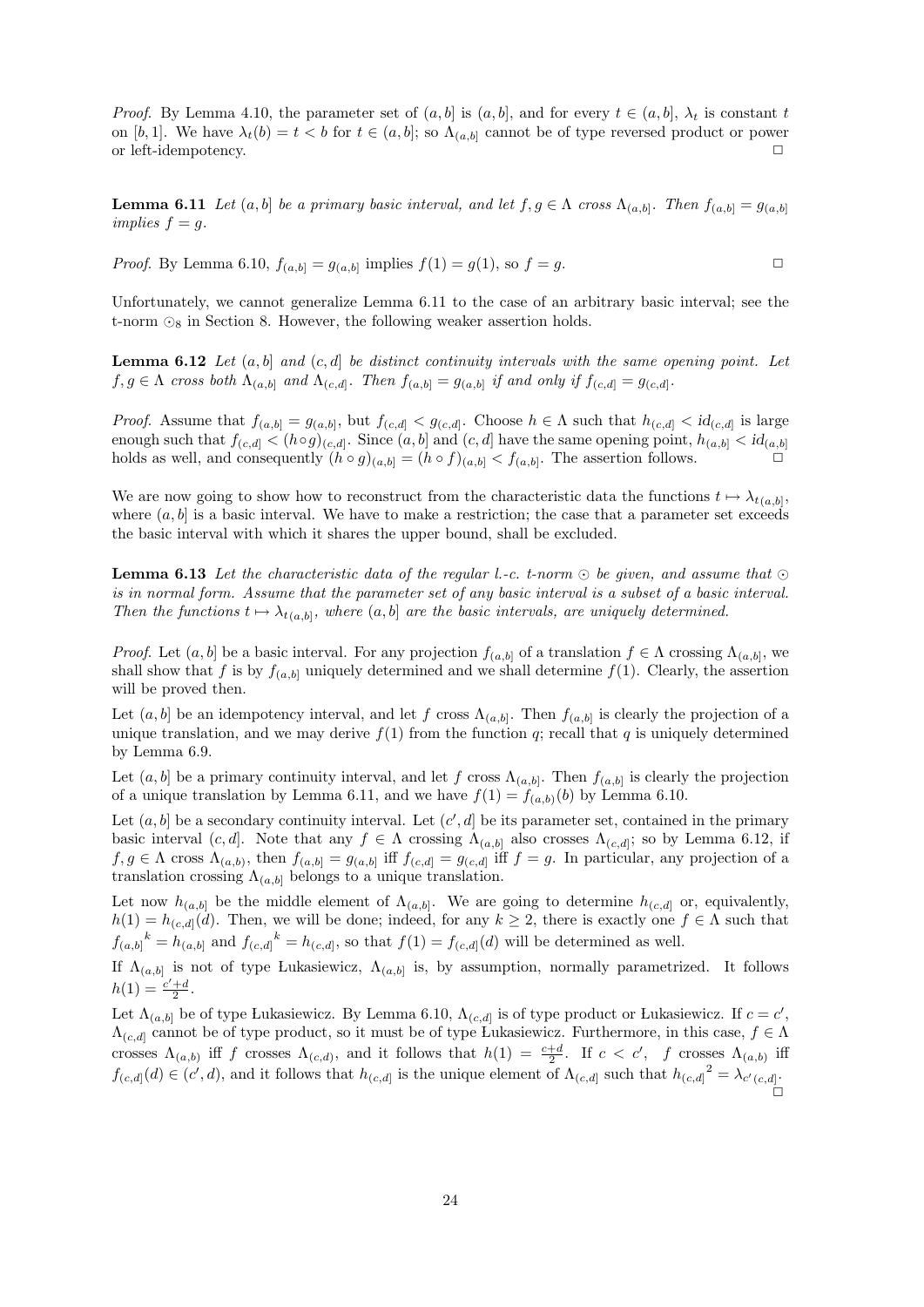*Proof.* By Lemma 4.10, the parameter set of $(a, b]$ is $(a, b]$, and for every $t \in (a, b]$, $\lambda_t$ is constant $t$ on $[b, 1]$. We have $\lambda_t(b) = t < b$ for $t \in (a, b]$; so $\Lambda_{(a,b]}$ cannot be of type reversed product or power or left-idempotency. □

**Lemma 6.11** *Let $(a, b]$ be a primary basic interval, and let $f, g \in \Lambda$ cross $\Lambda_{(a,b]}$. Then $f_{(a,b]} = g_{(a,b]}$ implies $f = g$.*

*Proof.* By Lemma 6.10, $f_{(a,b]} = g_{(a,b]}$ implies $f(1) = g(1)$, so $f = g$. □

Unfortunately, we cannot generalize Lemma 6.11 to the case of an arbitrary basic interval; see the t-norm $\odot_8$ in Section 8. However, the following weaker assertion holds.

**Lemma 6.12** *Let $(a, b]$ and $(c, d]$ be distinct continuity intervals with the same opening point. Let $f, g \in \Lambda$ cross both $\Lambda_{(a,b]}$ and $\Lambda_{(c,d]}$. Then $f_{(a,b]} = g_{(a,b]}$ if and only if $f_{(c,d]} = g_{(c,d]}$.*

*Proof.* Assume that $f_{(a,b]} = g_{(a,b]}$, but $f_{(c,d]} < g_{(c,d]}$. Choose $h \in \Lambda$ such that $h_{(c,d]} < id_{(c,d]}$ is large enough such that $f_{(c,d]} < (h \circ g)_{(c,d]}$. Since $(a, b]$ and $(c, d]$ have the same opening point, $h_{(a,b]} < id_{(a,b]}$ holds as well, and consequently $(h \circ g)_{(a,b]} = (h \circ f)_{(a,b]} < f_{(a,b]}$. The assertion follows. □

We are now going to show how to reconstruct from the characteristic data the functions $t \mapsto \lambda_{t\,(a,b]}$, where $(a, b]$ is a basic interval. We have to make a restriction; the case that a parameter set exceeds the basic interval with which it shares the upper bound, shall be excluded.

**Lemma 6.13** *Let the characteristic data of the regular l.-c. t-norm $\odot$ be given, and assume that $\odot$ is in normal form. Assume that the parameter set of any basic interval is a subset of a basic interval. Then the functions $t \mapsto \lambda_{t\,(a,b]}$, where $(a, b]$ are the basic intervals, are uniquely determined.*

*Proof.* Let $(a, b]$ be a basic interval. For any projection $f_{(a,b]}$ of a translation $f \in \Lambda$ crossing $\Lambda_{(a,b]}$, we shall show that $f$ is by $f_{(a,b]}$ uniquely determined and we shall determine $f(1)$. Clearly, the assertion will be proved then.

Let $(a, b]$ be an idempotency interval, and let $f$ cross $\Lambda_{(a,b]}$. Then $f_{(a,b]}$ is clearly the projection of a unique translation, and we may derive $f(1)$ from the function $q$; recall that $q$ is uniquely determined by Lemma 6.9.

Let $(a, b]$ be a primary continuity interval, and let $f$ cross $\Lambda_{(a,b]}$. Then $f_{(a,b]}$ is clearly the projection of a unique translation by Lemma 6.11, and we have $f(1) = f_{(a,b)}(b)$ by Lemma 6.10.

Let $(a, b]$ be a secondary continuity interval. Let $(c', d]$ be its parameter set, contained in the primary basic interval $(c, d]$. Note that any $f \in \Lambda$ crossing $\Lambda_{(a,b]}$ also crosses $\Lambda_{(c,d]}$; so by Lemma 6.12, if $f, g \in \Lambda$ cross $\Lambda_{(a,b)}$, then $f_{(a,b]} = g_{(a,b]}$ iff $f_{(c,d]} = g_{(c,d]}$ iff $f = g$. In particular, any projection of a translation crossing $\Lambda_{(a,b]}$ belongs to a unique translation.

Let now $h_{(a,b]}$ be the middle element of $\Lambda_{(a,b]}$. We are going to determine $h_{(c,d]}$ or, equivalently, $h(1) = h_{(c,d]}(d)$. Then, we will be done; indeed, for any $k \geq 2$, there is exactly one $f \in \Lambda$ such that ${f_{(a,b]}}^k = h_{(a,b]}$ and ${f_{(c,d]}}^k = h_{(c,d]}$, so that $f(1) = f_{(c,d]}(d)$ will be determined as well.

If $\Lambda_{(a,b]}$ is not of type Łukasiewicz, $\Lambda_{(a,b]}$ is, by assumption, normally parametrized. It follows $h(1) = \frac{c'+d}{2}$.

Let $\Lambda_{(a,b]}$ be of type Łukasiewicz. By Lemma 6.10, $\Lambda_{(c,d]}$ is of type product or Łukasiewicz. If $c = c'$, $\Lambda_{(c,d]}$ cannot be of type product, so it must be of type Łukasiewicz. Furthermore, in this case, $f \in \Lambda$ crosses $\Lambda_{(a,b)}$ iff $f$ crosses $\Lambda_{(c,d)}$, and it follows that $h(1) = \frac{c+d}{2}$. If $c < c'$, $f$ crosses $\Lambda_{(a,b)}$ iff $f_{(c,d]}(d) \in (c', d)$, and it follows that $h_{(c,d]}$ is the unique element of $\Lambda_{(c,d]}$ such that ${h_{(c,d]}}^2 = \lambda_{c'\,(c,d]}$. □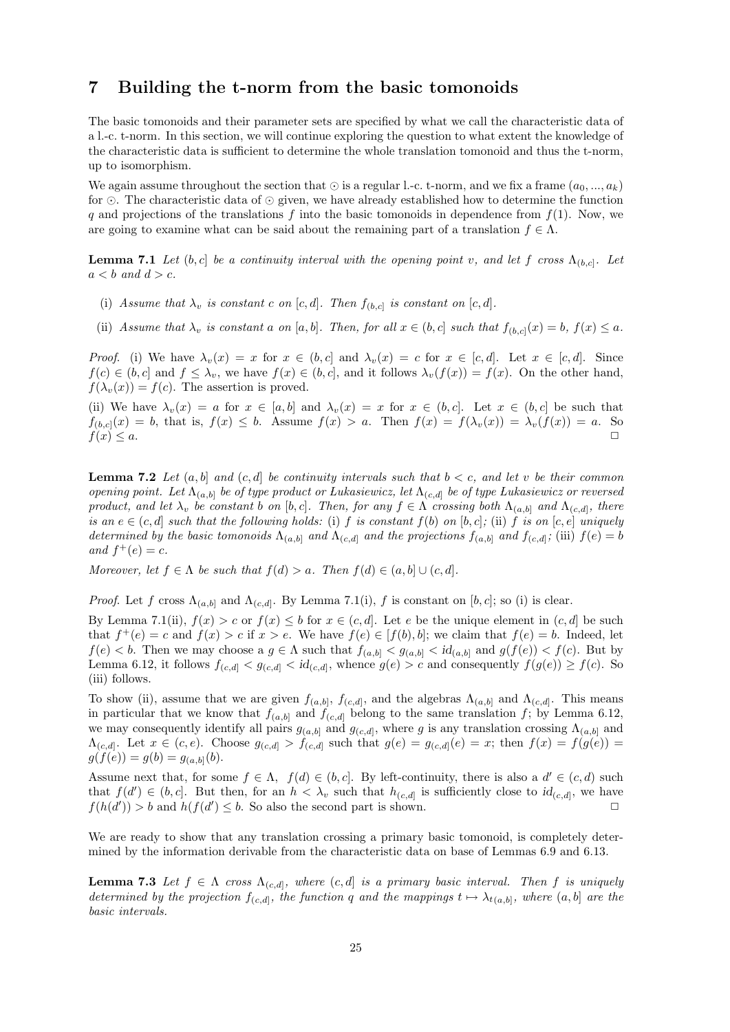## 7 Building the t-norm from the basic tomonoids

The basic tomonoids and their parameter sets are specified by what we call the characteristic data of a l.-c. t-norm. In this section, we will continue exploring the question to what extent the knowledge of the characteristic data is sufficient to determine the whole translation tomonoid and thus the t-norm, up to isomorphism.

We again assume throughout the section that $\odot$ is a regular l.-c. t-norm, and we fix a frame $(a_0, ..., a_k)$ for $\odot$. The characteristic data of $\odot$ given, we have already established how to determine the function $q$ and projections of the translations $f$ into the basic tomonoids in dependence from $f(1)$. Now, we are going to examine what can be said about the remaining part of a translation $f \in \Lambda$.

**Lemma 7.1** *Let $(b, c]$ be a continuity interval with the opening point $v$, and let $f$ cross $\Lambda_{(b,c]}$. Let $a < b$ and $d > c$.*

- (i) *Assume that $\lambda_v$ is constant $c$ on $[c, d]$. Then $f_{(b,c]}$ is constant on $[c, d]$.*
- (ii) *Assume that $\lambda_v$ is constant $a$ on $[a, b]$. Then, for all $x \in (b, c]$ such that $f_{(b,c]}(x) = b$, $f(x) \le a$.*

*Proof.* (i) We have $\lambda_v(x) = x$ for $x \in (b, c]$ and $\lambda_v(x) = c$ for $x \in [c, d]$. Let $x \in [c, d]$. Since $f(c) \in (b, c]$ and $f \le \lambda_v$, we have $f(x) \in (b, c]$, and it follows $\lambda_v(f(x)) = f(x)$. On the other hand, $f(\lambda_v(x)) = f(c)$. The assertion is proved.

(ii) We have $\lambda_v(x) = a$ for $x \in [a, b]$ and $\lambda_v(x) = x$ for $x \in (b, c]$. Let $x \in (b, c]$ be such that $f_{(b,c]}(x) = b$, that is, $f(x) \le b$. Assume $f(x) > a$. Then $f(x) = f(\lambda_v(x)) = \lambda_v(f(x)) = a$. So $f(x) \le a$. □

**Lemma 7.2** *Let $(a, b]$ and $(c, d]$ be continuity intervals such that $b < c$, and let $v$ be their common opening point. Let $\Lambda_{(a,b]}$ be of type product or Łukasiewicz, let $\Lambda_{(c,d]}$ be of type Łukasiewicz or reversed product, and let $\lambda_v$ be constant $b$ on $[b, c]$. Then, for any $f \in \Lambda$ crossing both $\Lambda_{(a,b]}$ and $\Lambda_{(c,d]}$, there is an $e \in (c, d]$ such that the following holds: (i) $f$ is constant $f(b)$ on $[b, c]$; (ii) $f$ is on $[c, e]$ uniquely determined by the basic tomonoids $\Lambda_{(a,b]}$ and $\Lambda_{(c,d]}$ and the projections $f_{(a,b]}$ and $f_{(c,d]}$; (iii) $f(e) = b$ and $f^+(e) = c$.*

*Moreover, let $f \in \Lambda$ be such that $f(d) > a$. Then $f(d) \in (a, b] \cup (c, d]$.*

*Proof.* Let $f$ cross $\Lambda_{(a,b]}$ and $\Lambda_{(c,d]}$. By Lemma 7.1(i), $f$ is constant on $[b, c]$; so (i) is clear.

By Lemma 7.1(ii), $f(x) > c$ or $f(x) \le b$ for $x \in (c, d]$. Let $e$ be the unique element in $(c, d]$ be such that $f^+(e) = c$ and $f(x) > c$ if $x > e$. We have $f(e) \in [f(b), b]$; we claim that $f(e) = b$. Indeed, let $f(e) < b$. Then we may choose a $g \in \Lambda$ such that $f_{(a,b]} < g_{(a,b]} < id_{(a,b]}$ and $g(f(e)) < f(c)$. But by Lemma 6.12, it follows $f_{(c,d]} < g_{(c,d]} < id_{(c,d]}$, whence $g(e) > c$ and consequently $f(g(e)) \ge f(c)$. So (iii) follows.

To show (ii), assume that we are given $f_{(a,b]}$, $f_{(c,d]}$, and the algebras $\Lambda_{(a,b]}$ and $\Lambda_{(c,d]}$. This means in particular that we know that $f_{(a,b]}$ and $f_{(c,d]}$ belong to the same translation $f$; by Lemma 6.12, we may consequently identify all pairs $g_{(a,b]}$ and $g_{(c,d]}$, where $g$ is any translation crossing $\Lambda_{(a,b]}$ and $\Lambda_{(c,d]}$. Let $x \in (c, e)$. Choose $g_{(c,d]} > f_{(c,d]}$ such that $g(e) = g_{(c,d]}(e) = x$; then $f(x) = f(g(e)) = g(f(e)) = g(b) = g_{(a,b]}(b)$.

Assume next that, for some $f \in \Lambda$, $f(d) \in (b, c]$. By left-continuity, there is also a $d' \in (c, d)$ such that $f(d') \in (b, c]$. But then, for an $h < \lambda_v$ such that $h_{(c,d]}$ is sufficiently close to $id_{(c,d]}$, we have $f(h(d')) > b$ and $h(f(d') \le b$. So also the second part is shown. □

We are ready to show that any translation crossing a primary basic tomonoid, is completely determined by the information derivable from the characteristic data on base of Lemmas 6.9 and 6.13.

**Lemma 7.3** *Let $f \in \Lambda$ cross $\Lambda_{(c,d]}$, where $(c, d]$ is a primary basic interval. Then $f$ is uniquely determined by the projection $f_{(c,d]}$, the function $q$ and the mappings $t \mapsto \lambda_{t(a,b]}$, where $(a, b]$ are the basic intervals.*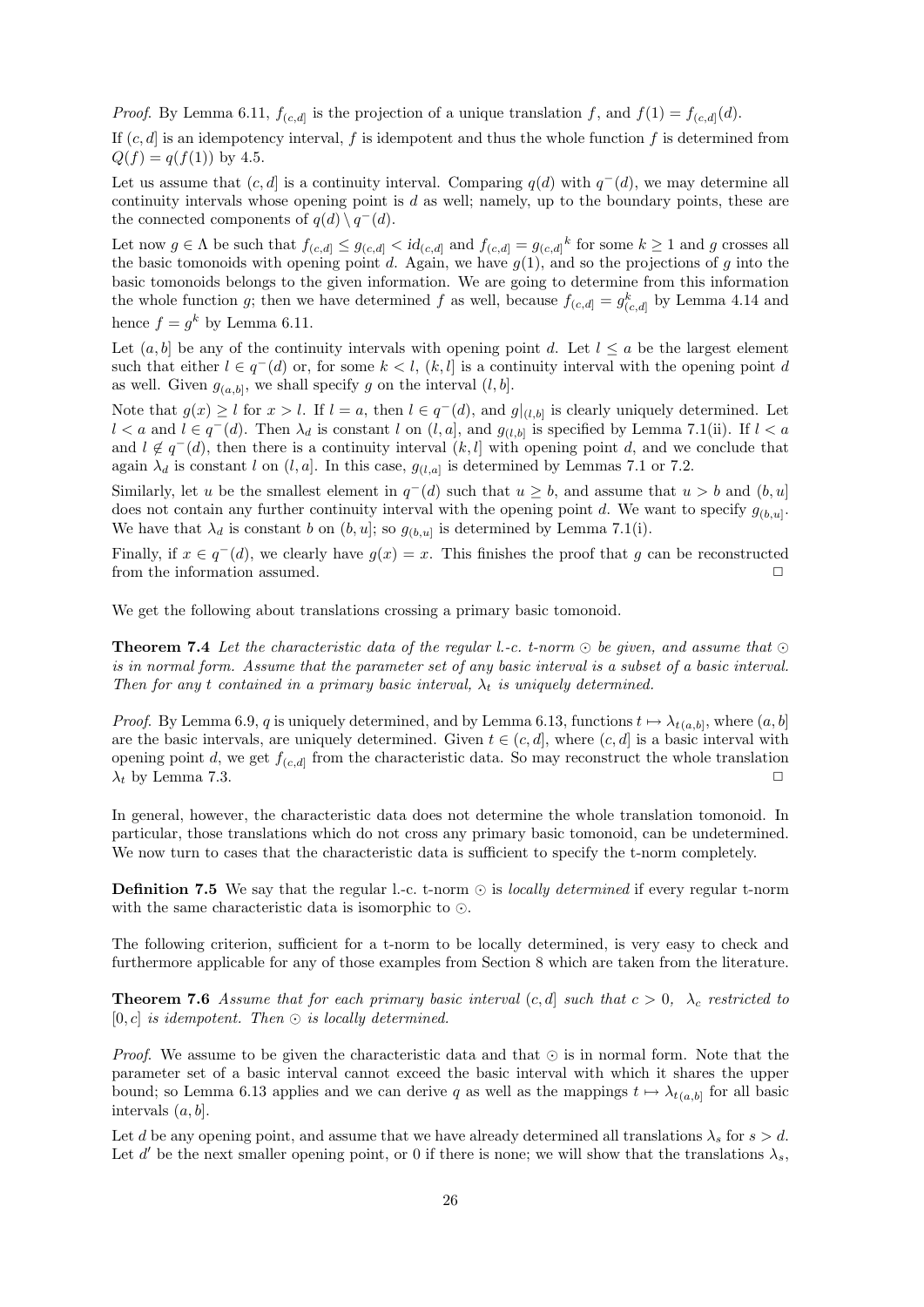*Proof.* By Lemma 6.11, $f_{(c,d]}$ is the projection of a unique translation $f$, and $f(1) = f_{(c,d]}(d)$.

If $(c,d]$ is an idempotency interval, $f$ is idempotent and thus the whole function $f$ is determined from $Q(f) = q(f(1))$ by 4.5.

Let us assume that $(c,d]$ is a continuity interval. Comparing $q(d)$ with $q^-(d)$, we may determine all continuity intervals whose opening point is $d$ as well; namely, up to the boundary points, these are the connected components of $q(d) \setminus q^-(d)$.

Let now $g \in \Lambda$ be such that $f_{(c,d]} \leq g_{(c,d]} < id_{(c,d]}$ and $f_{(c,d]} = {g_{(c,d]}}^k$ for some $k \geq 1$ and $g$ crosses all the basic tomonoids with opening point $d$. Again, we have $g(1)$, and so the projections of $g$ into the basic tomonoids belongs to the given information. We are going to determine from this information the whole function $g$; then we have determined $f$ as well, because $f_{(c,d]} = g^k_{(c,d]}$ by Lemma 4.14 and hence $f = g^k$ by Lemma 6.11.

Let $(a,b]$ be any of the continuity intervals with opening point $d$. Let $l \leq a$ be the largest element such that either $l \in q^-(d)$ or, for some $k < l$, $(k,l]$ is a continuity interval with the opening point $d$ as well. Given $g_{(a,b]}$, we shall specify $g$ on the interval $(l,b]$.

Note that $g(x) \geq l$ for $x > l$. If $l = a$, then $l \in q^-(d)$, and $g|_{(l,b]}$ is clearly uniquely determined. Let $l < a$ and $l \in q^-(d)$. Then $\lambda_d$ is constant $l$ on $(l,a]$, and $g_{(l,b]}$ is specified by Lemma 7.1(ii). If $l < a$ and $l \notin q^-(d)$, then there is a continuity interval $(k,l]$ with opening point $d$, and we conclude that again $\lambda_d$ is constant $l$ on $(l,a]$. In this case, $g_{(l,a]}$ is determined by Lemmas 7.1 or 7.2.

Similarly, let $u$ be the smallest element in $q^-(d)$ such that $u \geq b$, and assume that $u > b$ and $(b,u]$ does not contain any further continuity interval with the opening point $d$. We want to specify $g_{(b,u]}$. We have that $\lambda_d$ is constant $b$ on $(b,u]$; so $g_{(b,u]}$ is determined by Lemma 7.1(i).

Finally, if $x \in q^-(d)$, we clearly have $g(x) = x$. This finishes the proof that $g$ can be reconstructed from the information assumed. $\square$

We get the following about translations crossing a primary basic tomonoid.

**Theorem 7.4** *Let the characteristic data of the regular l.-c. t-norm $\odot$ be given, and assume that $\odot$ is in normal form. Assume that the parameter set of any basic interval is a subset of a basic interval. Then for any $t$ contained in a primary basic interval, $\lambda_t$ is uniquely determined.*

*Proof.* By Lemma 6.9, $q$ is uniquely determined, and by Lemma 6.13, functions $t \mapsto \lambda_{t(a,b]}$, where $(a,b]$ are the basic intervals, are uniquely determined. Given $t \in (c,d]$, where $(c,d]$ is a basic interval with opening point $d$, we get $f_{(c,d]}$ from the characteristic data. So may reconstruct the whole translation $\lambda_t$ by Lemma 7.3. $\square$

In general, however, the characteristic data does not determine the whole translation tomonoid. In particular, those translations which do not cross any primary basic tomonoid, can be undetermined. We now turn to cases that the characteristic data is sufficient to specify the t-norm completely.

**Definition 7.5** We say that the regular l.-c. t-norm $\odot$ is *locally determined* if every regular t-norm with the same characteristic data is isomorphic to $\odot$.

The following criterion, sufficient for a t-norm to be locally determined, is very easy to check and furthermore applicable for any of those examples from Section 8 which are taken from the literature.

**Theorem 7.6** *Assume that for each primary basic interval $(c,d]$ such that $c > 0$, $\lambda_c$ restricted to $[0,c]$ is idempotent. Then $\odot$ is locally determined.*

*Proof.* We assume to be given the characteristic data and that $\odot$ is in normal form. Note that the parameter set of a basic interval cannot exceed the basic interval with which it shares the upper bound; so Lemma 6.13 applies and we can derive $q$ as well as the mappings $t \mapsto \lambda_{t(a,b]}$ for all basic intervals $(a,b]$.

Let $d$ be any opening point, and assume that we have already determined all translations $\lambda_s$ for $s > d$. Let $d'$ be the next smaller opening point, or 0 if there is none; we will show that the translations $\lambda_s$,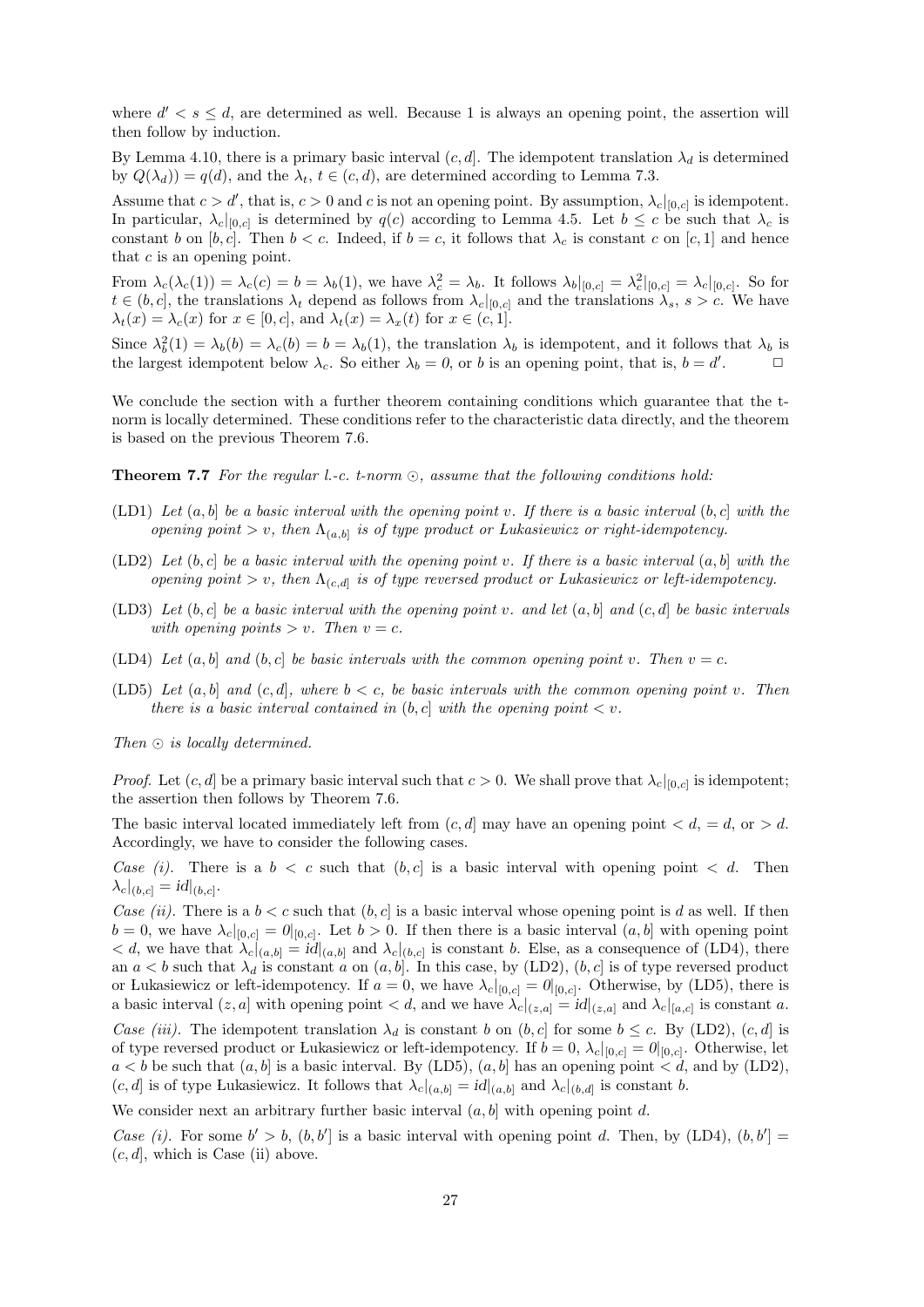where $d' < s \leq d$, are determined as well. Because 1 is always an opening point, the assertion will then follow by induction.

By Lemma 4.10, there is a primary basic interval $(c, d]$. The idempotent translation $\lambda_d$ is determined by $Q(\lambda_d)) = q(d)$, and the $\lambda_t$, $t \in (c, d)$, are determined according to Lemma 7.3.

Assume that $c > d'$, that is, $c > 0$ and $c$ is not an opening point. By assumption, $\lambda_c|_{[0,c]}$ is idempotent. In particular, $\lambda_c|_{[0,c]}$ is determined by $q(c)$ according to Lemma 4.5. Let $b \leq c$ be such that $\lambda_c$ is constant $b$ on $[b, c]$. Then $b < c$. Indeed, if $b = c$, it follows that $\lambda_c$ is constant $c$ on $[c, 1]$ and hence that $c$ is an opening point.

From $\lambda_c(\lambda_c(1)) = \lambda_c(c) = b = \lambda_b(1)$, we have $\lambda_c^2 = \lambda_b$. It follows $\lambda_b|_{[0,c]} = \lambda_c^2|_{[0,c]} = \lambda_c|_{[0,c]}$. So for $t \in (b, c]$, the translations $\lambda_t$ depend as follows from $\lambda_c|_{[0,c]}$ and the translations $\lambda_s$, $s > c$. We have $\lambda_t(x) = \lambda_c(x)$ for $x \in [0, c]$, and $\lambda_t(x) = \lambda_x(t)$ for $x \in (c, 1]$.

Since $\lambda_b^2(1) = \lambda_b(b) = \lambda_c(b) = b = \lambda_b(1)$, the translation $\lambda_b$ is idempotent, and it follows that $\lambda_b$ is the largest idempotent below $\lambda_c$. So either $\lambda_b = 0$, or $b$ is an opening point, that is, $b = d'$. □

We conclude the section with a further theorem containing conditions which guarantee that the t-norm is locally determined. These conditions refer to the characteristic data directly, and the theorem is based on the previous Theorem 7.6.

**Theorem 7.7** *For the regular l.-c. t-norm $\odot$, assume that the following conditions hold:*

(LD1) *Let $(a, b]$ be a basic interval with the opening point $v$. If there is a basic interval $(b, c]$ with the opening point $> v$, then $\Lambda_{(a,b]}$ is of type product or Łukasiewicz or right-idempotency.*

(LD2) *Let $(b, c]$ be a basic interval with the opening point $v$. If there is a basic interval $(a, b]$ with the opening point $> v$, then $\Lambda_{(c,d]}$ is of type reversed product or Łukasiewicz or left-idempotency.*

(LD3) *Let $(b, c]$ be a basic interval with the opening point $v$. and let $(a, b]$ and $(c, d]$ be basic intervals with opening points $> v$. Then $v = c$.*

(LD4) *Let $(a, b]$ and $(b, c]$ be basic intervals with the common opening point $v$. Then $v = c$.*

(LD5) *Let $(a, b]$ and $(c, d]$, where $b < c$, be basic intervals with the common opening point $v$. Then there is a basic interval contained in $(b, c]$ with the opening point $< v$.*

*Then $\odot$ is locally determined.*

*Proof.* Let $(c, d]$ be a primary basic interval such that $c > 0$. We shall prove that $\lambda_c|_{[0,c]}$ is idempotent; the assertion then follows by Theorem 7.6.

The basic interval located immediately left from $(c, d]$ may have an opening point $< d$, $= d$, or $> d$. Accordingly, we have to consider the following cases.

*Case (i).* There is a $b < c$ such that $(b, c]$ is a basic interval with opening point $< d$. Then $\lambda_c|_{(b,c]} = id|_{(b,c]}$.

*Case (ii).* There is a $b < c$ such that $(b, c]$ is a basic interval whose opening point is $d$ as well. If then $b = 0$, we have $\lambda_c|_{[0,c]} = 0|_{[0,c]}$. Let $b > 0$. If then there is a basic interval $(a, b]$ with opening point $< d$, we have that $\lambda_c|_{(a,b]} = id|_{(a,b]}$ and $\lambda_c|_{(b,c]}$ is constant $b$. Else, as a consequence of (LD4), there an $a < b$ such that $\lambda_d$ is constant $a$ on $(a, b]$. In this case, by (LD2), $(b, c]$ is of type reversed product or Łukasiewicz or left-idempotency. If $a = 0$, we have $\lambda_c|_{[0,c]} = 0|_{[0,c]}$. Otherwise, by (LD5), there is a basic interval $(z, a]$ with opening point $< d$, and we have $\lambda_c|_{(z,a]} = id|_{(z,a]}$ and $\lambda_c|_{[a,c]}$ is constant $a$.

*Case (iii).* The idempotent translation $\lambda_d$ is constant $b$ on $(b, c]$ for some $b \leq c$. By (LD2), $(c, d]$ is of type reversed product or Łukasiewicz or left-idempotency. If $b = 0$, $\lambda_c|_{[0,c]} = 0|_{[0,c]}$. Otherwise, let $a < b$ be such that $(a, b]$ is a basic interval. By (LD5), $(a, b]$ has an opening point $< d$, and by (LD2), $(c, d]$ is of type Łukasiewicz. It follows that $\lambda_c|_{(a,b]} = id|_{(a,b]}$ and $\lambda_c|_{(b,d]}$ is constant $b$.

We consider next an arbitrary further basic interval $(a, b]$ with opening point $d$.

*Case (i).* For some $b' > b$, $(b, b']$ is a basic interval with opening point $d$. Then, by (LD4), $(b, b'] = (c, d]$, which is Case (ii) above.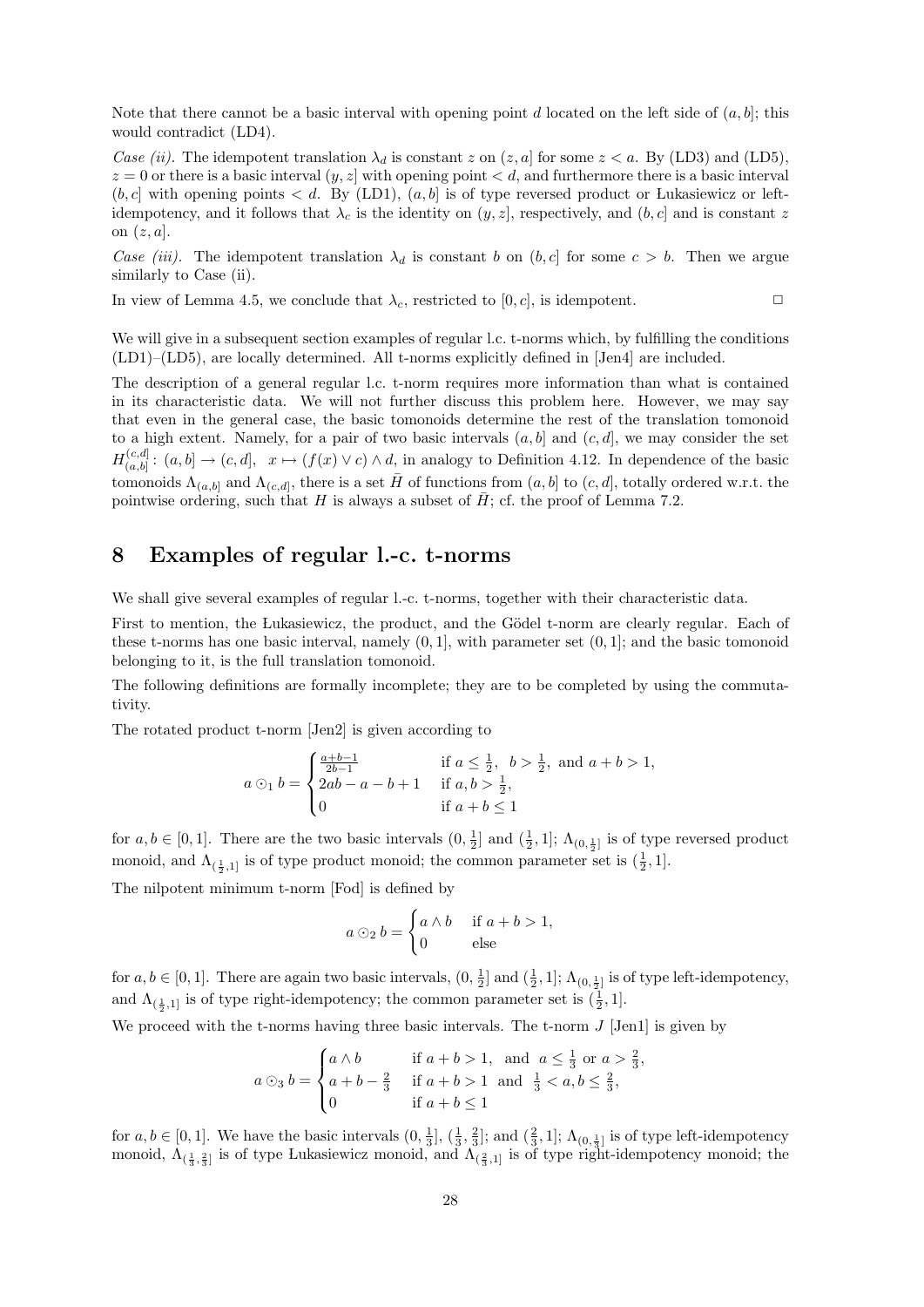Note that there cannot be a basic interval with opening point $d$ located on the left side of $(a, b]$; this would contradict (LD4).

*Case (ii).* The idempotent translation $\lambda_d$ is constant $z$ on $(z, a]$ for some $z < a$. By (LD3) and (LD5), $z = 0$ or there is a basic interval $(y, z]$ with opening point $< d$, and furthermore there is a basic interval $(b, c]$ with opening points $< d$. By (LD1), $(a, b]$ is of type reversed product or Łukasiewicz or left-idempotency, and it follows that $\lambda_c$ is the identity on $(y, z]$, respectively, and $(b, c]$ and is constant $z$ on $(z, a]$.

*Case (iii).* The idempotent translation $\lambda_d$ is constant $b$ on $(b, c]$ for some $c > b$. Then we argue similarly to Case (ii).

In view of Lemma 4.5, we conclude that $\lambda_c$, restricted to $[0, c]$, is idempotent. $\square$

We will give in a subsequent section examples of regular l.c. t-norms which, by fulfilling the conditions (LD1)–(LD5), are locally determined. All t-norms explicitly defined in [Jen4] are included.

The description of a general regular l.c. t-norm requires more information than what is contained in its characteristic data. We will not further discuss this problem here. However, we may say that even in the general case, the basic tomonoids determine the rest of the translation tomonoid to a high extent. Namely, for a pair of two basic intervals $(a, b]$ and $(c, d]$, we may consider the set $H_{(a,b]}^{(c,d]} : (a, b] \to (c, d], \;\; x \mapsto (f(x) \vee c) \wedge d$, in analogy to Definition 4.12. In dependence of the basic tomonoids $\Lambda_{(a,b]}$ and $\Lambda_{(c,d]}$, there is a set $\bar{H}$ of functions from $(a, b]$ to $(c, d]$, totally ordered w.r.t. the pointwise ordering, such that $H$ is always a subset of $\bar{H}$; cf. the proof of Lemma 7.2.

## 8 Examples of regular l.-c. t-norms

We shall give several examples of regular l.-c. t-norms, together with their characteristic data.

First to mention, the Łukasiewicz, the product, and the Gödel t-norm are clearly regular. Each of these t-norms has one basic interval, namely $(0, 1]$, with parameter set $(0, 1]$; and the basic tomonoid belonging to it, is the full translation tomonoid.

The following definitions are formally incomplete; they are to be completed by using the commutativity.

The rotated product t-norm [Jen2] is given according to

$$a \odot_1 b = \begin{cases} \frac{a+b-1}{2b-1} & \text{if } a \leq \frac{1}{2}, \;\; b > \frac{1}{2}, \text{ and } a + b > 1, \\ 2ab - a - b + 1 & \text{if } a, b > \frac{1}{2}, \\ 0 & \text{if } a + b \leq 1 \end{cases}$$

for $a, b \in [0, 1]$. There are the two basic intervals $(0, \frac{1}{2}]$ and $(\frac{1}{2}, 1]$; $\Lambda_{(0,\frac{1}{2}]}$ is of type reversed product monoid, and $\Lambda_{(\frac{1}{2},1]}$ is of type product monoid; the common parameter set is $(\frac{1}{2}, 1]$.

The nilpotent minimum t-norm [Fod] is defined by

$$a \odot_2 b = \begin{cases} a \wedge b & \text{if } a + b > 1, \\ 0 & \text{else} \end{cases}$$

for $a, b \in [0, 1]$. There are again two basic intervals, $(0, \frac{1}{2}]$ and $(\frac{1}{2}, 1]$; $\Lambda_{(0,\frac{1}{2}]}$ is of type left-idempotency, and $\Lambda_{(\frac{1}{2},1]}$ is of type right-idempotency; the common parameter set is $(\frac{1}{2}, 1]$.

We proceed with the t-norms having three basic intervals. The t-norm $J$ [Jen1] is given by

$$a \odot_3 b = \begin{cases} a \wedge b & \text{if } a + b > 1, \;\; \text{and} \;\; a \leq \frac{1}{3} \text{ or } a > \frac{2}{3}, \\ a + b - \frac{2}{3} & \text{if } a + b > 1 \;\; \text{and} \;\; \frac{1}{3} < a, b \leq \frac{2}{3}, \\ 0 & \text{if } a + b \leq 1 \end{cases}$$

for $a, b \in [0, 1]$. We have the basic intervals $(0, \frac{1}{3}]$, $(\frac{1}{3}, \frac{2}{3}]$; and $(\frac{2}{3}, 1]$; $\Lambda_{(0,\frac{1}{3}]}$ is of type left-idempotency monoid, $\Lambda_{(\frac{1}{3},\frac{2}{3}]}$ is of type Łukasiewicz monoid, and $\Lambda_{(\frac{2}{3},1]}$ is of type right-idempotency monoid; the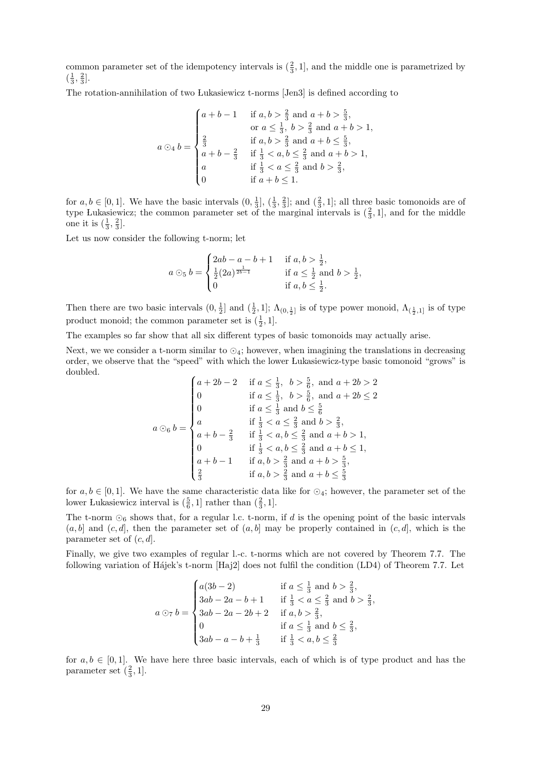common parameter set of the idempotency intervals is $(\frac{2}{3}, 1]$, and the middle one is parametrized by $(\frac{1}{3}, \frac{2}{3}]$.

The rotation-annihilation of two Łukasiewicz t-norms [Jen3] is defined according to

$$a \odot_4 b = \begin{cases} a + b - 1 & \text{if } a, b > \frac{2}{3} \text{ and } a + b > \frac{5}{3}, \\ & \text{or } a \leq \frac{1}{3},\ b > \frac{2}{3} \text{ and } a + b > 1, \\ \frac{2}{3} & \text{if } a, b > \frac{2}{3} \text{ and } a + b \leq \frac{5}{3}, \\ a + b - \frac{2}{3} & \text{if } \frac{1}{3} < a, b \leq \frac{2}{3} \text{ and } a + b > 1, \\ a & \text{if } \frac{1}{3} < a \leq \frac{2}{3} \text{ and } b > \frac{2}{3}, \\ 0 & \text{if } a + b \leq 1. \end{cases}$$

for $a, b \in [0, 1]$. We have the basic intervals $(0, \frac{1}{3}]$, $(\frac{1}{3}, \frac{2}{3}]$; and $(\frac{2}{3}, 1]$; all three basic tomonoids are of type Łukasiewicz; the common parameter set of the marginal intervals is $(\frac{2}{3}, 1]$, and for the middle one it is $(\frac{1}{3}, \frac{2}{3}]$.

Let us now consider the following t-norm; let

$$a \odot_5 b = \begin{cases} 2ab - a - b + 1 & \text{if } a, b > \frac{1}{2}, \\ \frac{1}{2}(2a)^{\frac{1}{2b-1}} & \text{if } a \leq \frac{1}{2} \text{ and } b > \frac{1}{2}, \\ 0 & \text{if } a, b \leq \frac{1}{2}. \end{cases}$$

Then there are two basic intervals $(0, \frac{1}{2}]$ and $(\frac{1}{2}, 1]$; $\Lambda_{(0,\frac{1}{2}]}$ is of type power monoid, $\Lambda_{(\frac{1}{2},1]}$ is of type product monoid; the common parameter set is $(\frac{1}{2}, 1]$.

The examples so far show that all six different types of basic tomonoids may actually arise.

Next, we we consider a t-norm similar to $\odot_4$; however, when imagining the translations in decreasing order, we observe that the "speed" with which the lower Łukasiewicz-type basic tomonoid "grows" is doubled.

$$a \odot_6 b = \begin{cases} a + 2b - 2 & \text{if } a \leq \frac{1}{3},\ \ b > \frac{5}{6}, \text{ and } a + 2b > 2 \\ 0 & \text{if } a \leq \frac{1}{3},\ \ b > \frac{5}{6}, \text{ and } a + 2b \leq 2 \\ 0 & \text{if } a \leq \frac{1}{3} \text{ and } b \leq \frac{5}{6} \\ a & \text{if } \frac{1}{3} < a \leq \frac{2}{3} \text{ and } b > \frac{2}{3}, \\ a + b - \frac{2}{3} & \text{if } \frac{1}{3} < a, b \leq \frac{2}{3} \text{ and } a + b > 1, \\ 0 & \text{if } \frac{1}{3} < a, b \leq \frac{2}{3} \text{ and } a + b \leq 1, \\ a + b - 1 & \text{if } a, b > \frac{2}{3} \text{ and } a + b > \frac{5}{3}, \\ \frac{2}{3} & \text{if } a, b > \frac{2}{3} \text{ and } a + b \leq \frac{5}{3} \end{cases}$$

for $a, b \in [0, 1]$. We have the same characteristic data like for $\odot_4$; however, the parameter set of the lower Łukasiewicz interval is $(\frac{5}{6}, 1]$ rather than $(\frac{2}{3}, 1]$.

The t-norm $\odot_6$ shows that, for a regular l.c. t-norm, if $d$ is the opening point of the basic intervals $(a, b]$ and $(c, d]$, then the parameter set of $(a, b]$ may be properly contained in $(c, d]$, which is the parameter set of $(c, d]$.

Finally, we give two examples of regular l.-c. t-norms which are not covered by Theorem 7.7. The following variation of Hájek's t-norm [Haj2] does not fulfil the condition (LD4) of Theorem 7.7. Let

$$a \odot_7 b = \begin{cases} a(3b - 2) & \text{if } a \leq \frac{1}{3} \text{ and } b > \frac{2}{3}, \\ 3ab - 2a - b + 1 & \text{if } \frac{1}{3} < a \leq \frac{2}{3} \text{ and } b > \frac{2}{3}, \\ 3ab - 2a - 2b + 2 & \text{if } a, b > \frac{2}{3}, \\ 0 & \text{if } a \leq \frac{1}{3} \text{ and } b \leq \frac{2}{3}, \\ 3ab - a - b + \frac{1}{3} & \text{if } \frac{1}{3} < a, b \leq \frac{2}{3} \end{cases}$$

for $a, b \in [0, 1]$. We have here three basic intervals, each of which is of type product and has the parameter set $(\frac{2}{3}, 1]$.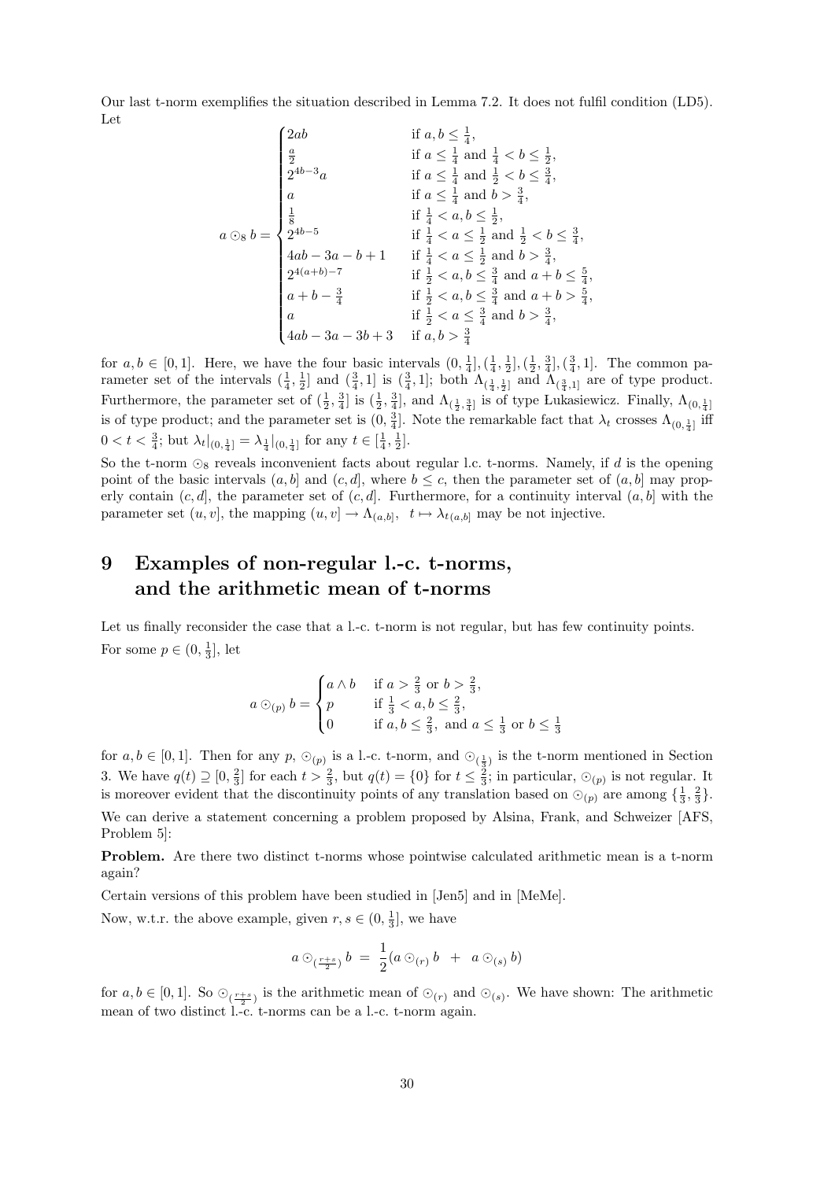Our last t-norm exemplifies the situation described in Lemma 7.2. It does not fulfil condition (LD5). Let

$$
a \odot_8 b = \begin{cases}
2ab & \text{if } a, b \leq \frac{1}{4}, \\
\frac{a}{2} & \text{if } a \leq \frac{1}{4} \text{ and } \frac{1}{4} < b \leq \frac{1}{2}, \\
2^{4b-3}a & \text{if } a \leq \frac{1}{4} \text{ and } \frac{1}{2} < b \leq \frac{3}{4}, \\
a & \text{if } a \leq \frac{1}{4} \text{ and } b > \frac{3}{4}, \\
\frac{1}{8} & \text{if } \frac{1}{4} < a, b \leq \frac{1}{2}, \\
2^{4b-5} & \text{if } \frac{1}{4} < a \leq \frac{1}{2} \text{ and } \frac{1}{2} < b \leq \frac{3}{4}, \\
4ab - 3a - b + 1 & \text{if } \frac{1}{4} < a \leq \frac{1}{2} \text{ and } b > \frac{3}{4}, \\
2^{4(a+b)-7} & \text{if } \frac{1}{2} < a, b \leq \frac{3}{4} \text{ and } a + b \leq \frac{5}{4}, \\
a + b - \frac{3}{4} & \text{if } \frac{1}{2} < a, b \leq \frac{3}{4} \text{ and } a + b > \frac{5}{4}, \\
a & \text{if } \frac{1}{2} < a \leq \frac{3}{4} \text{ and } b > \frac{3}{4}, \\
4ab - 3a - 3b + 3 & \text{if } a, b > \frac{3}{4}
\end{cases}
$$

for $a, b \in [0, 1]$. Here, we have the four basic intervals $(0, \frac{1}{4}], (\frac{1}{4}, \frac{1}{2}], (\frac{1}{2}, \frac{3}{4}], (\frac{3}{4}, 1]$. The common parameter set of the intervals $(\frac{1}{4}, \frac{1}{2}]$ and $(\frac{3}{4}, 1]$ is $(\frac{3}{4}, 1]$; both $\Lambda_{(\frac{1}{4}, \frac{1}{2}]}$ and $\Lambda_{(\frac{3}{4}, 1]}$ are of type product. Furthermore, the parameter set of $(\frac{1}{2}, \frac{3}{4}]$ is $(\frac{1}{2}, \frac{3}{4}]$, and $\Lambda_{(\frac{1}{2}, \frac{3}{4}]}$ is of type Łukasiewicz. Finally, $\Lambda_{(0, \frac{1}{4}]}$ is of type product; and the parameter set is $(0, \frac{3}{4}]$. Note the remarkable fact that $\lambda_t$ crosses $\Lambda_{(0, \frac{1}{4}]}$ iff $0 < t < \frac{3}{4}$; but $\lambda_t|_{(0, \frac{1}{4}]} = \lambda_{\frac{1}{4}}|_{(0, \frac{1}{4}]}$ for any $t \in [\frac{1}{4}, \frac{1}{2}]$.

So the t-norm $\odot_8$ reveals inconvenient facts about regular l.c. t-norms. Namely, if $d$ is the opening point of the basic intervals $(a, b]$ and $(c, d]$, where $b \leq c$, then the parameter set of $(a, b]$ may properly contain $(c, d]$, the parameter set of $(c, d]$. Furthermore, for a continuity interval $(a, b]$ with the parameter set $(u, v]$, the mapping $(u, v] \to \Lambda_{(a, b]}, \ \ t \mapsto \lambda_{t(a, b]}$ may be not injective.

# 9 Examples of non-regular l.-c. t-norms, and the arithmetic mean of t-norms

Let us finally reconsider the case that a l.-c. t-norm is not regular, but has few continuity points. For some $p \in (0, \frac{1}{3}]$, let

$$
a \odot_{(p)} b = \begin{cases}
a \wedge b & \text{if } a > \frac{2}{3} \text{ or } b > \frac{2}{3}, \\
p & \text{if } \frac{1}{3} < a, b \leq \frac{2}{3}, \\
0 & \text{if } a, b \leq \frac{2}{3}, \text{ and } a \leq \frac{1}{3} \text{ or } b \leq \frac{1}{3}
\end{cases}
$$

for $a, b \in [0, 1]$. Then for any $p$, $\odot_{(p)}$ is a l.-c. t-norm, and $\odot_{(\frac{1}{3})}$ is the t-norm mentioned in Section 3. We have $q(t) \supseteq [0, \frac{2}{3}]$ for each $t > \frac{2}{3}$, but $q(t) = \{0\}$ for $t \leq \frac{2}{3}$; in particular, $\odot_{(p)}$ is not regular. It is moreover evident that the discontinuity points of any translation based on $\odot_{(p)}$ are among $\{\frac{1}{3}, \frac{2}{3}\}$.

We can derive a statement concerning a problem proposed by Alsina, Frank, and Schweizer [AFS, Problem 5]:

**Problem.** Are there two distinct t-norms whose pointwise calculated arithmetic mean is a t-norm again?

Certain versions of this problem have been studied in [Jen5] and in [MeMe].

Now, w.t.r. the above example, given $r, s \in (0, \frac{1}{3}]$, we have

$$
a \odot_{(\frac{r+s}{2})} b \ = \ \frac{1}{2}(a \odot_{(r)} b \ \ + \ \ a \odot_{(s)} b)
$$

for $a, b \in [0, 1]$. So $\odot_{(\frac{r+s}{2})}$ is the arithmetic mean of $\odot_{(r)}$ and $\odot_{(s)}$. We have shown: The arithmetic mean of two distinct l.-c. t-norms can be a l.-c. t-norm again.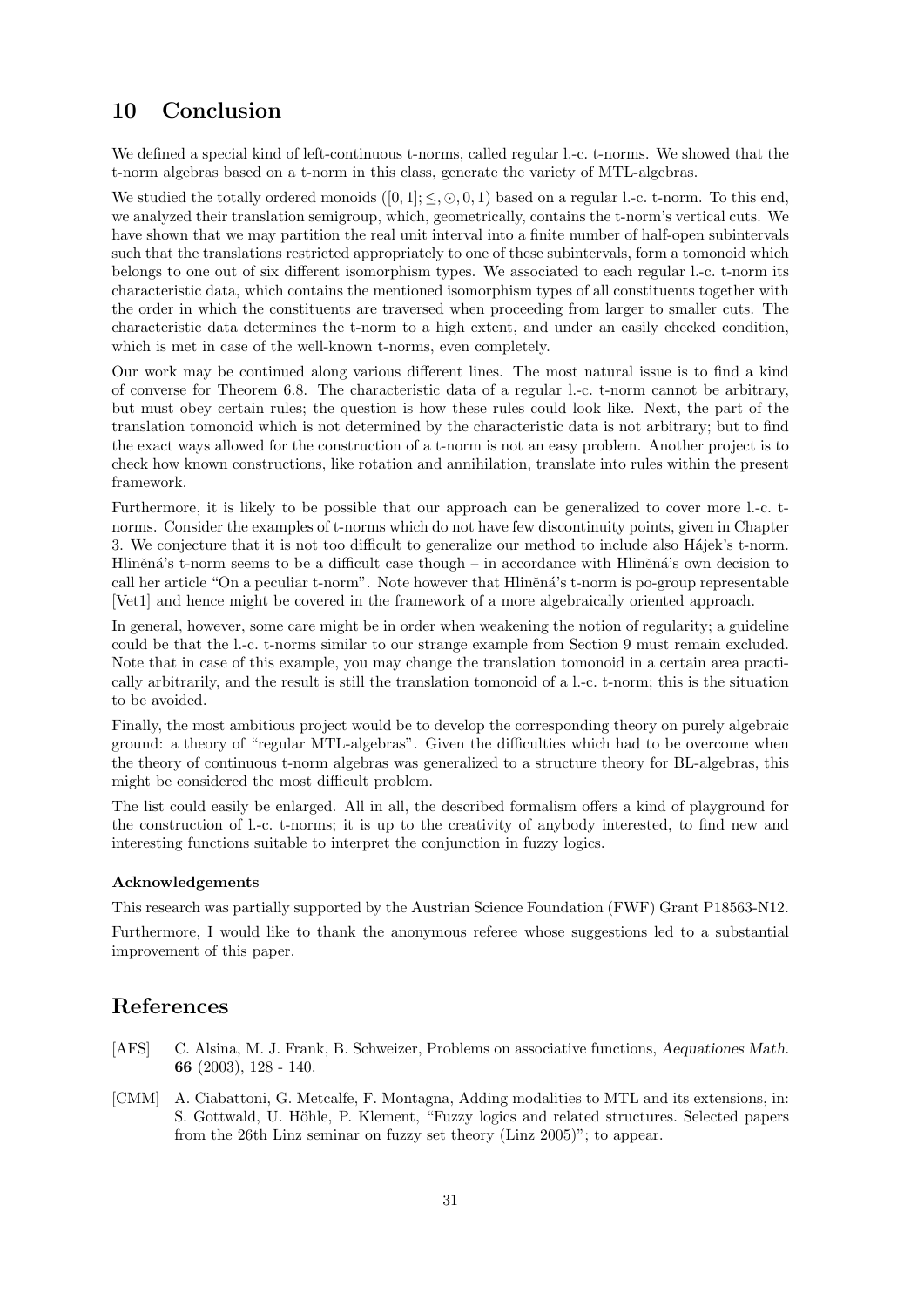# 10 Conclusion

We defined a special kind of left-continuous t-norms, called regular l.-c. t-norms. We showed that the t-norm algebras based on a t-norm in this class, generate the variety of MTL-algebras.

We studied the totally ordered monoids $([0,1]; \leq, \odot, 0, 1)$ based on a regular l.-c. t-norm. To this end, we analyzed their translation semigroup, which, geometrically, contains the t-norm's vertical cuts. We have shown that we may partition the real unit interval into a finite number of half-open subintervals such that the translations restricted appropriately to one of these subintervals, form a tomonoid which belongs to one out of six different isomorphism types. We associated to each regular l.-c. t-norm its characteristic data, which contains the mentioned isomorphism types of all constituents together with the order in which the constituents are traversed when proceeding from larger to smaller cuts. The characteristic data determines the t-norm to a high extent, and under an easily checked condition, which is met in case of the well-known t-norms, even completely.

Our work may be continued along various different lines. The most natural issue is to find a kind of converse for Theorem 6.8. The characteristic data of a regular l.-c. t-norm cannot be arbitrary, but must obey certain rules; the question is how these rules could look like. Next, the part of the translation tomonoid which is not determined by the characteristic data is not arbitrary; but to find the exact ways allowed for the construction of a t-norm is not an easy problem. Another project is to check how known constructions, like rotation and annihilation, translate into rules within the present framework.

Furthermore, it is likely to be possible that our approach can be generalized to cover more l.-c. t-norms. Consider the examples of t-norms which do not have few discontinuity points, given in Chapter 3. We conjecture that it is not too difficult to generalize our method to include also Hájek's t-norm. Hliněná's t-norm seems to be a difficult case though – in accordance with Hliněná's own decision to call her article "On a peculiar t-norm". Note however that Hliněná's t-norm is po-group representable [Vet1] and hence might be covered in the framework of a more algebraically oriented approach.

In general, however, some care might be in order when weakening the notion of regularity; a guideline could be that the l.-c. t-norms similar to our strange example from Section 9 must remain excluded. Note that in case of this example, you may change the translation tomonoid in a certain area practically arbitrarily, and the result is still the translation tomonoid of a l.-c. t-norm; this is the situation to be avoided.

Finally, the most ambitious project would be to develop the corresponding theory on purely algebraic ground: a theory of "regular MTL-algebras". Given the difficulties which had to be overcome when the theory of continuous t-norm algebras was generalized to a structure theory for BL-algebras, this might be considered the most difficult problem.

The list could easily be enlarged. All in all, the described formalism offers a kind of playground for the construction of l.-c. t-norms; it is up to the creativity of anybody interested, to find new and interesting functions suitable to interpret the conjunction in fuzzy logics.

### Acknowledgements

This research was partially supported by the Austrian Science Foundation (FWF) Grant P18563-N12.

Furthermore, I would like to thank the anonymous referee whose suggestions led to a substantial improvement of this paper.

# References

[AFS] C. Alsina, M. J. Frank, B. Schweizer, Problems on associative functions, *Aequationes Math.* **66** (2003), 128 - 140.

[CMM] A. Ciabattoni, G. Metcalfe, F. Montagna, Adding modalities to MTL and its extensions, in: S. Gottwald, U. Höhle, P. Klement, "Fuzzy logics and related structures. Selected papers from the 26th Linz seminar on fuzzy set theory (Linz 2005)"; to appear.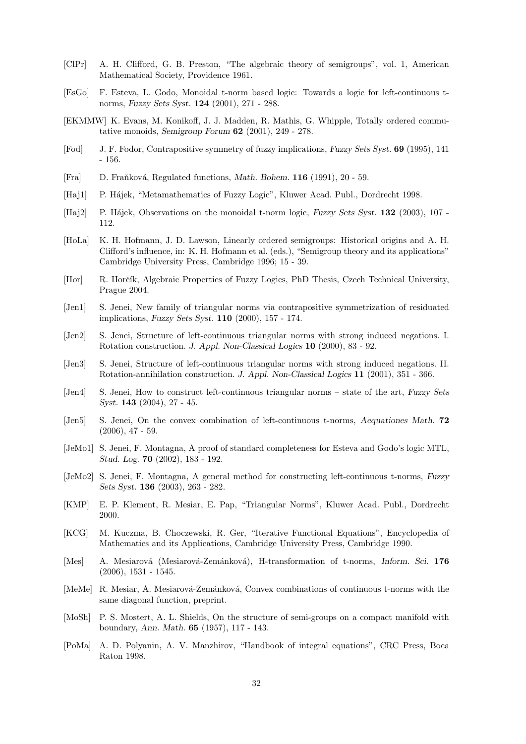[ClPr] A. H. Clifford, G. B. Preston, "The algebraic theory of semigroups", vol. 1, American Mathematical Society, Providence 1961.

[EsGo] F. Esteva, L. Godo, Monoidal t-norm based logic: Towards a logic for left-continuous t-norms, *Fuzzy Sets Syst.* **124** (2001), 271 - 288.

[EKMMW] K. Evans, M. Konikoff, J. J. Madden, R. Mathis, G. Whipple, Totally ordered commutative monoids, *Semigroup Forum* **62** (2001), 249 - 278.

[Fod] J. F. Fodor, Contrapositive symmetry of fuzzy implications, *Fuzzy Sets Syst.* **69** (1995), 141 - 156.

[Fra] D. Fraňková, Regulated functions, *Math. Bohem.* **116** (1991), 20 - 59.

[Haj1] P. Hájek, "Metamathematics of Fuzzy Logic", Kluwer Acad. Publ., Dordrecht 1998.

[Haj2] P. Hájek, Observations on the monoidal t-norm logic, *Fuzzy Sets Syst.* **132** (2003), 107 - 112.

[HoLa] K. H. Hofmann, J. D. Lawson, Linearly ordered semigroups: Historical origins and A. H. Clifford's influence, in: K. H. Hofmann et al. (eds.), "Semigroup theory and its applications" Cambridge University Press, Cambridge 1996; 15 - 39.

[Hor] R. Horčík, Algebraic Properties of Fuzzy Logics, PhD Thesis, Czech Technical University, Prague 2004.

[Jen1] S. Jenei, New family of triangular norms via contrapositive symmetrization of residuated implications, *Fuzzy Sets Syst.* **110** (2000), 157 - 174.

[Jen2] S. Jenei, Structure of left-continuous triangular norms with strong induced negations. I. Rotation construction. *J. Appl. Non-Classical Logics* **10** (2000), 83 - 92.

[Jen3] S. Jenei, Structure of left-continuous triangular norms with strong induced negations. II. Rotation-annihilation construction. *J. Appl. Non-Classical Logics* **11** (2001), 351 - 366.

[Jen4] S. Jenei, How to construct left-continuous triangular norms – state of the art, *Fuzzy Sets Syst.* **143** (2004), 27 - 45.

[Jen5] S. Jenei, On the convex combination of left-continuous t-norms, *Aequationes Math.* **72** (2006), 47 - 59.

[JeMo1] S. Jenei, F. Montagna, A proof of standard completeness for Esteva and Godo's logic MTL, *Stud. Log.* **70** (2002), 183 - 192.

[JeMo2] S. Jenei, F. Montagna, A general method for constructing left-continuous t-norms, *Fuzzy Sets Syst.* **136** (2003), 263 - 282.

[KMP] E. P. Klement, R. Mesiar, E. Pap, "Triangular Norms", Kluwer Acad. Publ., Dordrecht 2000.

[KCG] M. Kuczma, B. Choczewski, R. Ger, "Iterative Functional Equations", Encyclopedia of Mathematics and its Applications, Cambridge University Press, Cambridge 1990.

[Mes] A. Mesiarová (Mesiarová-Zemánková), H-transformation of t-norms, *Inform. Sci.* **176** (2006), 1531 - 1545.

[MeMe] R. Mesiar, A. Mesiarová-Zemánková, Convex combinations of continuous t-norms with the same diagonal function, preprint.

[MoSh] P. S. Mostert, A. L. Shields, On the structure of semi-groups on a compact manifold with boundary, *Ann. Math.* **65** (1957), 117 - 143.

[PoMa] A. D. Polyanin, A. V. Manzhirov, "Handbook of integral equations", CRC Press, Boca Raton 1998.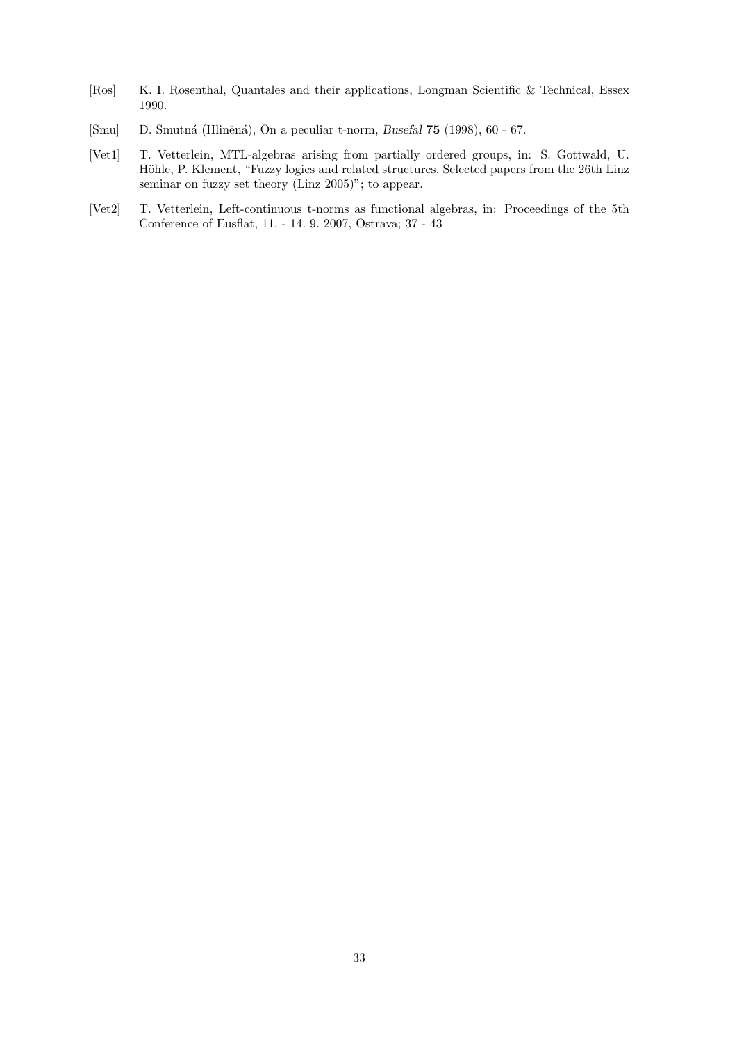[Ros] K. I. Rosenthal, Quantales and their applications, Longman Scientific & Technical, Essex 1990.

[Smu] D. Smutná (Hliněná), On a peculiar t-norm, *Busefal* **75** (1998), 60 - 67.

[Vet1] T. Vetterlein, MTL-algebras arising from partially ordered groups, in: S. Gottwald, U. Höhle, P. Klement, "Fuzzy logics and related structures. Selected papers from the 26th Linz seminar on fuzzy set theory (Linz 2005)"; to appear.

[Vet2] T. Vetterlein, Left-continuous t-norms as functional algebras, in: Proceedings of the 5th Conference of Eusflat, 11. - 14. 9. 2007, Ostrava; 37 - 43